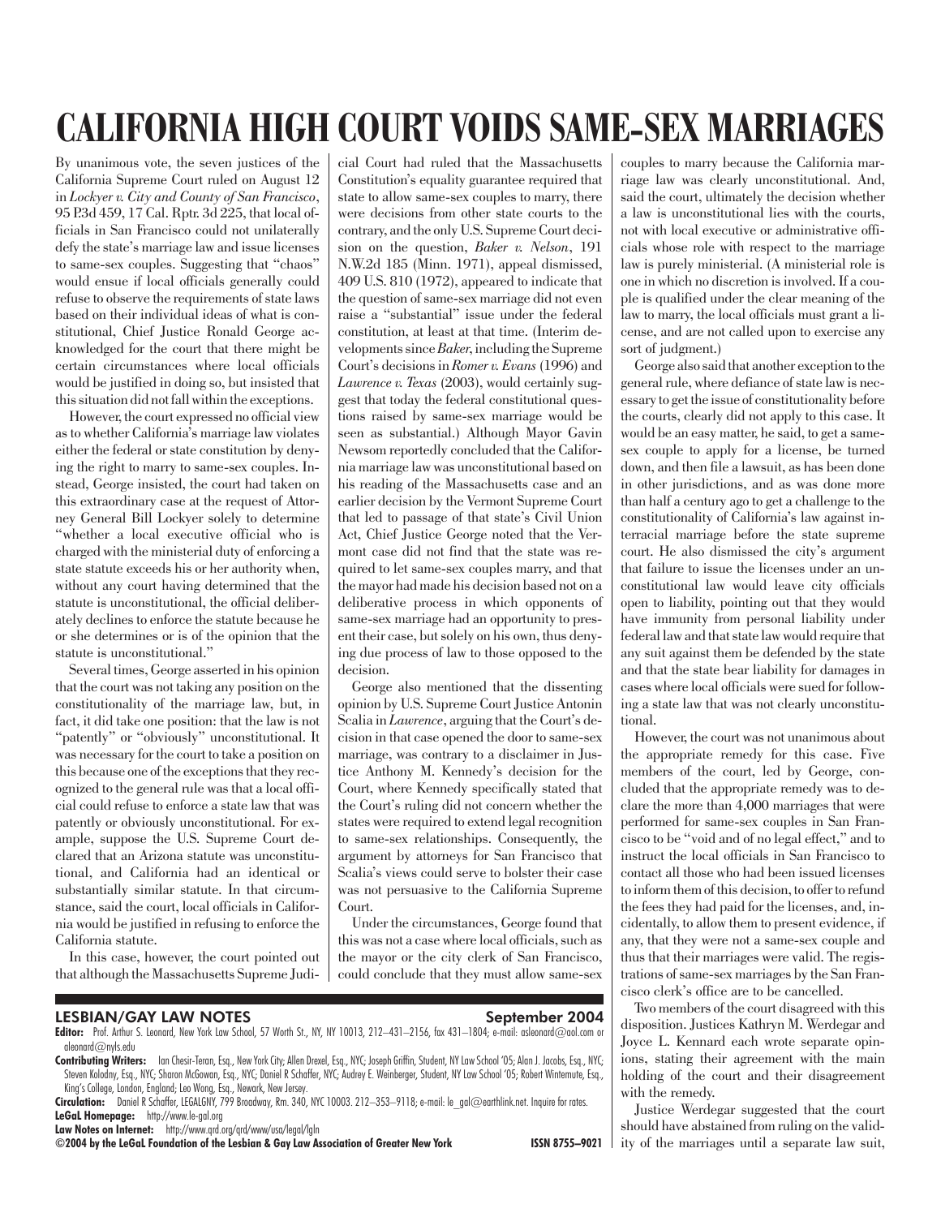# CALIFORNIA HIGH COURT VOIDS SAME-SEX MARRIAGES

By unanimous vote, the seven justices of the California Supreme Court ruled on August 12 in *Lockyer v. City and County of San Francisco*, 95 P.3d 459, 17 Cal. Rptr. 3d 225, that local officials in San Francisco could not unilaterally defy the state's marriage law and issue licenses to same-sex couples. Suggesting that "chaos" would ensue if local officials generally could refuse to observe the requirements of state laws based on their individual ideas of what is constitutional, Chief Justice Ronald George acknowledged for the court that there might be certain circumstances where local officials would be justified in doing so, but insisted that this situation did not fall within the exceptions.

However, the court expressed no official view as to whether California's marriage law violates either the federal or state constitution by denying the right to marry to same-sex couples. Instead, George insisted, the court had taken on this extraordinary case at the request of Attorney General Bill Lockyer solely to determine "whether a local executive official who is charged with the ministerial duty of enforcing a state statute exceeds his or her authority when, without any court having determined that the statute is unconstitutional, the official deliberately declines to enforce the statute because he or she determines or is of the opinion that the statute is unconstitutional."

Several times, George asserted in his opinion that the court was not taking any position on the constitutionality of the marriage law, but, in fact, it did take one position: that the law is not "patently" or "obviously" unconstitutional. It was necessary for the court to take a position on this because one of the exceptions that they recognized to the general rule was that a local official could refuse to enforce a state law that was patently or obviously unconstitutional. For example, suppose the U.S. Supreme Court declared that an Arizona statute was unconstitutional, and California had an identical or substantially similar statute. In that circumstance, said the court, local officials in California would be justified in refusing to enforce the California statute.

In this case, however, the court pointed out that although the Massachusetts Supreme Judicial Court had ruled that the Massachusetts Constitution's equality guarantee required that state to allow same-sex couples to marry, there were decisions from other state courts to the contrary, and the only U.S. Supreme Court decision on the question, *Baker v. Nelson*, 191 N.W.2d 185 (Minn. 1971), appeal dismissed, 409 U.S. 810 (1972), appeared to indicate that the question of same-sex marriage did not even raise a "substantial" issue under the federal constitution, at least at that time. (Interim developments since *Baker*, including the Supreme Court's decisions in *Romer v. Evans* (1996) and *Lawrence v. Texas* (2003), would certainly suggest that today the federal constitutional questions raised by same-sex marriage would be seen as substantial.) Although Mayor Gavin Newsom reportedly concluded that the California marriage law was unconstitutional based on his reading of the Massachusetts case and an earlier decision by the Vermont Supreme Court that led to passage of that state's Civil Union Act, Chief Justice George noted that the Vermont case did not find that the state was required to let same-sex couples marry, and that the mayor had made his decision based not on a deliberative process in which opponents of same-sex marriage had an opportunity to present their case, but solely on his own, thus denying due process of law to those opposed to the decision.

George also mentioned that the dissenting opinion by U.S. Supreme Court Justice Antonin Scalia in *Lawrence*, arguing that the Court's decision in that case opened the door to same-sex marriage, was contrary to a disclaimer in Justice Anthony M. Kennedy's decision for the Court, where Kennedy specifically stated that the Court's ruling did not concern whether the states were required to extend legal recognition to same-sex relationships. Consequently, the argument by attorneys for San Francisco that Scalia's views could serve to bolster their case was not persuasive to the California Supreme Court.

Under the circumstances, George found that this was not a case where local officials, such as the mayor or the city clerk of San Francisco, could conclude that they must allow same-sex couples to marry because the California marriage law was clearly unconstitutional. And, said the court, ultimately the decision whether a law is unconstitutional lies with the courts, not with local executive or administrative officials whose role with respect to the marriage law is purely ministerial. (A ministerial role is one in which no discretion is involved. If a couple is qualified under the clear meaning of the law to marry, the local officials must grant a license, and are not called upon to exercise any sort of judgment.)

George also said that another exception to the general rule, where defiance of state law is necessary to get the issue of constitutionality before the courts, clearly did not apply to this case. It would be an easy matter, he said, to get a same-sex couple to apply for a license, be turned down, and then file a lawsuit, as has been done in other jurisdictions, and as was done more than half a century ago to get a challenge to the constitutionality of California's law against interracial marriage before the state supreme court. He also dismissed the city's argument that failure to issue the licenses under an unconstitutional law would leave city officials open to liability, pointing out that they would have immunity from personal liability under federal law and that state law would require that any suit against them be defended by the state and that the state bear liability for damages in cases where local officials were sued for following a state law that was not clearly unconstitutional.

However, the court was not unanimous about the appropriate remedy for this case. Five members of the court, led by George, concluded that the appropriate remedy was to declare the more than 4,000 marriages that were performed for same-sex couples in San Francisco to be "void and of no legal effect," and to instruct the local officials in San Francisco to contact all those who had been issued licenses to inform them of this decision, to offer to refund the fees they had paid for the licenses, and, incidentally, to allow them to present evidence, if any, that they were not a same-sex couple and thus that their marriages were valid. The registrations of same-sex marriages by the San Francisco clerk's office are to be cancelled.

Two members of the court disagreed with this disposition. Justices Kathryn M. Werdegar and Joyce L. Kennard each wrote separate opinions, stating their agreement with the main holding of the court and their disagreement with the remedy.

Justice Werdegar suggested that the court should have abstained from ruling on the validity of the marriages until a separate law suit,

**LESBIAN/GAY LAW NOTES** — September 2004

**Editor:** Prof. Arthur S. Leonard, New York Law School, 57 Worth St., NY, NY 10013, 212–431–2156, fax 431–1804; e-mail: asleonard@aol.com or aleonard@nyls.edu

**Contributing Writers:** Ian Chesir-Teran, Esq., New York City; Allen Drexel, Esq., NYC; Joseph Griffin, Student, NY Law School '05; Alan J. Jacobs, Esq., NYC; Steven Kolodny, Esq., NYC; Sharon McGowan, Esq., NYC; Daniel R Schaffer, NYC; Audrey E. Weinberger, Student, NY Law School '05; Robert Wintemute, Esq., King's College, London, England; Leo Wong, Esq., Newark, New Jersey.

**Circulation:** Daniel R Schaffer, LEGALGNY, 799 Broadway, Rm. 340, NYC 10003. 212–353–9118; e-mail: le_gal@earthlink.net. Inquire for rates.

**LeGaL Homepage:** http://www.le-gal.org

**Law Notes on Internet:** http://www.qrd.org/qrd/www/usa/legal/lgln

**©2004 by the LeGaL Foundation of the Lesbian & Gay Law Association of Greater New York** — ISSN 8755–9021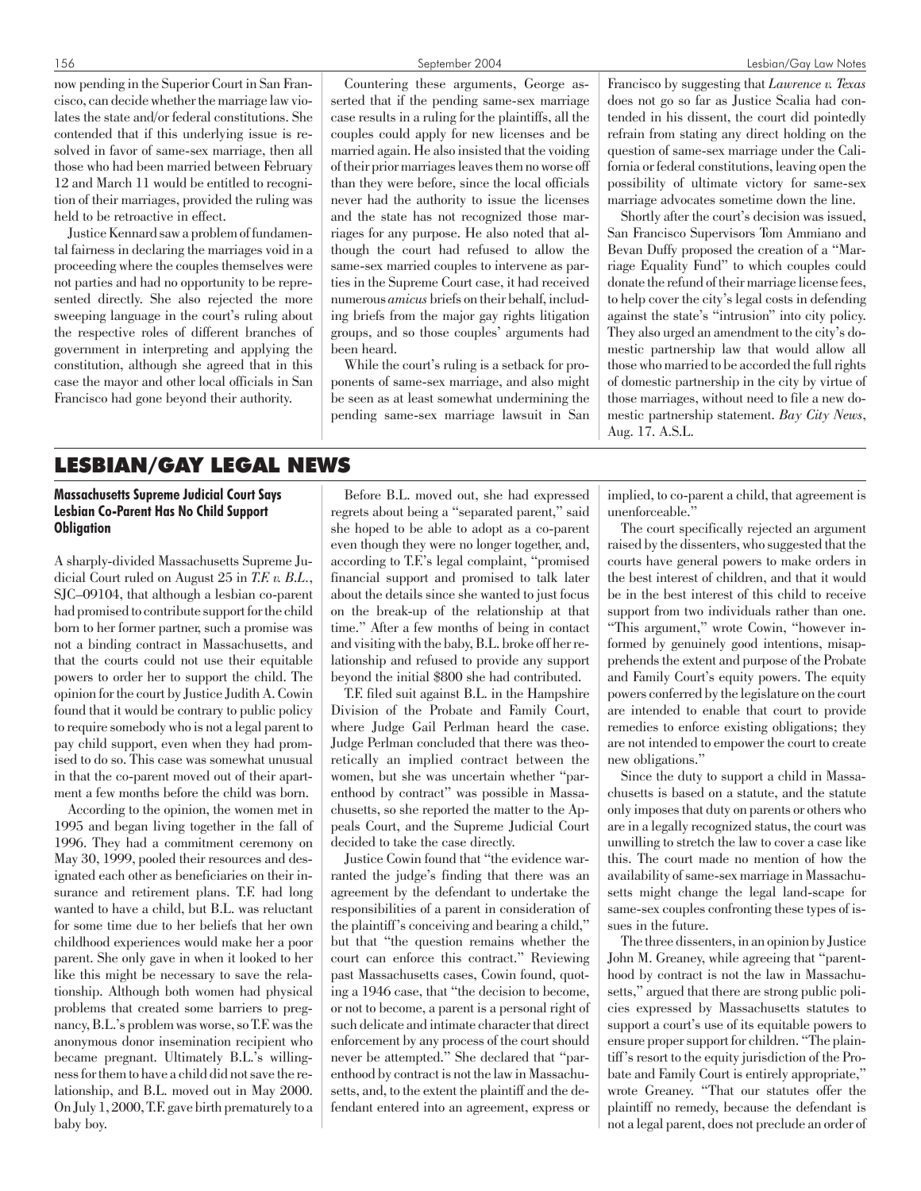now pending in the Superior Court in San Francisco, can decide whether the marriage law violates the state and/or federal constitutions. She contended that if this underlying issue is resolved in favor of same-sex marriage, then all those who had been married between February 12 and March 11 would be entitled to recognition of their marriages, provided the ruling was held to be retroactive in effect.

Justice Kennard saw a problem of fundamental fairness in declaring the marriages void in a proceeding where the couples themselves were not parties and had no opportunity to be represented directly. She also rejected the more sweeping language in the court's ruling about the respective roles of different branches of government in interpreting and applying the constitution, although she agreed that in this case the mayor and other local officials in San Francisco had gone beyond their authority.

Countering these arguments, George asserted that if the pending same-sex marriage case results in a ruling for the plaintiffs, all the couples could apply for new licenses and be married again. He also insisted that the voiding of their prior marriages leaves them no worse off than they were before, since the local officials never had the authority to issue the licenses and the state has not recognized those marriages for any purpose. He also noted that although the court had refused to allow the same-sex married couples to intervene as parties in the Supreme Court case, it had received numerous *amicus* briefs on their behalf, including briefs from the major gay rights litigation groups, and so those couples' arguments had been heard.

While the court's ruling is a setback for proponents of same-sex marriage, and also might be seen as at least somewhat undermining the pending same-sex marriage lawsuit in San Francisco by suggesting that *Lawrence v. Texas* does not go so far as Justice Scalia had contended in his dissent, the court did pointedly refrain from stating any direct holding on the question of same-sex marriage under the California or federal constitutions, leaving open the possibility of ultimate victory for same-sex marriage advocates sometime down the line.

Shortly after the court's decision was issued, San Francisco Supervisors Tom Ammiano and Bevan Duffy proposed the creation of a "Marriage Equality Fund" to which couples could donate the refund of their marriage license fees, to help cover the city's legal costs in defending against the state's "intrusion" into city policy. They also urged an amendment to the city's domestic partnership law that would allow all those who married to be accorded the full rights of domestic partnership in the city by virtue of those marriages, without need to file a new domestic partnership statement. *Bay City News*, Aug. 17. A.S.L.

# LESBIAN/GAY LEGAL NEWS

### Massachusetts Supreme Judicial Court Says Lesbian Co-Parent Has No Child Support Obligation

A sharply-divided Massachusetts Supreme Judicial Court ruled on August 25 in *T.F. v. B.L.*, SJC–09104, that although a lesbian co-parent had promised to contribute support for the child born to her former partner, such a promise was not a binding contract in Massachusetts, and that the courts could not use their equitable powers to order her to support the child. The opinion for the court by Justice Judith A. Cowin found that it would be contrary to public policy to require somebody who is not a legal parent to pay child support, even when they had promised to do so. This case was somewhat unusual in that the co-parent moved out of their apartment a few months before the child was born.

According to the opinion, the women met in 1995 and began living together in the fall of 1996. They had a commitment ceremony on May 30, 1999, pooled their resources and designated each other as beneficiaries on their insurance and retirement plans. T.F. had long wanted to have a child, but B.L. was reluctant for some time due to her beliefs that her own childhood experiences would make her a poor parent. She only gave in when it looked to her like this might be necessary to save the relationship. Although both women had physical problems that created some barriers to pregnancy, B.L.'s problem was worse, so T.F. was the anonymous donor insemination recipient who became pregnant. Ultimately B.L.'s willingness for them to have a child did not save the relationship, and B.L. moved out in May 2000. On July 1, 2000, T.F. gave birth prematurely to a baby boy.

Before B.L. moved out, she had expressed regrets about being a "separated parent," said she hoped to be able to adopt as a co-parent even though they were no longer together, and, according to T.F.'s legal complaint, "promised financial support and promised to talk later about the details since she wanted to just focus on the break-up of the relationship at that time." After a few months of being in contact and visiting with the baby, B.L. broke off her relationship and refused to provide any support beyond the initial $800 she had contributed.

T.F. filed suit against B.L. in the Hampshire Division of the Probate and Family Court, where Judge Gail Perlman heard the case. Judge Perlman concluded that there was theoretically an implied contract between the women, but she was uncertain whether "parenthood by contract" was possible in Massachusetts, so she reported the matter to the Appeals Court, and the Supreme Judicial Court decided to take the case directly.

Justice Cowin found that "the evidence warranted the judge's finding that there was an agreement by the defendant to undertake the responsibilities of a parent in consideration of the plaintiff's conceiving and bearing a child," but that "the question remains whether the court can enforce this contract." Reviewing past Massachusetts cases, Cowin found, quoting a 1946 case, that "the decision to become, or not to become, a parent is a personal right of such delicate and intimate character that direct enforcement by any process of the court should never be attempted." She declared that "parenthood by contract is not the law in Massachusetts, and, to the extent the plaintiff and the defendant entered into an agreement, express or implied, to co-parent a child, that agreement is unenforceable."

The court specifically rejected an argument raised by the dissenters, who suggested that the courts have general powers to make orders in the best interest of children, and that it would be in the best interest of this child to receive support from two individuals rather than one. "This argument," wrote Cowin, "however informed by genuinely good intentions, misapprehends the extent and purpose of the Probate and Family Court's equity powers. The equity powers conferred by the legislature on the court are intended to enable that court to provide remedies to enforce existing obligations; they are not intended to empower the court to create new obligations."

Since the duty to support a child in Massachusetts is based on a statute, and the statute only imposes that duty on parents or others who are in a legally recognized status, the court was unwilling to stretch the law to cover a case like this. The court made no mention of how the availability of same-sex marriage in Massachusetts might change the legal land-scape for same-sex couples confronting these types of issues in the future.

The three dissenters, in an opinion by Justice John M. Greaney, while agreeing that "parenthood by contract is not the law in Massachusetts," argued that there are strong public policies expressed by Massachusetts statutes to support a court's use of its equitable powers to ensure proper support for children. "The plaintiff's resort to the equity jurisdiction of the Probate and Family Court is entirely appropriate," wrote Greaney. "That our statutes offer the plaintiff no remedy, because the defendant is not a legal parent, does not preclude an order of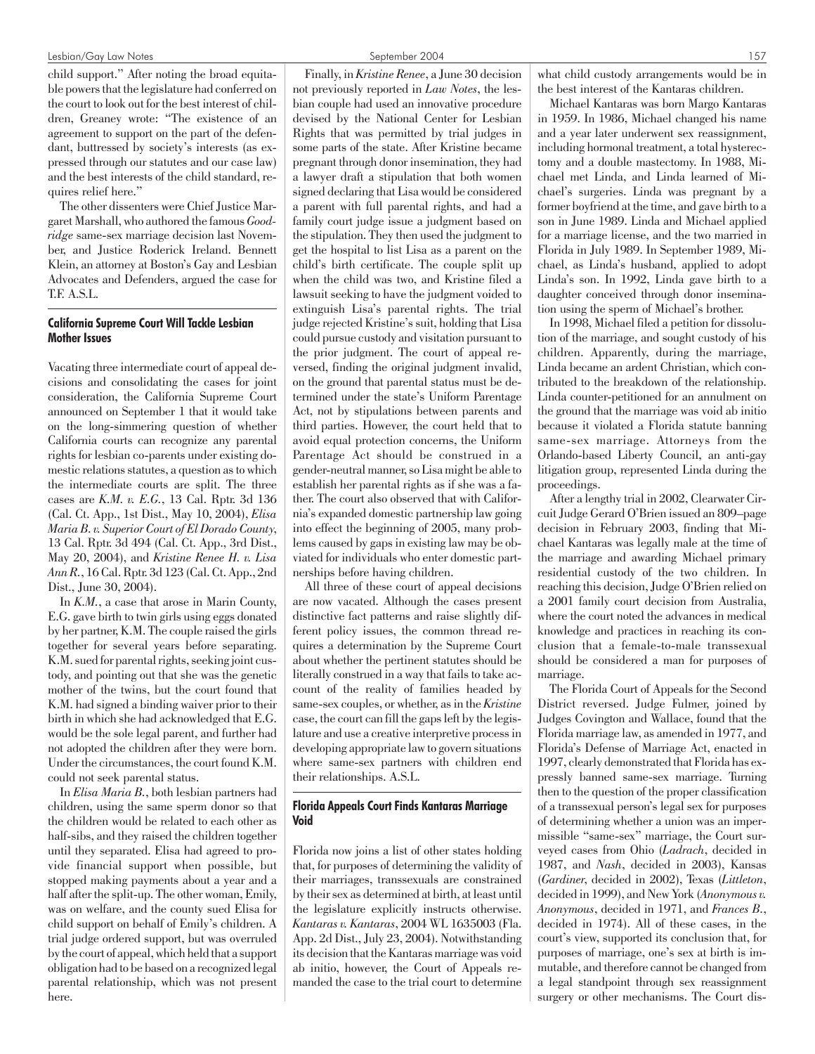child support." After noting the broad equitable powers that the legislature had conferred on the court to look out for the best interest of children, Greaney wrote: "The existence of an agreement to support on the part of the defendant, buttressed by society's interests (as expressed through our statutes and our case law) and the best interests of the child standard, requires relief here."

The other dissenters were Chief Justice Margaret Marshall, who authored the famous *Goodridge* same-sex marriage decision last November, and Justice Roderick Ireland. Bennett Klein, an attorney at Boston's Gay and Lesbian Advocates and Defenders, argued the case for T.F. A.S.L.

### California Supreme Court Will Tackle Lesbian Mother Issues

Vacating three intermediate court of appeal decisions and consolidating the cases for joint consideration, the California Supreme Court announced on September 1 that it would take on the long-simmering question of whether California courts can recognize any parental rights for lesbian co-parents under existing domestic relations statutes, a question as to which the intermediate courts are split. The three cases are *K.M. v. E.G.*, 13 Cal. Rptr. 3d 136 (Cal. Ct. App., 1st Dist., May 10, 2004), *Elisa Maria B. v. Superior Court of El Dorado County*, 13 Cal. Rptr. 3d 494 (Cal. Ct. App., 3rd Dist., May 20, 2004), and *Kristine Renee H. v. Lisa Ann R.*, 16 Cal. Rptr. 3d 123 (Cal. Ct. App., 2nd Dist., June 30, 2004).

In *K.M.*, a case that arose in Marin County, E.G. gave birth to twin girls using eggs donated by her partner, K.M. The couple raised the girls together for several years before separating. K.M. sued for parental rights, seeking joint custody, and pointing out that she was the genetic mother of the twins, but the court found that K.M. had signed a binding waiver prior to their birth in which she had acknowledged that E.G. would be the sole legal parent, and further had not adopted the children after they were born. Under the circumstances, the court found K.M. could not seek parental status.

In *Elisa Maria B.*, both lesbian partners had children, using the same sperm donor so that the children would be related to each other as half-sibs, and they raised the children together until they separated. Elisa had agreed to provide financial support when possible, but stopped making payments about a year and a half after the split-up. The other woman, Emily, was on welfare, and the county sued Elisa for child support on behalf of Emily's children. A trial judge ordered support, but was overruled by the court of appeal, which held that a support obligation had to be based on a recognized legal parental relationship, which was not present here.

Finally, in *Kristine Renee*, a June 30 decision not previously reported in *Law Notes*, the lesbian couple had used an innovative procedure devised by the National Center for Lesbian Rights that was permitted by trial judges in some parts of the state. After Kristine became pregnant through donor insemination, they had a lawyer draft a stipulation that both women signed declaring that Lisa would be considered a parent with full parental rights, and had a family court judge issue a judgment based on the stipulation. They then used the judgment to get the hospital to list Lisa as a parent on the child's birth certificate. The couple split up when the child was two, and Kristine filed a lawsuit seeking to have the judgment voided to extinguish Lisa's parental rights. The trial judge rejected Kristine's suit, holding that Lisa could pursue custody and visitation pursuant to the prior judgment. The court of appeal reversed, finding the original judgment invalid, on the ground that parental status must be determined under the state's Uniform Parentage Act, not by stipulations between parents and third parties. However, the court held that to avoid equal protection concerns, the Uniform Parentage Act should be construed in a gender-neutral manner, so Lisa might be able to establish her parental rights as if she was a father. The court also observed that with California's expanded domestic partnership law going into effect the beginning of 2005, many problems caused by gaps in existing law may be obviated for individuals who enter domestic partnerships before having children.

All three of these court of appeal decisions are now vacated. Although the cases present distinctive fact patterns and raise slightly different policy issues, the common thread requires a determination by the Supreme Court about whether the pertinent statutes should be literally construed in a way that fails to take account of the reality of families headed by same-sex couples, or whether, as in the *Kristine* case, the court can fill the gaps left by the legislature and use a creative interpretive process in developing appropriate law to govern situations where same-sex partners with children end their relationships. A.S.L.

### Florida Appeals Court Finds Kantaras Marriage Void

Florida now joins a list of other states holding that, for purposes of determining the validity of their marriages, transsexuals are constrained by their sex as determined at birth, at least until the legislature explicitly instructs otherwise. *Kantaras v. Kantaras*, 2004 WL 1635003 (Fla. App. 2d Dist., July 23, 2004). Notwithstanding its decision that the Kantaras marriage was void ab initio, however, the Court of Appeals remanded the case to the trial court to determine what child custody arrangements would be in the best interest of the Kantaras children.

Michael Kantaras was born Margo Kantaras in 1959. In 1986, Michael changed his name and a year later underwent sex reassignment, including hormonal treatment, a total hysterectomy and a double mastectomy. In 1988, Michael met Linda, and Linda learned of Michael's surgeries. Linda was pregnant by a former boyfriend at the time, and gave birth to a son in June 1989. Linda and Michael applied for a marriage license, and the two married in Florida in July 1989. In September 1989, Michael, as Linda's husband, applied to adopt Linda's son. In 1992, Linda gave birth to a daughter conceived through donor insemination using the sperm of Michael's brother.

In 1998, Michael filed a petition for dissolution of the marriage, and sought custody of his children. Apparently, during the marriage, Linda became an ardent Christian, which contributed to the breakdown of the relationship. Linda counter-petitioned for an annulment on the ground that the marriage was void ab initio because it violated a Florida statute banning same-sex marriage. Attorneys from the Orlando-based Liberty Council, an anti-gay litigation group, represented Linda during the proceedings.

After a lengthy trial in 2002, Clearwater Circuit Judge Gerard O'Brien issued an 809–page decision in February 2003, finding that Michael Kantaras was legally male at the time of the marriage and awarding Michael primary residential custody of the two children. In reaching this decision, Judge O'Brien relied on a 2001 family court decision from Australia, where the court noted the advances in medical knowledge and practices in reaching its conclusion that a female-to-male transsexual should be considered a man for purposes of marriage.

The Florida Court of Appeals for the Second District reversed. Judge Fulmer, joined by Judges Covington and Wallace, found that the Florida marriage law, as amended in 1977, and Florida's Defense of Marriage Act, enacted in 1997, clearly demonstrated that Florida has expressly banned same-sex marriage. Turning then to the question of the proper classification of a transsexual person's legal sex for purposes of determining whether a union was an impermissible "same-sex" marriage, the Court surveyed cases from Ohio (*Ladrach*, decided in 1987, and *Nash*, decided in 2003), Kansas (*Gardiner*, decided in 2002), Texas (*Littleton*, decided in 1999), and New York (*Anonymous v. Anonymous*, decided in 1971, and *Frances B.*, decided in 1974). All of these cases, in the court's view, supported its conclusion that, for purposes of marriage, one's sex at birth is immutable, and therefore cannot be changed from a legal standpoint through sex reassignment surgery or other mechanisms. The Court dis-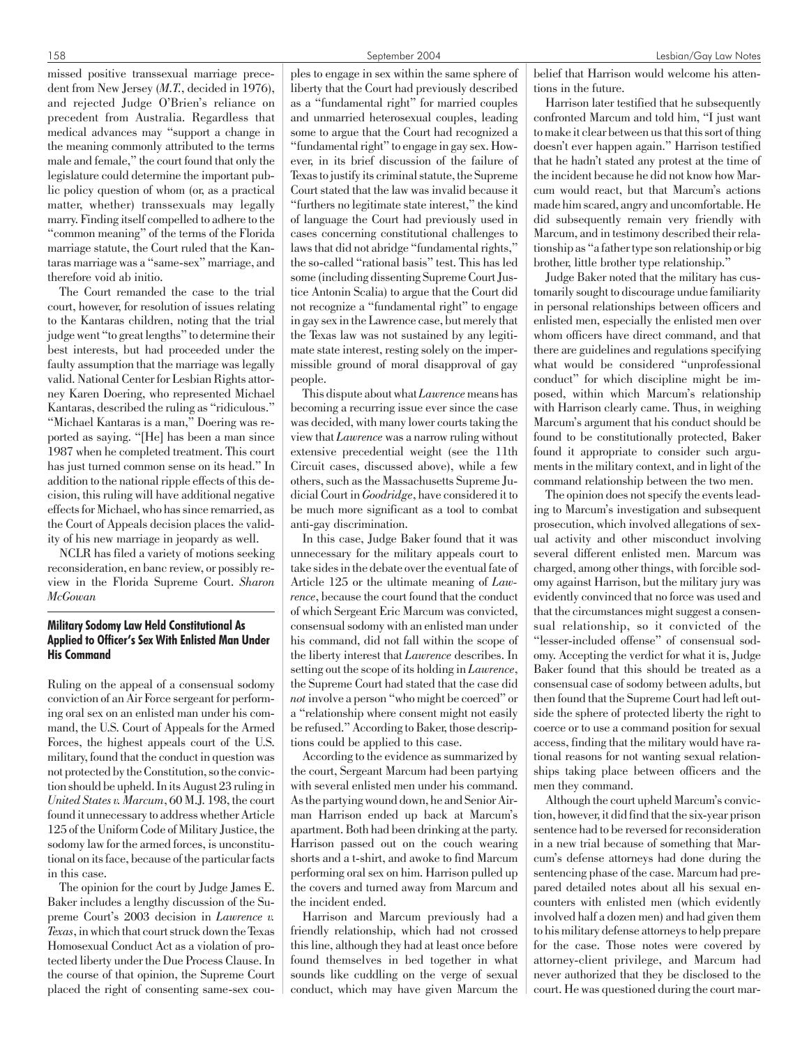missed positive transsexual marriage precedent from New Jersey (*M.T.*, decided in 1976), and rejected Judge O'Brien's reliance on precedent from Australia. Regardless that medical advances may "support a change in the meaning commonly attributed to the terms male and female," the court found that only the legislature could determine the important public policy question of whom (or, as a practical matter, whether) transsexuals may legally marry. Finding itself compelled to adhere to the "common meaning" of the terms of the Florida marriage statute, the Court ruled that the Kantaras marriage was a "same-sex" marriage, and therefore void ab initio.

The Court remanded the case to the trial court, however, for resolution of issues relating to the Kantaras children, noting that the trial judge went "to great lengths" to determine their best interests, but had proceeded under the faulty assumption that the marriage was legally valid. National Center for Lesbian Rights attorney Karen Doering, who represented Michael Kantaras, described the ruling as "ridiculous." "Michael Kantaras is a man," Doering was reported as saying. "[He] has been a man since 1987 when he completed treatment. This court has just turned common sense on its head." In addition to the national ripple effects of this decision, this ruling will have additional negative effects for Michael, who has since remarried, as the Court of Appeals decision places the validity of his new marriage in jeopardy as well.

NCLR has filed a variety of motions seeking reconsideration, en banc review, or possibly review in the Florida Supreme Court. *Sharon McGowan*

### Military Sodomy Law Held Constitutional As Applied to Officer's Sex With Enlisted Man Under His Command

Ruling on the appeal of a consensual sodomy conviction of an Air Force sergeant for performing oral sex on an enlisted man under his command, the U.S. Court of Appeals for the Armed Forces, the highest appeals court of the U.S. military, found that the conduct in question was not protected by the Constitution, so the conviction should be upheld. In its August 23 ruling in *United States v. Marcum*, 60 M.J. 198, the court found it unnecessary to address whether Article 125 of the Uniform Code of Military Justice, the sodomy law for the armed forces, is unconstitutional on its face, because of the particular facts in this case.

The opinion for the court by Judge James E. Baker includes a lengthy discussion of the Supreme Court's 2003 decision in *Lawrence v. Texas*, in which that court struck down the Texas Homosexual Conduct Act as a violation of protected liberty under the Due Process Clause. In the course of that opinion, the Supreme Court placed the right of consenting same-sex couples to engage in sex within the same sphere of liberty that the Court had previously described as a "fundamental right" for married couples and unmarried heterosexual couples, leading some to argue that the Court had recognized a "fundamental right" to engage in gay sex. However, in its brief discussion of the failure of Texas to justify its criminal statute, the Supreme Court stated that the law was invalid because it "furthers no legitimate state interest," the kind of language the Court had previously used in cases concerning constitutional challenges to laws that did not abridge "fundamental rights," the so-called "rational basis" test. This has led some (including dissenting Supreme Court Justice Antonin Scalia) to argue that the Court did not recognize a "fundamental right" to engage in gay sex in the Lawrence case, but merely that the Texas law was not sustained by any legitimate state interest, resting solely on the impermissible ground of moral disapproval of gay people.

This dispute about what *Lawrence* means has becoming a recurring issue ever since the case was decided, with many lower courts taking the view that *Lawrence* was a narrow ruling without extensive precedential weight (see the 11th Circuit cases, discussed above), while a few others, such as the Massachusetts Supreme Judicial Court in *Goodridge*, have considered it to be much more significant as a tool to combat anti-gay discrimination.

In this case, Judge Baker found that it was unnecessary for the military appeals court to take sides in the debate over the eventual fate of Article 125 or the ultimate meaning of *Lawrence*, because the court found that the conduct of which Sergeant Eric Marcum was convicted, consensual sodomy with an enlisted man under his command, did not fall within the scope of the liberty interest that *Lawrence* describes. In setting out the scope of its holding in *Lawrence*, the Supreme Court had stated that the case did *not* involve a person "who might be coerced" or a "relationship where consent might not easily be refused." According to Baker, those descriptions could be applied to this case.

According to the evidence as summarized by the court, Sergeant Marcum had been partying with several enlisted men under his command. As the partying wound down, he and Senior Airman Harrison ended up back at Marcum's apartment. Both had been drinking at the party. Harrison passed out on the couch wearing shorts and a t-shirt, and awoke to find Marcum performing oral sex on him. Harrison pulled up the covers and turned away from Marcum and the incident ended.

Harrison and Marcum previously had a friendly relationship, which had not crossed this line, although they had at least once before found themselves in bed together in what sounds like cuddling on the verge of sexual conduct, which may have given Marcum the belief that Harrison would welcome his attentions in the future.

Harrison later testified that he subsequently confronted Marcum and told him, "I just want to make it clear between us that this sort of thing doesn't ever happen again." Harrison testified that he hadn't stated any protest at the time of the incident because he did not know how Marcum would react, but that Marcum's actions made him scared, angry and uncomfortable. He did subsequently remain very friendly with Marcum, and in testimony described their relationship as "a father type son relationship or big brother, little brother type relationship."

Judge Baker noted that the military has customarily sought to discourage undue familiarity in personal relationships between officers and enlisted men, especially the enlisted men over whom officers have direct command, and that there are guidelines and regulations specifying what would be considered "unprofessional conduct" for which discipline might be imposed, within which Marcum's relationship with Harrison clearly came. Thus, in weighing Marcum's argument that his conduct should be found to be constitutionally protected, Baker found it appropriate to consider such arguments in the military context, and in light of the command relationship between the two men.

The opinion does not specify the events leading to Marcum's investigation and subsequent prosecution, which involved allegations of sexual activity and other misconduct involving several different enlisted men. Marcum was charged, among other things, with forcible sodomy against Harrison, but the military jury was evidently convinced that no force was used and that the circumstances might suggest a consensual relationship, so it convicted of the "lesser-included offense" of consensual sodomy. Accepting the verdict for what it is, Judge Baker found that this should be treated as a consensual case of sodomy between adults, but then found that the Supreme Court had left outside the sphere of protected liberty the right to coerce or to use a command position for sexual access, finding that the military would have rational reasons for not wanting sexual relationships taking place between officers and the men they command.

Although the court upheld Marcum's conviction, however, it did find that the six-year prison sentence had to be reversed for reconsideration in a new trial because of something that Marcum's defense attorneys had done during the sentencing phase of the case. Marcum had prepared detailed notes about all his sexual encounters with enlisted men (which evidently involved half a dozen men) and had given them to his military defense attorneys to help prepare for the case. Those notes were covered by attorney-client privilege, and Marcum had never authorized that they be disclosed to the court. He was questioned during the court mar-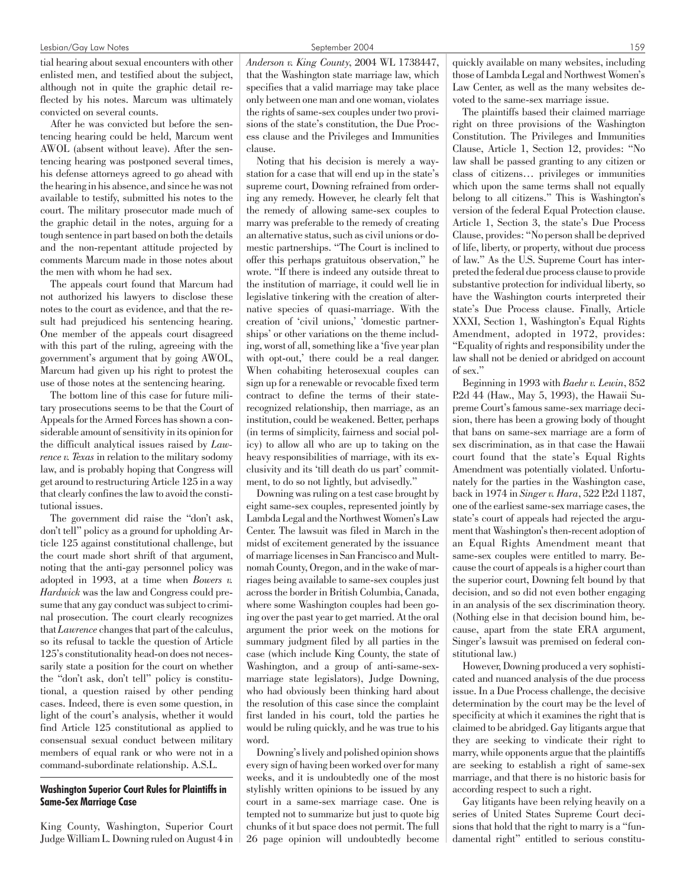tial hearing about sexual encounters with other enlisted men, and testified about the subject, although not in quite the graphic detail reflected by his notes. Marcum was ultimately convicted on several counts.

After he was convicted but before the sentencing hearing could be held, Marcum went AWOL (absent without leave). After the sentencing hearing was postponed several times, his defense attorneys agreed to go ahead with the hearing in his absence, and since he was not available to testify, submitted his notes to the court. The military prosecutor made much of the graphic detail in the notes, arguing for a tough sentence in part based on both the details and the non-repentant attitude projected by comments Marcum made in those notes about the men with whom he had sex.

The appeals court found that Marcum had not authorized his lawyers to disclose these notes to the court as evidence, and that the result had prejudiced his sentencing hearing. One member of the appeals court disagreed with this part of the ruling, agreeing with the government's argument that by going AWOL, Marcum had given up his right to protest the use of those notes at the sentencing hearing.

The bottom line of this case for future military prosecutions seems to be that the Court of Appeals for the Armed Forces has shown a considerable amount of sensitivity in its opinion for the difficult analytical issues raised by *Lawrence v. Texas* in relation to the military sodomy law, and is probably hoping that Congress will get around to restructuring Article 125 in a way that clearly confines the law to avoid the constitutional issues.

The government did raise the "don't ask, don't tell" policy as a ground for upholding Article 125 against constitutional challenge, but the court made short shrift of that argument, noting that the anti-gay personnel policy was adopted in 1993, at a time when *Bowers v. Hardwick* was the law and Congress could presume that any gay conduct was subject to criminal prosecution. The court clearly recognizes that *Lawrence* changes that part of the calculus, so its refusal to tackle the question of Article 125's constitutionality head-on does not necessarily state a position for the court on whether the "don't ask, don't tell" policy is constitutional, a question raised by other pending cases. Indeed, there is even some question, in light of the court's analysis, whether it would find Article 125 constitutional as applied to consensual sexual conduct between military members of equal rank or who were not in a command-subordinate relationship. A.S.L.

### Washington Superior Court Rules for Plaintiffs in Same-Sex Marriage Case

King County, Washington, Superior Court Judge William L. Downing ruled on August 4 in *Anderson v. King County*, 2004 WL 1738447, that the Washington state marriage law, which specifies that a valid marriage may take place only between one man and one woman, violates the rights of same-sex couples under two provisions of the state's constitution, the Due Process clause and the Privileges and Immunities clause.

Noting that his decision is merely a way-station for a case that will end up in the state's supreme court, Downing refrained from ordering any remedy. However, he clearly felt that the remedy of allowing same-sex couples to marry was preferable to the remedy of creating an alternative status, such as civil unions or domestic partnerships. "The Court is inclined to offer this perhaps gratuitous observation," he wrote. "If there is indeed any outside threat to the institution of marriage, it could well lie in legislative tinkering with the creation of alternative species of quasi-marriage. With the creation of 'civil unions,' 'domestic partnerships' or other variations on the theme including, worst of all, something like a 'five year plan with opt-out,' there could be a real danger. When cohabiting heterosexual couples can sign up for a renewable or revocable fixed term contract to define the terms of their state-recognized relationship, then marriage, as an institution, could be weakened. Better, perhaps (in terms of simplicity, fairness and social policy) to allow all who are up to taking on the heavy responsibilities of marriage, with its exclusivity and its 'till death do us part' commitment, to do so not lightly, but advisedly."

Downing was ruling on a test case brought by eight same-sex couples, represented jointly by Lambda Legal and the Northwest Women's Law Center. The lawsuit was filed in March in the midst of excitement generated by the issuance of marriage licenses in San Francisco and Multnomah County, Oregon, and in the wake of marriages being available to same-sex couples just across the border in British Columbia, Canada, where some Washington couples had been going over the past year to get married. At the oral argument the prior week on the motions for summary judgment filed by all parties in the case (which include King County, the state of Washington, and a group of anti-same-sex-marriage state legislators), Judge Downing, who had obviously been thinking hard about the resolution of this case since the complaint first landed in his court, told the parties he would be ruling quickly, and he was true to his word.

Downing's lively and polished opinion shows every sign of having been worked over for many weeks, and it is undoubtedly one of the most stylishly written opinions to be issued by any court in a same-sex marriage case. One is tempted not to summarize but just to quote big chunks of it but space does not permit. The full 26 page opinion will undoubtedly become quickly available on many websites, including those of Lambda Legal and Northwest Women's Law Center, as well as the many websites devoted to the same-sex marriage issue.

The plaintiffs based their claimed marriage right on three provisions of the Washington Constitution. The Privileges and Immunities Clause, Article 1, Section 12, provides: "No law shall be passed granting to any citizen or class of citizens… privileges or immunities which upon the same terms shall not equally belong to all citizens." This is Washington's version of the federal Equal Protection clause. Article 1, Section 3, the state's Due Process Clause, provides: "No person shall be deprived of life, liberty, or property, without due process of law." As the U.S. Supreme Court has interpreted the federal due process clause to provide substantive protection for individual liberty, so have the Washington courts interpreted their state's Due Process clause. Finally, Article XXXI, Section 1, Washington's Equal Rights Amendment, adopted in 1972, provides: "Equality of rights and responsibility under the law shall not be denied or abridged on account of sex."

Beginning in 1993 with *Baehr v. Lewin*, 852 P.2d 44 (Haw., May 5, 1993), the Hawaii Supreme Court's famous same-sex marriage decision, there has been a growing body of thought that bans on same-sex marriage are a form of sex discrimination, as in that case the Hawaii court found that the state's Equal Rights Amendment was potentially violated. Unfortunately for the parties in the Washington case, back in 1974 in *Singer v. Hara*, 522 P.2d 1187, one of the earliest same-sex marriage cases, the state's court of appeals had rejected the argument that Washington's then-recent adoption of an Equal Rights Amendment meant that same-sex couples were entitled to marry. Because the court of appeals is a higher court than the superior court, Downing felt bound by that decision, and so did not even bother engaging in an analysis of the sex discrimination theory. (Nothing else in that decision bound him, because, apart from the state ERA argument, Singer's lawsuit was premised on federal constitutional law.)

However, Downing produced a very sophisticated and nuanced analysis of the due process issue. In a Due Process challenge, the decisive determination by the court may be the level of specificity at which it examines the right that is claimed to be abridged. Gay litigants argue that they are seeking to vindicate their right to marry, while opponents argue that the plaintiffs are seeking to establish a right of same-sex marriage, and that there is no historic basis for according respect to such a right.

Gay litigants have been relying heavily on a series of United States Supreme Court decisions that hold that the right to marry is a "fundamental right" entitled to serious constitu-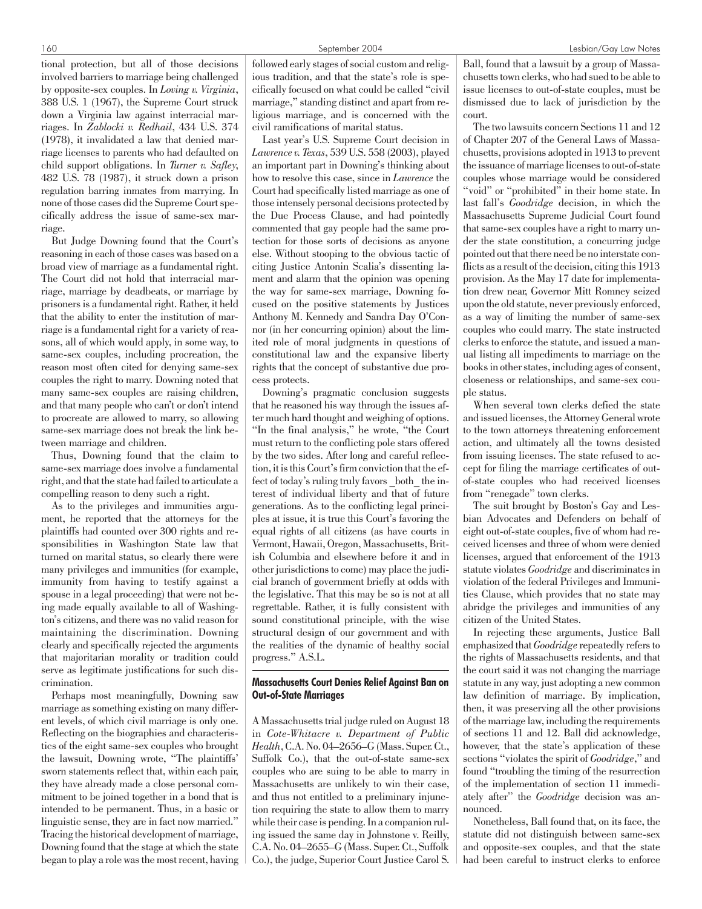tional protection, but all of those decisions involved barriers to marriage being challenged by opposite-sex couples. In *Loving v. Virginia*, 388 U.S. 1 (1967), the Supreme Court struck down a Virginia law against interracial marriages. In *Zablocki v. Redhail*, 434 U.S. 374 (1978), it invalidated a law that denied marriage licenses to parents who had defaulted on child support obligations. In *Turner v. Safley*, 482 U.S. 78 (1987), it struck down a prison regulation barring inmates from marrying. In none of those cases did the Supreme Court specifically address the issue of same-sex marriage.

But Judge Downing found that the Court's reasoning in each of those cases was based on a broad view of marriage as a fundamental right. The Court did not hold that interracial marriage, marriage by deadbeats, or marriage by prisoners is a fundamental right. Rather, it held that the ability to enter the institution of marriage is a fundamental right for a variety of reasons, all of which would apply, in some way, to same-sex couples, including procreation, the reason most often cited for denying same-sex couples the right to marry. Downing noted that many same-sex couples are raising children, and that many people who can't or don't intend to procreate are allowed to marry, so allowing same-sex marriage does not break the link between marriage and children.

Thus, Downing found that the claim to same-sex marriage does involve a fundamental right, and that the state had failed to articulate a compelling reason to deny such a right.

As to the privileges and immunities argument, he reported that the attorneys for the plaintiffs had counted over 300 rights and responsibilities in Washington State law that turned on marital status, so clearly there were many privileges and immunities (for example, immunity from having to testify against a spouse in a legal proceeding) that were not being made equally available to all of Washington's citizens, and there was no valid reason for maintaining the discrimination. Downing clearly and specifically rejected the arguments that majoritarian morality or tradition could serve as legitimate justifications for such discrimination.

Perhaps most meaningfully, Downing saw marriage as something existing on many different levels, of which civil marriage is only one. Reflecting on the biographies and characteristics of the eight same-sex couples who brought the lawsuit, Downing wrote, "The plaintiffs' sworn statements reflect that, within each pair, they have already made a close personal commitment to be joined together in a bond that is intended to be permanent. Thus, in a basic or linguistic sense, they are in fact now married." Tracing the historical development of marriage, Downing found that the stage at which the state began to play a role was the most recent, having followed early stages of social custom and religious tradition, and that the state's role is specifically focused on what could be called "civil marriage," standing distinct and apart from religious marriage, and is concerned with the civil ramifications of marital status.

Last year's U.S. Supreme Court decision in *Lawrence v. Texas*, 539 U.S. 558 (2003), played an important part in Downing's thinking about how to resolve this case, since in *Lawrence* the Court had specifically listed marriage as one of those intensely personal decisions protected by the Due Process Clause, and had pointedly commented that gay people had the same protection for those sorts of decisions as anyone else. Without stooping to the obvious tactic of citing Justice Antonin Scalia's dissenting lament and alarm that the opinion was opening the way for same-sex marriage, Downing focused on the positive statements by Justices Anthony M. Kennedy and Sandra Day O'Connor (in her concurring opinion) about the limited role of moral judgments in questions of constitutional law and the expansive liberty rights that the concept of substantive due process protects.

Downing's pragmatic conclusion suggests that he reasoned his way through the issues after much hard thought and weighing of options. "In the final analysis," he wrote, "the Court must return to the conflicting pole stars offered by the two sides. After long and careful reflection, it is this Court's firm conviction that the effect of today's ruling truly favors _both_ the interest of individual liberty and that of future generations. As to the conflicting legal principles at issue, it is true this Court's favoring the equal rights of all citizens (as have courts in Vermont, Hawaii, Oregon, Massachusetts, British Columbia and elsewhere before it and in other jurisdictions to come) may place the judicial branch of government briefly at odds with the legislative. That this may be so is not at all regrettable. Rather, it is fully consistent with sound constitutional principle, with the wise structural design of our government and with the realities of the dynamic of healthy social progress." A.S.L.

### Massachusetts Court Denies Relief Against Ban on Out-of-State Marriages

A Massachusetts trial judge ruled on August 18 in *Cote-Whitacre v. Department of Public Health*, C.A. No. 04–2656–G (Mass. Super. Ct., Suffolk Co.), that the out-of-state same-sex couples who are suing to be able to marry in Massachusetts are unlikely to win their case, and thus not entitled to a preliminary injunction requiring the state to allow them to marry while their case is pending. In a companion ruling issued the same day in Johnstone v. Reilly, C.A. No. 04–2655–G (Mass. Super. Ct., Suffolk Co.), the judge, Superior Court Justice Carol S. Ball, found that a lawsuit by a group of Massachusetts town clerks, who had sued to be able to issue licenses to out-of-state couples, must be dismissed due to lack of jurisdiction by the court.

The two lawsuits concern Sections 11 and 12 of Chapter 207 of the General Laws of Massachusetts, provisions adopted in 1913 to prevent the issuance of marriage licenses to out-of-state couples whose marriage would be considered "void" or "prohibited" in their home state. In last fall's *Goodridge* decision, in which the Massachusetts Supreme Judicial Court found that same-sex couples have a right to marry under the state constitution, a concurring judge pointed out that there need be no interstate conflicts as a result of the decision, citing this 1913 provision. As the May 17 date for implementation drew near, Governor Mitt Romney seized upon the old statute, never previously enforced, as a way of limiting the number of same-sex couples who could marry. The state instructed clerks to enforce the statute, and issued a manual listing all impediments to marriage on the books in other states, including ages of consent, closeness or relationships, and same-sex couple status.

When several town clerks defied the state and issued licenses, the Attorney General wrote to the town attorneys threatening enforcement action, and ultimately all the towns desisted from issuing licenses. The state refused to accept for filing the marriage certificates of out-of-state couples who had received licenses from "renegade" town clerks.

The suit brought by Boston's Gay and Lesbian Advocates and Defenders on behalf of eight out-of-state couples, five of whom had received licenses and three of whom were denied licenses, argued that enforcement of the 1913 statute violates *Goodridge* and discriminates in violation of the federal Privileges and Immunities Clause, which provides that no state may abridge the privileges and immunities of any citizen of the United States.

In rejecting these arguments, Justice Ball emphasized that *Goodridge* repeatedly refers to the rights of Massachusetts residents, and that the court said it was not changing the marriage statute in any way, just adopting a new common law definition of marriage. By implication, then, it was preserving all the other provisions of the marriage law, including the requirements of sections 11 and 12. Ball did acknowledge, however, that the state's application of these sections "violates the spirit of *Goodridge*," and found "troubling the timing of the resurrection of the implementation of section 11 immediately after" the *Goodridge* decision was announced.

Nonetheless, Ball found that, on its face, the statute did not distinguish between same-sex and opposite-sex couples, and that the state had been careful to instruct clerks to enforce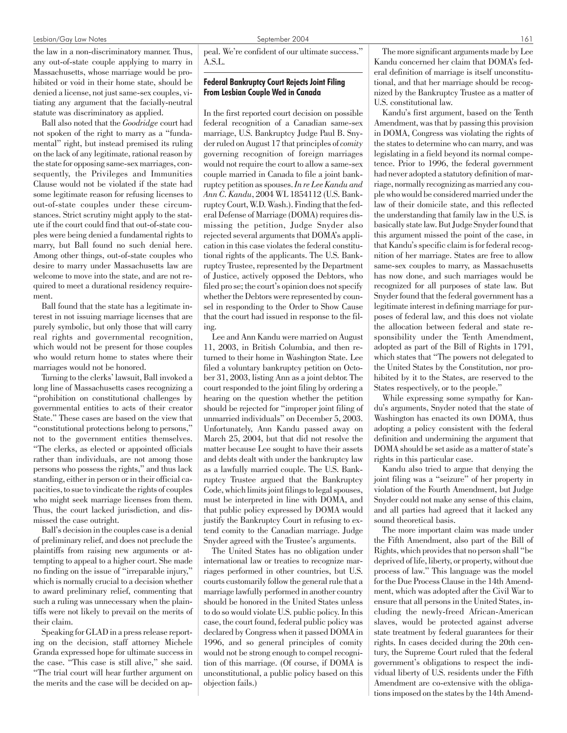the law in a non-discriminatory manner. Thus, any out-of-state couple applying to marry in Massachusetts, whose marriage would be prohibited or void in their home state, should be denied a license, not just same-sex couples, vitiating any argument that the facially-neutral statute was discriminatory as applied.

Ball also noted that the *Goodridge* court had not spoken of the right to marry as a "fundamental" right, but instead premised its ruling on the lack of any legitimate, rational reason by the state for opposing same-sex marriages, consequently, the Privileges and Immunities Clause would not be violated if the state had some legitimate reason for refusing licenses to out-of-state couples under these circumstances. Strict scrutiny might apply to the statute if the court could find that out-of-state couples were being denied a fundamental rights to marry, but Ball found no such denial here. Among other things, out-of-state couples who desire to marry under Massachusetts law are welcome to move into the state, and are not required to meet a durational residency requirement.

Ball found that the state has a legitimate interest in not issuing marriage licenses that are purely symbolic, but only those that will carry real rights and governmental recognition, which would not be present for those couples who would return home to states where their marriages would not be honored.

Turning to the clerks' lawsuit, Ball invoked a long line of Massachusetts cases recognizing a "prohibition on constitutional challenges by governmental entities to acts of their creator State." These cases are based on the view that "constitutional protections belong to persons," not to the government entities themselves. "The clerks, as elected or appointed officials rather than individuals, are not among those persons who possess the rights," and thus lack standing, either in person or in their official capacities, to sue to vindicate the rights of couples who might seek marriage licenses from them. Thus, the court lacked jurisdiction, and dismissed the case outright.

Ball's decision in the couples case is a denial of preliminary relief, and does not preclude the plaintiffs from raising new arguments or attempting to appeal to a higher court. She made no finding on the issue of "irreparable injury," which is normally crucial to a decision whether to award preliminary relief, commenting that such a ruling was unnecessary when the plaintiffs were not likely to prevail on the merits of their claim.

Speaking for GLAD in a press release reporting on the decision, staff attorney Michele Granda expressed hope for ultimate success in the case. "This case is still alive," she said. "The trial court will hear further argument on the merits and the case will be decided on appeal. We're confident of our ultimate success." A.S.L.

### Federal Bankruptcy Court Rejects Joint Filing From Lesbian Couple Wed in Canada

In the first reported court decision on possible federal recognition of a Canadian same-sex marriage, U.S. Bankruptcy Judge Paul B. Snyder ruled on August 17 that principles of *comity* governing recognition of foreign marriages would not require the court to allow a same-sex couple married in Canada to file a joint bankruptcy petition as spouses. *In re Lee Kandu and Ann C. Kandu*, 2004 WL 1854112 (U.S. Bankruptcy Court, W.D. Wash.). Finding that the federal Defense of Marriage (DOMA) requires dismissing the petition, Judge Snyder also rejected several arguments that DOMA's application in this case violates the federal constitutional rights of the applicants. The U.S. Bankruptcy Trustee, represented by the Department of Justice, actively opposed the Debtors, who filed pro se; the court's opinion does not specify whether the Debtors were represented by counsel in responding to the Order to Show Cause that the court had issued in response to the filing.

Lee and Ann Kandu were married on August 11, 2003, in British Columbia, and then returned to their home in Washington State. Lee filed a voluntary bankruptcy petition on October 31, 2003, listing Ann as a joint debtor. The court responded to the joint filing by ordering a hearing on the question whether the petition should be rejected for "improper joint filing of unmarried individuals" on December 5, 2003. Unfortunately, Ann Kandu passed away on March 25, 2004, but that did not resolve the matter because Lee sought to have their assets and debts dealt with under the bankruptcy law as a lawfully married couple. The U.S. Bankruptcy Trustee argued that the Bankruptcy Code, which limits joint filings to legal spouses, must be interpreted in line with DOMA, and that public policy expressed by DOMA would justify the Bankruptcy Court in refusing to extend comity to the Canadian marriage. Judge Snyder agreed with the Trustee's arguments.

The United States has no obligation under international law or treaties to recognize marriages performed in other countries, but U.S. courts customarily follow the general rule that a marriage lawfully performed in another country should be honored in the United States unless to do so would violate U.S. public policy. In this case, the court found, federal public policy was declared by Congress when it passed DOMA in 1996, and so general principles of comity would not be strong enough to compel recognition of this marriage. (Of course, if DOMA is unconstitutional, a public policy based on this objection fails.)

The more significant arguments made by Lee Kandu concerned her claim that DOMA's federal definition of marriage is itself unconstitutional, and that her marriage should be recognized by the Bankruptcy Trustee as a matter of U.S. constitutional law.

Kandu's first argument, based on the Tenth Amendment, was that by passing this provision in DOMA, Congress was violating the rights of the states to determine who can marry, and was legislating in a field beyond its normal competence. Prior to 1996, the federal government had never adopted a statutory definition of marriage, normally recognizing as married any couple who would be considered married under the law of their domicile state, and this reflected the understanding that family law in the U.S. is basically state law. But Judge Snyder found that this argument missed the point of the case, in that Kandu's specific claim is for federal recognition of her marriage. States are free to allow same-sex couples to marry, as Massachusetts has now done, and such marriages would be recognized for all purposes of state law. But Snyder found that the federal government has a legitimate interest in defining marriage for purposes of federal law, and this does not violate the allocation between federal and state responsibility under the Tenth Amendment, adopted as part of the Bill of Rights in 1791, which states that "The powers not delegated to the United States by the Constitution, nor prohibited by it to the States, are reserved to the States respectively, or to the people."

While expressing some sympathy for Kandu's arguments, Snyder noted that the state of Washington has enacted its own DOMA, thus adopting a policy consistent with the federal definition and undermining the argument that DOMA should be set aside as a matter of state's rights in this particular case.

Kandu also tried to argue that denying the joint filing was a "seizure" of her property in violation of the Fourth Amendment, but Judge Snyder could not make any sense of this claim, and all parties had agreed that it lacked any sound theoretical basis.

The more important claim was made under the Fifth Amendment, also part of the Bill of Rights, which provides that no person shall "be deprived of life, liberty, or property, without due process of law." This language was the model for the Due Process Clause in the 14th Amendment, which was adopted after the Civil War to ensure that all persons in the United States, including the newly-freed African-American slaves, would be protected against adverse state treatment by federal guarantees for their rights. In cases decided during the 20th century, the Supreme Court ruled that the federal government's obligations to respect the individual liberty of U.S. residents under the Fifth Amendment are co-extensive with the obligations imposed on the states by the 14th Amend-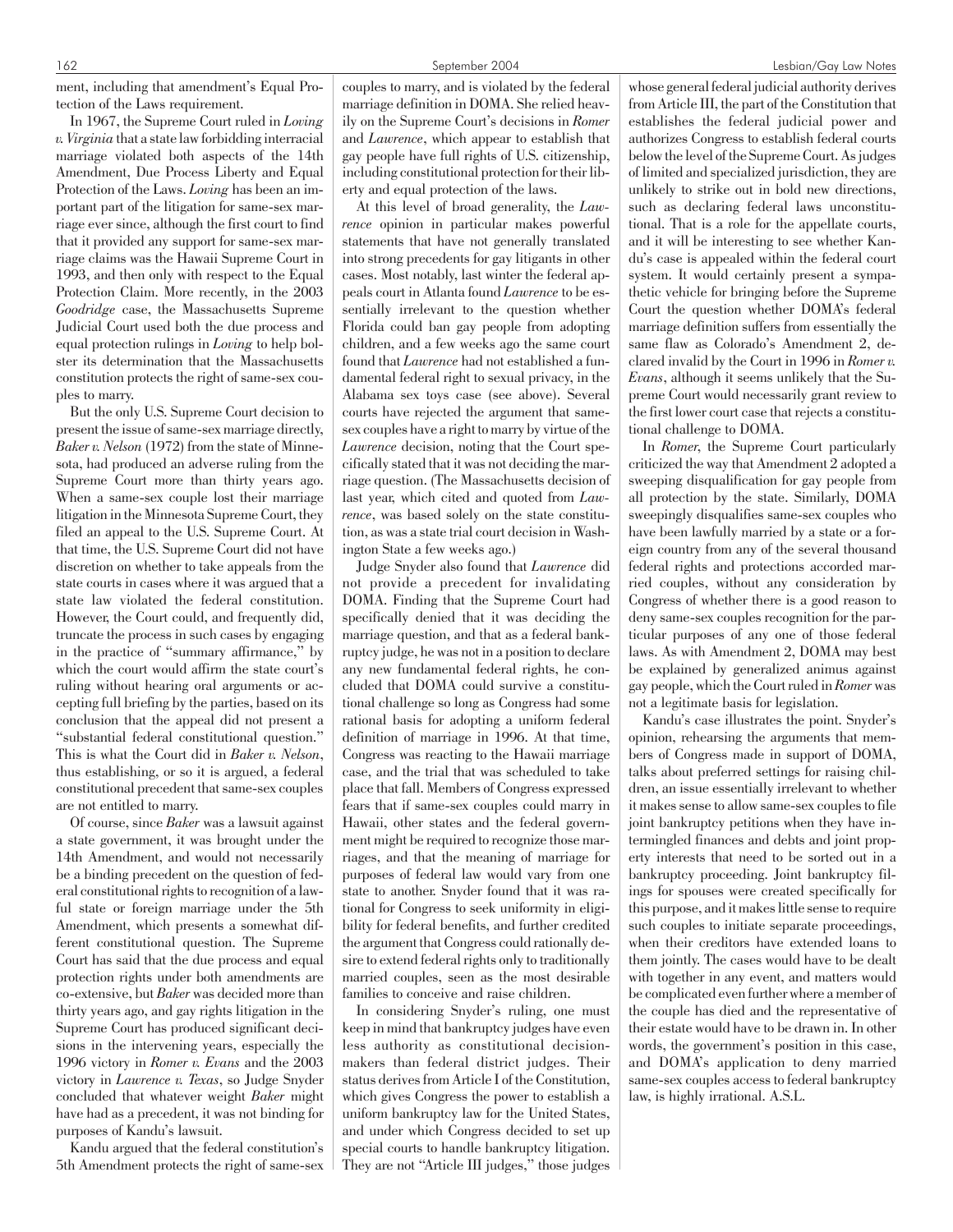ment, including that amendment's Equal Protection of the Laws requirement.

In 1967, the Supreme Court ruled in *Loving v. Virginia* that a state law forbidding interracial marriage violated both aspects of the 14th Amendment, Due Process Liberty and Equal Protection of the Laws. *Loving* has been an important part of the litigation for same-sex marriage ever since, although the first court to find that it provided any support for same-sex marriage claims was the Hawaii Supreme Court in 1993, and then only with respect to the Equal Protection Claim. More recently, in the 2003 *Goodridge* case, the Massachusetts Supreme Judicial Court used both the due process and equal protection rulings in *Loving* to help bolster its determination that the Massachusetts constitution protects the right of same-sex couples to marry.

But the only U.S. Supreme Court decision to present the issue of same-sex marriage directly, *Baker v. Nelson* (1972) from the state of Minnesota, had produced an adverse ruling from the Supreme Court more than thirty years ago. When a same-sex couple lost their marriage litigation in the Minnesota Supreme Court, they filed an appeal to the U.S. Supreme Court. At that time, the U.S. Supreme Court did not have discretion on whether to take appeals from the state courts in cases where it was argued that a state law violated the federal constitution. However, the Court could, and frequently did, truncate the process in such cases by engaging in the practice of "summary affirmance," by which the court would affirm the state court's ruling without hearing oral arguments or accepting full briefing by the parties, based on its conclusion that the appeal did not present a "substantial federal constitutional question." This is what the Court did in *Baker v. Nelson*, thus establishing, or so it is argued, a federal constitutional precedent that same-sex couples are not entitled to marry.

Of course, since *Baker* was a lawsuit against a state government, it was brought under the 14th Amendment, and would not necessarily be a binding precedent on the question of federal constitutional rights to recognition of a lawful state or foreign marriage under the 5th Amendment, which presents a somewhat different constitutional question. The Supreme Court has said that the due process and equal protection rights under both amendments are co-extensive, but *Baker* was decided more than thirty years ago, and gay rights litigation in the Supreme Court has produced significant decisions in the intervening years, especially the 1996 victory in *Romer v. Evans* and the 2003 victory in *Lawrence v. Texas*, so Judge Snyder concluded that whatever weight *Baker* might have had as a precedent, it was not binding for purposes of Kandu's lawsuit.

Kandu argued that the federal constitution's 5th Amendment protects the right of same-sex couples to marry, and is violated by the federal marriage definition in DOMA. She relied heavily on the Supreme Court's decisions in *Romer* and *Lawrence*, which appear to establish that gay people have full rights of U.S. citizenship, including constitutional protection for their liberty and equal protection of the laws.

At this level of broad generality, the *Lawrence* opinion in particular makes powerful statements that have not generally translated into strong precedents for gay litigants in other cases. Most notably, last winter the federal appeals court in Atlanta found *Lawrence* to be essentially irrelevant to the question whether Florida could ban gay people from adopting children, and a few weeks ago the same court found that *Lawrence* had not established a fundamental federal right to sexual privacy, in the Alabama sex toys case (see above). Several courts have rejected the argument that same-sex couples have a right to marry by virtue of the *Lawrence* decision, noting that the Court specifically stated that it was not deciding the marriage question. (The Massachusetts decision of last year, which cited and quoted from *Lawrence*, was based solely on the state constitution, as was a state trial court decision in Washington State a few weeks ago.)

Judge Snyder also found that *Lawrence* did not provide a precedent for invalidating DOMA. Finding that the Supreme Court had specifically denied that it was deciding the marriage question, and that as a federal bankruptcy judge, he was not in a position to declare any new fundamental federal rights, he concluded that DOMA could survive a constitutional challenge so long as Congress had some rational basis for adopting a uniform federal definition of marriage in 1996. At that time, Congress was reacting to the Hawaii marriage case, and the trial that was scheduled to take place that fall. Members of Congress expressed fears that if same-sex couples could marry in Hawaii, other states and the federal government might be required to recognize those marriages, and that the meaning of marriage for purposes of federal law would vary from one state to another. Snyder found that it was rational for Congress to seek uniformity in eligibility for federal benefits, and further credited the argument that Congress could rationally desire to extend federal rights only to traditionally married couples, seen as the most desirable families to conceive and raise children.

In considering Snyder's ruling, one must keep in mind that bankruptcy judges have even less authority as constitutional decisionmakers than federal district judges. Their status derives from Article I of the Constitution, which gives Congress the power to establish a uniform bankruptcy law for the United States, and under which Congress decided to set up special courts to handle bankruptcy litigation. They are not "Article III judges," those judges whose general federal judicial authority derives from Article III, the part of the Constitution that establishes the federal judicial power and authorizes Congress to establish federal courts below the level of the Supreme Court. As judges of limited and specialized jurisdiction, they are unlikely to strike out in bold new directions, such as declaring federal laws unconstitutional. That is a role for the appellate courts, and it will be interesting to see whether Kandu's case is appealed within the federal court system. It would certainly present a sympathetic vehicle for bringing before the Supreme Court the question whether DOMA's federal marriage definition suffers from essentially the same flaw as Colorado's Amendment 2, declared invalid by the Court in 1996 in *Romer v. Evans*, although it seems unlikely that the Supreme Court would necessarily grant review to the first lower court case that rejects a constitutional challenge to DOMA.

In *Romer*, the Supreme Court particularly criticized the way that Amendment 2 adopted a sweeping disqualification for gay people from all protection by the state. Similarly, DOMA sweepingly disqualifies same-sex couples who have been lawfully married by a state or a foreign country from any of the several thousand federal rights and protections accorded married couples, without any consideration by Congress of whether there is a good reason to deny same-sex couples recognition for the particular purposes of any one of those federal laws. As with Amendment 2, DOMA may best be explained by generalized animus against gay people, which the Court ruled in *Romer* was not a legitimate basis for legislation.

Kandu's case illustrates the point. Snyder's opinion, rehearsing the arguments that members of Congress made in support of DOMA, talks about preferred settings for raising children, an issue essentially irrelevant to whether it makes sense to allow same-sex couples to file joint bankruptcy petitions when they have intermingled finances and debts and joint property interests that need to be sorted out in a bankruptcy proceeding. Joint bankruptcy filings for spouses were created specifically for this purpose, and it makes little sense to require such couples to initiate separate proceedings, when their creditors have extended loans to them jointly. The cases would have to be dealt with together in any event, and matters would be complicated even further where a member of the couple has died and the representative of their estate would have to be drawn in. In other words, the government's position in this case, and DOMA's application to deny married same-sex couples access to federal bankruptcy law, is highly irrational. A.S.L.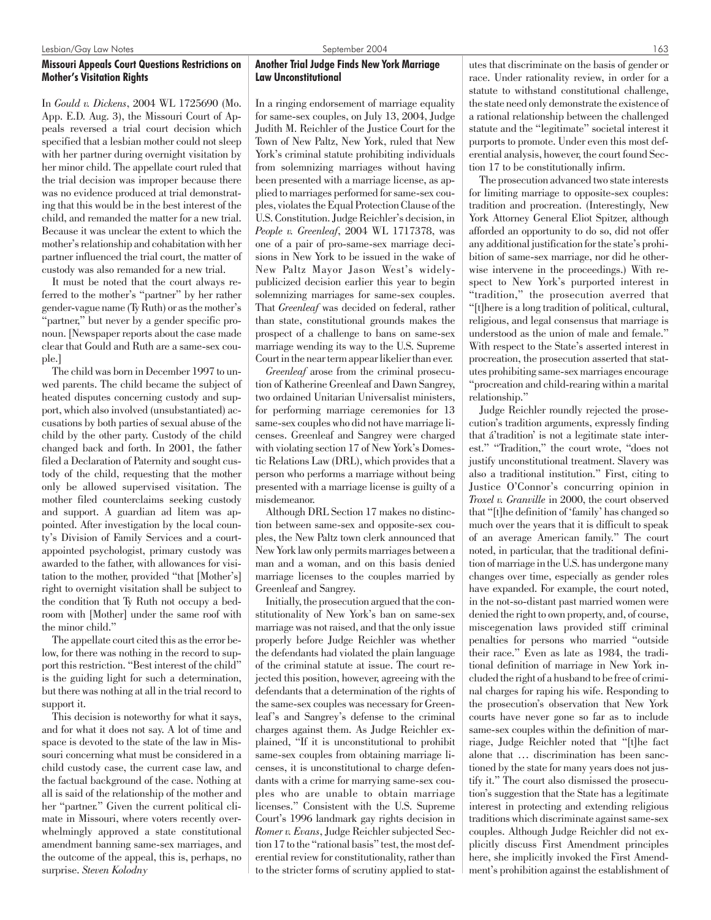## Missouri Appeals Court Questions Restrictions on Mother's Visitation Rights

In *Gould v. Dickens*, 2004 WL 1725690 (Mo. App. E.D. Aug. 3), the Missouri Court of Appeals reversed a trial court decision which specified that a lesbian mother could not sleep with her partner during overnight visitation by her minor child. The appellate court ruled that the trial decision was improper because there was no evidence produced at trial demonstrating that this would be in the best interest of the child, and remanded the matter for a new trial. Because it was unclear the extent to which the mother's relationship and cohabitation with her partner influenced the trial court, the matter of custody was also remanded for a new trial.

It must be noted that the court always referred to the mother's "partner" by her rather gender-vague name (Ty Ruth) or as the mother's "partner," but never by a gender specific pronoun. [Newspaper reports about the case made clear that Gould and Ruth are a same-sex couple.]

The child was born in December 1997 to unwed parents. The child became the subject of heated disputes concerning custody and support, which also involved (unsubstantiated) accusations by both parties of sexual abuse of the child by the other party. Custody of the child changed back and forth. In 2001, the father filed a Declaration of Paternity and sought custody of the child, requesting that the mother only be allowed supervised visitation. The mother filed counterclaims seeking custody and support. A guardian ad litem was appointed. After investigation by the local county's Division of Family Services and a court-appointed psychologist, primary custody was awarded to the father, with allowances for visitation to the mother, provided "that [Mother's] right to overnight visitation shall be subject to the condition that Ty Ruth not occupy a bedroom with [Mother] under the same roof with the minor child."

The appellate court cited this as the error below, for there was nothing in the record to support this restriction. "Best interest of the child" is the guiding light for such a determination, but there was nothing at all in the trial record to support it.

This decision is noteworthy for what it says, and for what it does not say. A lot of time and space is devoted to the state of the law in Missouri concerning what must be considered in a child custody case, the current case law, and the factual background of the case. Nothing at all is said of the relationship of the mother and her "partner." Given the current political climate in Missouri, where voters recently overwhelmingly approved a state constitutional amendment banning same-sex marriages, and the outcome of the appeal, this is, perhaps, no surprise. *Steven Kolodny*

## Another Trial Judge Finds New York Marriage Law Unconstitutional

In a ringing endorsement of marriage equality for same-sex couples, on July 13, 2004, Judge Judith M. Reichler of the Justice Court for the Town of New Paltz, New York, ruled that New York's criminal statute prohibiting individuals from solemnizing marriages without having been presented with a marriage license, as applied to marriages performed for same-sex couples, violates the Equal Protection Clause of the U.S. Constitution. Judge Reichler's decision, in *People v. Greenleaf*, 2004 WL 1717378, was one of a pair of pro-same-sex marriage decisions in New York to be issued in the wake of New Paltz Mayor Jason West's widely-publicized decision earlier this year to begin solemnizing marriages for same-sex couples. That *Greenleaf* was decided on federal, rather than state, constitutional grounds makes the prospect of a challenge to bans on same-sex marriage wending its way to the U.S. Supreme Court in the near term appear likelier than ever.

*Greenleaf* arose from the criminal prosecution of Katherine Greenleaf and Dawn Sangrey, two ordained Unitarian Universalist ministers, for performing marriage ceremonies for 13 same-sex couples who did not have marriage licenses. Greenleaf and Sangrey were charged with violating section 17 of New York's Domestic Relations Law (DRL), which provides that a person who performs a marriage without being presented with a marriage license is guilty of a misdemeanor.

Although DRL Section 17 makes no distinction between same-sex and opposite-sex couples, the New Paltz town clerk announced that New York law only permits marriages between a man and a woman, and on this basis denied marriage licenses to the couples married by Greenleaf and Sangrey.

Initially, the prosecution argued that the constitutionality of New York's ban on same-sex marriage was not raised, and that the only issue properly before Judge Reichler was whether the defendants had violated the plain language of the criminal statute at issue. The court rejected this position, however, agreeing with the defendants that a determination of the rights of the same-sex couples was necessary for Greenleaf's and Sangrey's defense to the criminal charges against them. As Judge Reichler explained, "If it is unconstitutional to prohibit same-sex couples from obtaining marriage licenses, it is unconstitutional to charge defendants with a crime for marrying same-sex couples who are unable to obtain marriage licenses." Consistent with the U.S. Supreme Court's 1996 landmark gay rights decision in *Romer v. Evans*, Judge Reichler subjected Section 17 to the "rational basis" test, the most deferential review for constitutionality, rather than to the stricter forms of scrutiny applied to statutes that discriminate on the basis of gender or race. Under rationality review, in order for a statute to withstand constitutional challenge, the state need only demonstrate the existence of a rational relationship between the challenged statute and the "legitimate" societal interest it purports to promote. Under even this most deferential analysis, however, the court found Section 17 to be constitutionally infirm.

The prosecution advanced two state interests for limiting marriage to opposite-sex couples: tradition and procreation. (Interestingly, New York Attorney General Eliot Spitzer, although afforded an opportunity to do so, did not offer any additional justification for the state's prohibition of same-sex marriage, nor did he otherwise intervene in the proceedings.) With respect to New York's purported interest in "tradition," the prosecution averred that "[t]here is a long tradition of political, cultural, religious, and legal consensus that marriage is understood as the union of male and female." With respect to the State's asserted interest in procreation, the prosecution asserted that statutes prohibiting same-sex marriages encourage "procreation and child-rearing within a marital relationship."

Judge Reichler roundly rejected the prosecution's tradition arguments, expressly finding that á'tradition' is not a legitimate state interest." "Tradition," the court wrote, "does not justify unconstitutional treatment. Slavery was also a traditional institution." First, citing to Justice O'Connor's concurring opinion in *Troxel v. Granville* in 2000, the court observed that "[t]he definition of 'family' has changed so much over the years that it is difficult to speak of an average American family." The court noted, in particular, that the traditional definition of marriage in the U.S. has undergone many changes over time, especially as gender roles have expanded. For example, the court noted, in the not-so-distant past married women were denied the right to own property, and, of course, miscegenation laws provided stiff criminal penalties for persons who married "outside their race." Even as late as 1984, the traditional definition of marriage in New York included the right of a husband to be free of criminal charges for raping his wife. Responding to the prosecution's observation that New York courts have never gone so far as to include same-sex couples within the definition of marriage, Judge Reichler noted that "[t]he fact alone that … discrimination has been sanctioned by the state for many years does not justify it." The court also dismissed the prosecution's suggestion that the State has a legitimate interest in protecting and extending religious traditions which discriminate against same-sex couples. Although Judge Reichler did not explicitly discuss First Amendment principles here, she implicitly invoked the First Amendment's prohibition against the establishment of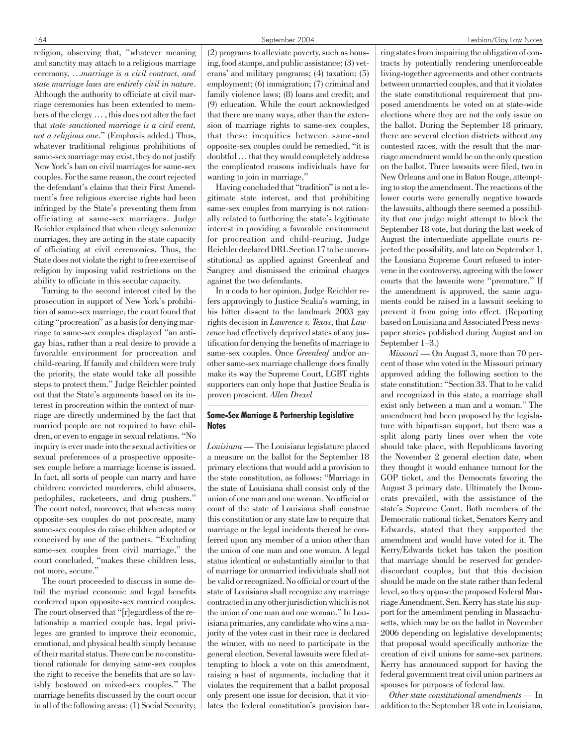religion, observing that, "whatever meaning and sanctity may attach to a religious marriage ceremony, …*marriage is a civil contract, and state marriage laws are entirely civil in nature*. Although the authority to officiate at civil marriage ceremonies has been extended to members of the clergy … , this does not alter the fact that *state-sanctioned marriage is a civil event, not a religious one*." (Emphasis added.) Thus, whatever traditional religious prohibitions of same-sex marriage may exist, they do not justify New York's ban on civil marriages for same-sex couples. For the same reason, the court rejected the defendant's claims that their First Amendment's free religious exercise rights had been infringed by the State's preventing them from officiating at same-sex marriages. Judge Reichler explained that when clergy solemnize marriages, they are acting in the state capacity of officiating at civil ceremonies. Thus, the State does not violate the right to free exercise of religion by imposing valid restrictions on the ability to officiate in this secular capacity.

Turning to the second interest cited by the prosecution in support of New York's prohibition of same-sex marriage, the court found that citing "procreation" as a basis for denying marriage to same-sex couples displayed "an anti-gay bias, rather than a real desire to provide a favorable environment for procreation and child-rearing. If family and children were truly the priority, the state would take all possible steps to protect them." Judge Reichler pointed out that the State's arguments based on its interest in procreation within the context of marriage are directly undermined by the fact that married people are not required to have children, or even to engage in sexual relations. "No inquiry is ever made into the sexual activities or sexual preferences of a prospective opposite-sex couple before a marriage license is issued. In fact, all sorts of people can marry and have children: convicted murderers, child abusers, pedophiles, racketeers, and drug pushers." The court noted, moreover, that whereas many opposite-sex couples do not procreate, many same-sex couples do raise children adopted or conceived by one of the partners. "Excluding same-sex couples from civil marriage," the court concluded, "makes these children less, not more, secure."

The court proceeded to discuss in some detail the myriad economic and legal benefits conferred upon opposite-sex married couples. The court observed that "[r]egardless of the relationship a married couple has, legal privileges are granted to improve their economic, emotional, and physical health simply because of their marital status. There can be no constitutional rationale for denying same-sex couples the right to receive the benefits that are so lavishly bestowed on mixed-sex couples." The marriage benefits discussed by the court occur in all of the following areas: (1) Social Security; (2) programs to alleviate poverty, such as housing, food stamps, and public assistance; (3) veterans' and military programs; (4) taxation; (5) employment; (6) immigration; (7) criminal and family violence laws; (8) loans and credit; and (9) education. While the court acknowledged that there are many ways, other than the extension of marriage rights to same-sex couples, that these inequities between same-and opposite-sex couples could be remedied, "it is doubtful … that they would completely address the complicated reasons individuals have for wanting to join in marriage."

Having concluded that "tradition" is not a legitimate state interest, and that prohibiting same-sex couples from marrying is not rationally related to furthering the state's legitimate interest in providing a favorable environment for procreation and child-rearing, Judge Reichler declared DRL Section 17 to be unconstitutional as applied against Greenleaf and Sangrey and dismissed the criminal charges against the two defendants.

In a coda to her opinion, Judge Reichler refers approvingly to Justice Scalia's warning, in his bitter dissent to the landmark 2003 gay rights decision in *Lawrence v. Texas*, that *Lawrence* had effectively deprived states of any justification for denying the benefits of marriage to same-sex couples. Once *Greenleaf* and/or another same-sex marriage challenge does finally make its way the Supreme Court, LGBT rights supporters can only hope that Justice Scalia is proven prescient. *Allen Drexel*

## Same-Sex Marriage & Partnership Legislative Notes

*Louisiana* — The Louisiana legislature placed a measure on the ballot for the September 18 primary elections that would add a provision to the state constitution, as follows: "Marriage in the state of Louisiana shall consist only of the union of one man and one woman. No official or court of the state of Louisiana shall construe this constitution or any state law to require that marriage or the legal incidents thereof be conferred upon any member of a union other than the union of one man and one woman. A legal status identical or substantially similar to that of marriage for unmarried individuals shall not be valid or recognized. No official or court of the state of Louisiana shall recognize any marriage contracted in any other jurisdiction which is not the union of one man and one woman." In Louisiana primaries, any candidate who wins a majority of the votes cast in their race is declared the winner, with no need to participate in the general election. Several lawsuits were filed attempting to block a vote on this amendment, raising a host of arguments, including that it violates the requirement that a ballot proposal only present one issue for decision, that it violates the federal constitution's provision barring states from impairing the obligation of contracts by potentially rendering unenforceable living-together agreements and other contracts between unmarried couples, and that it violates the state constitutional requirement that proposed amendments be voted on at state-wide elections where they are not the only issue on the ballot. During the September 18 primary, there are several election districts without any contested races, with the result that the marriage amendment would be on the only question on the ballot. Three lawsuits were filed, two in New Orleans and one in Baton Rouge, attempting to stop the amendment. The reactions of the lower courts were generally negative towards the lawsuits, although there seemed a possibility that one judge might attempt to block the September 18 vote, but during the last week of August the intermediate appellate courts rejected the possibility, and late on September 1, the Lousiana Supreme Court refused to intervene in the controversy, agreeing with the lower courts that the lawsuits were "premature." If the amendment is approved, the same arguments could be raised in a lawsuit seeking to prevent it from going into effect. (Reporting based on Louisiana and Associated Press newspaper stories published during August and on September 1–3.)

*Missouri* — On August 3, more than 70 percent of those who voted in the Missouri primary approved adding the following section to the state constitution: "Section 33. That to be valid and recognized in this state, a marriage shall exist only between a man and a woman." The amendment had been proposed by the legislature with bipartisan support, but there was a split along party lines over when the vote should take place, with Republicans favoring the November 2 general election date, when they thought it would enhance turnout for the GOP ticket, and the Democrats favoring the August 3 primary date. Ultimately the Democrats prevailed, with the assistance of the state's Supreme Court. Both members of the Democratic national ticket, Senators Kerry and Edwards, stated that they supported the amendment and would have voted for it. The Kerry/Edwards ticket has taken the position that marriage should be reserved for gender-discordant couples, but that this decision should be made on the state rather than federal level, so they oppose the proposed Federal Marriage Amendment. Sen. Kerry has state his support for the amendment pending in Massachusetts, which may be on the ballot in November 2006 depending on legislative developments; that proposal would specifically authorize the creation of civil unions for same-sex partners. Kerry has announced support for having the federal government treat civil union partners as spouses for purposes of federal law.

*Other state constitutional amendments* — In addition to the September 18 vote in Louisiana,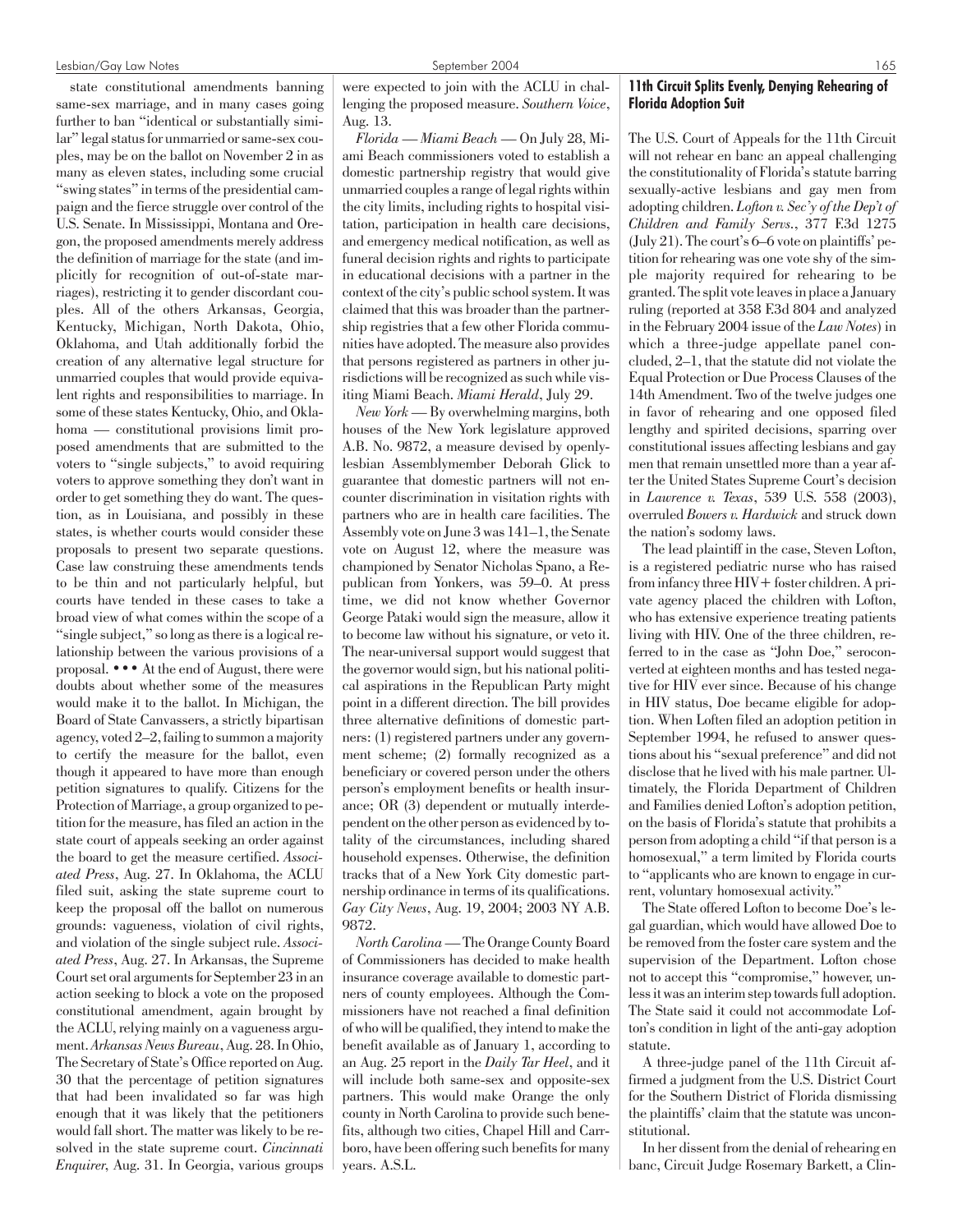state constitutional amendments banning same-sex marriage, and in many cases going further to ban "identical or substantially similar" legal status for unmarried or same-sex couples, may be on the ballot on November 2 in as many as eleven states, including some crucial "swing states" in terms of the presidential campaign and the fierce struggle over control of the U.S. Senate. In Mississippi, Montana and Oregon, the proposed amendments merely address the definition of marriage for the state (and implicitly for recognition of out-of-state marriages), restricting it to gender discordant couples. All of the others Arkansas, Georgia, Kentucky, Michigan, North Dakota, Ohio, Oklahoma, and Utah additionally forbid the creation of any alternative legal structure for unmarried couples that would provide equivalent rights and responsibilities to marriage. In some of these states Kentucky, Ohio, and Oklahoma — constitutional provisions limit proposed amendments that are submitted to the voters to "single subjects," to avoid requiring voters to approve something they don't want in order to get something they do want. The question, as in Louisiana, and possibly in these states, is whether courts would consider these proposals to present two separate questions. Case law construing these amendments tends to be thin and not particularly helpful, but courts have tended in these cases to take a broad view of what comes within the scope of a "single subject," so long as there is a logical relationship between the various provisions of a proposal. • • • At the end of August, there were doubts about whether some of the measures would make it to the ballot. In Michigan, the Board of State Canvassers, a strictly bipartisan agency, voted 2–2, failing to summon a majority to certify the measure for the ballot, even though it appeared to have more than enough petition signatures to qualify. Citizens for the Protection of Marriage, a group organized to petition for the measure, has filed an action in the state court of appeals seeking an order against the board to get the measure certified. *Associated Press*, Aug. 27. In Oklahoma, the ACLU filed suit, asking the state supreme court to keep the proposal off the ballot on numerous grounds: vagueness, violation of civil rights, and violation of the single subject rule. *Associated Press*, Aug. 27. In Arkansas, the Supreme Court set oral arguments for September 23 in an action seeking to block a vote on the proposed constitutional amendment, again brought by the ACLU, relying mainly on a vagueness argument. *Arkansas News Bureau*, Aug. 28. In Ohio, The Secretary of State's Office reported on Aug. 30 that the percentage of petition signatures that had been invalidated so far was high enough that it was likely that the petitioners would fall short. The matter was likely to be resolved in the state supreme court. *Cincinnati Enquirer*, Aug. 31. In Georgia, various groups were expected to join with the ACLU in challenging the proposed measure. *Southern Voice*, Aug. 13.

*Florida — Miami Beach* — On July 28, Miami Beach commissioners voted to establish a domestic partnership registry that would give unmarried couples a range of legal rights within the city limits, including rights to hospital visitation, participation in health care decisions, and emergency medical notification, as well as funeral decision rights and rights to participate in educational decisions with a partner in the context of the city's public school system. It was claimed that this was broader than the partnership registries that a few other Florida communities have adopted. The measure also provides that persons registered as partners in other jurisdictions will be recognized as such while visiting Miami Beach. *Miami Herald*, July 29.

*New York* — By overwhelming margins, both houses of the New York legislature approved A.B. No. 9872, a measure devised by openly-lesbian Assemblymember Deborah Glick to guarantee that domestic partners will not encounter discrimination in visitation rights with partners who are in health care facilities. The Assembly vote on June 3 was 141–1, the Senate vote on August 12, where the measure was championed by Senator Nicholas Spano, a Republican from Yonkers, was 59–0. At press time, we did not know whether Governor George Pataki would sign the measure, allow it to become law without his signature, or veto it. The near-universal support would suggest that the governor would sign, but his national political aspirations in the Republican Party might point in a different direction. The bill provides three alternative definitions of domestic partners: (1) registered partners under any government scheme; (2) formally recognized as a beneficiary or covered person under the others person's employment benefits or health insurance; OR (3) dependent or mutually interdependent on the other person as evidenced by totality of the circumstances, including shared household expenses. Otherwise, the definition tracks that of a New York City domestic partnership ordinance in terms of its qualifications. *Gay City News*, Aug. 19, 2004; 2003 NY A.B. 9872.

*North Carolina* — The Orange County Board of Commissioners has decided to make health insurance coverage available to domestic partners of county employees. Although the Commissioners have not reached a final definition of who will be qualified, they intend to make the benefit available as of January 1, according to an Aug. 25 report in the *Daily Tar Heel*, and it will include both same-sex and opposite-sex partners. This would make Orange the only county in North Carolina to provide such benefits, although two cities, Chapel Hill and Carrboro, have been offering such benefits for many years. A.S.L.

## 11th Circuit Splits Evenly, Denying Rehearing of Florida Adoption Suit

The U.S. Court of Appeals for the 11th Circuit will not rehear en banc an appeal challenging the constitutionality of Florida's statute barring sexually-active lesbians and gay men from adopting children. *Lofton v. Sec'y of the Dep't of Children and Family Servs.*, 377 F.3d 1275 (July 21). The court's 6–6 vote on plaintiffs' petition for rehearing was one vote shy of the simple majority required for rehearing to be granted. The split vote leaves in place a January ruling (reported at 358 F.3d 804 and analyzed in the February 2004 issue of the *Law Notes*) in which a three-judge appellate panel concluded, 2–1, that the statute did not violate the Equal Protection or Due Process Clauses of the 14th Amendment. Two of the twelve judges one in favor of rehearing and one opposed filed lengthy and spirited decisions, sparring over constitutional issues affecting lesbians and gay men that remain unsettled more than a year after the United States Supreme Court's decision in *Lawrence v. Texas*, 539 U.S. 558 (2003), overruled *Bowers v. Hardwick* and struck down the nation's sodomy laws.

The lead plaintiff in the case, Steven Lofton, is a registered pediatric nurse who has raised from infancy three HIV+ foster children. A private agency placed the children with Lofton, who has extensive experience treating patients living with HIV. One of the three children, referred to in the case as "John Doe," seroconverted at eighteen months and has tested negative for HIV ever since. Because of his change in HIV status, Doe became eligible for adoption. When Loften filed an adoption petition in September 1994, he refused to answer questions about his "sexual preference" and did not disclose that he lived with his male partner. Ultimately, the Florida Department of Children and Families denied Lofton's adoption petition, on the basis of Florida's statute that prohibits a person from adopting a child "if that person is a homosexual," a term limited by Florida courts to "applicants who are known to engage in current, voluntary homosexual activity."

The State offered Lofton to become Doe's legal guardian, which would have allowed Doe to be removed from the foster care system and the supervision of the Department. Lofton chose not to accept this "compromise," however, unless it was an interim step towards full adoption. The State said it could not accommodate Lofton's condition in light of the anti-gay adoption statute.

A three-judge panel of the 11th Circuit affirmed a judgment from the U.S. District Court for the Southern District of Florida dismissing the plaintiffs' claim that the statute was unconstitutional.

In her dissent from the denial of rehearing en banc, Circuit Judge Rosemary Barkett, a Clin-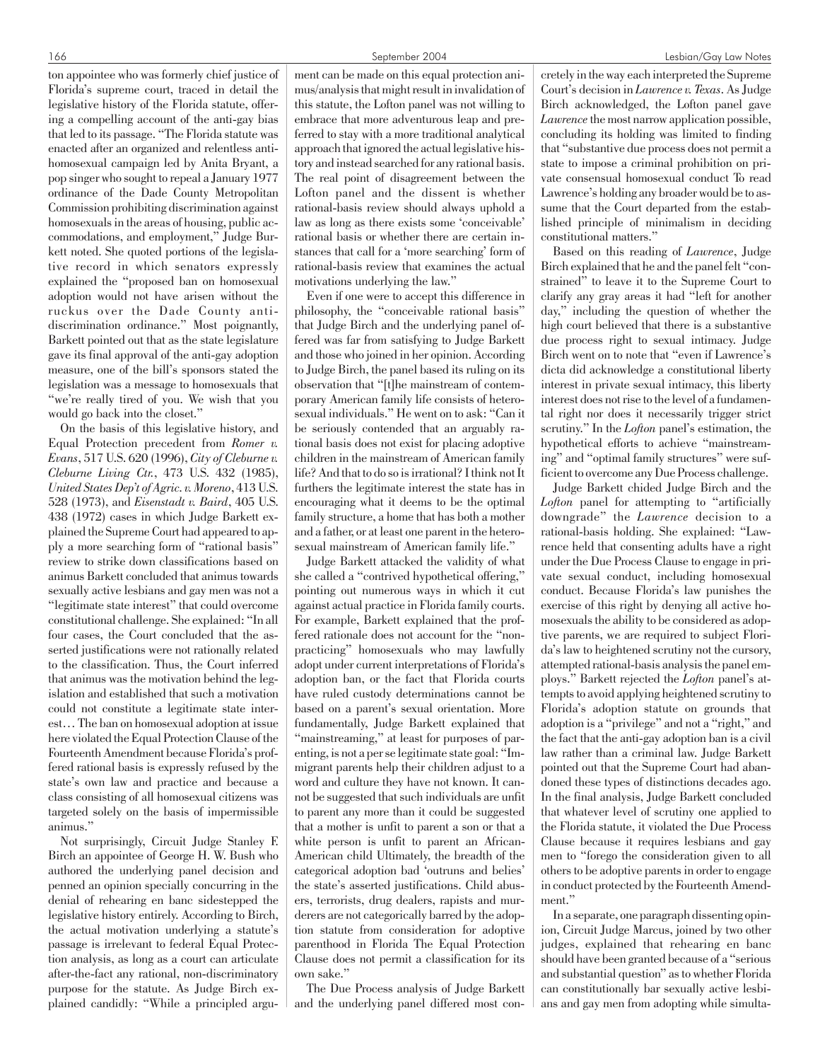ton appointee who was formerly chief justice of Florida's supreme court, traced in detail the legislative history of the Florida statute, offering a compelling account of the anti-gay bias that led to its passage. "The Florida statute was enacted after an organized and relentless anti-homosexual campaign led by Anita Bryant, a pop singer who sought to repeal a January 1977 ordinance of the Dade County Metropolitan Commission prohibiting discrimination against homosexuals in the areas of housing, public accommodations, and employment," Judge Burkett noted. She quoted portions of the legislative record in which senators expressly explained the "proposed ban on homosexual adoption would not have arisen without the ruckus over the Dade County anti-discrimination ordinance." Most poignantly, Barkett pointed out that as the state legislature gave its final approval of the anti-gay adoption measure, one of the bill's sponsors stated the legislation was a message to homosexuals that "we're really tired of you. We wish that you would go back into the closet."

On the basis of this legislative history, and Equal Protection precedent from *Romer v. Evans*, 517 U.S. 620 (1996), *City of Cleburne v. Cleburne Living Ctr.*, 473 U.S. 432 (1985), *United States Dep't of Agric. v. Moreno*, 413 U.S. 528 (1973), and *Eisenstadt v. Baird*, 405 U.S. 438 (1972) cases in which Judge Barkett explained the Supreme Court had appeared to apply a more searching form of "rational basis" review to strike down classifications based on animus Barkett concluded that animus towards sexually active lesbians and gay men was not a "legitimate state interest" that could overcome constitutional challenge. She explained: "In all four cases, the Court concluded that the asserted justifications were not rationally related to the classification. Thus, the Court inferred that animus was the motivation behind the legislation and established that such a motivation could not constitute a legitimate state interest… The ban on homosexual adoption at issue here violated the Equal Protection Clause of the Fourteenth Amendment because Florida's proffered rational basis is expressly refused by the state's own law and practice and because a class consisting of all homosexual citizens was targeted solely on the basis of impermissible animus."

Not surprisingly, Circuit Judge Stanley F. Birch an appointee of George H. W. Bush who authored the underlying panel decision and penned an opinion specially concurring in the denial of rehearing en banc sidestepped the legislative history entirely. According to Birch, the actual motivation underlying a statute's passage is irrelevant to federal Equal Protection analysis, as long as a court can articulate after-the-fact any rational, non-discriminatory purpose for the statute. As Judge Birch explained candidly: "While a principled argument can be made on this equal protection animus/analysis that might result in invalidation of this statute, the Lofton panel was not willing to embrace that more adventurous leap and preferred to stay with a more traditional analytical approach that ignored the actual legislative history and instead searched for any rational basis. The real point of disagreement between the Lofton panel and the dissent is whether rational-basis review should always uphold a law as long as there exists some 'conceivable' rational basis or whether there are certain instances that call for a 'more searching' form of rational-basis review that examines the actual motivations underlying the law."

Even if one were to accept this difference in philosophy, the "conceivable rational basis" that Judge Birch and the underlying panel offered was far from satisfying to Judge Barkett and those who joined in her opinion. According to Judge Birch, the panel based its ruling on its observation that "[t]he mainstream of contemporary American family life consists of heterosexual individuals." He went on to ask: "Can it be seriously contended that an arguably rational basis does not exist for placing adoptive children in the mainstream of American family life? And that to do so is irrational? I think not It furthers the legitimate interest the state has in encouraging what it deems to be the optimal family structure, a home that has both a mother and a father, or at least one parent in the heterosexual mainstream of American family life."

Judge Barkett attacked the validity of what she called a "contrived hypothetical offering," pointing out numerous ways in which it cut against actual practice in Florida family courts. For example, Barkett explained that the proffered rationale does not account for the "non-practicing" homosexuals who may lawfully adopt under current interpretations of Florida's adoption ban, or the fact that Florida courts have ruled custody determinations cannot be based on a parent's sexual orientation. More fundamentally, Judge Barkett explained that "mainstreaming," at least for purposes of parenting, is not a per se legitimate state goal: "Immigrant parents help their children adjust to a word and culture they have not known. It cannot be suggested that such individuals are unfit to parent any more than it could be suggested that a mother is unfit to parent a son or that a white person is unfit to parent an African-American child Ultimately, the breadth of the categorical adoption bad 'outruns and belies' the state's asserted justifications. Child abusers, terrorists, drug dealers, rapists and murderers are not categorically barred by the adoption statute from consideration for adoptive parenthood in Florida The Equal Protection Clause does not permit a classification for its own sake."

The Due Process analysis of Judge Barkett and the underlying panel differed most concretely in the way each interpreted the Supreme Court's decision in *Lawrence v. Texas*. As Judge Birch acknowledged, the Lofton panel gave *Lawrence* the most narrow application possible, concluding its holding was limited to finding that "substantive due process does not permit a state to impose a criminal prohibition on private consensual homosexual conduct To read Lawrence's holding any broader would be to assume that the Court departed from the established principle of minimalism in deciding constitutional matters."

Based on this reading of *Lawrence*, Judge Birch explained that he and the panel felt "constrained" to leave it to the Supreme Court to clarify any gray areas it had "left for another day," including the question of whether the high court believed that there is a substantive due process right to sexual intimacy. Judge Birch went on to note that "even if Lawrence's dicta did acknowledge a constitutional liberty interest in private sexual intimacy, this liberty interest does not rise to the level of a fundamental right nor does it necessarily trigger strict scrutiny." In the *Lofton* panel's estimation, the hypothetical efforts to achieve "mainstreaming" and "optimal family structures" were sufficient to overcome any Due Process challenge.

Judge Barkett chided Judge Birch and the *Lofton* panel for attempting to "artificially downgrade" the *Lawrence* decision to a rational-basis holding. She explained: "Lawrence held that consenting adults have a right under the Due Process Clause to engage in private sexual conduct, including homosexual conduct. Because Florida's law punishes the exercise of this right by denying all active homosexuals the ability to be considered as adoptive parents, we are required to subject Florida's law to heightened scrutiny not the cursory, attempted rational-basis analysis the panel employs." Barkett rejected the *Lofton* panel's attempts to avoid applying heightened scrutiny to Florida's adoption statute on grounds that adoption is a "privilege" and not a "right," and the fact that the anti-gay adoption ban is a civil law rather than a criminal law. Judge Barkett pointed out that the Supreme Court had abandoned these types of distinctions decades ago. In the final analysis, Judge Barkett concluded that whatever level of scrutiny one applied to the Florida statute, it violated the Due Process Clause because it requires lesbians and gay men to "forego the consideration given to all others to be adoptive parents in order to engage in conduct protected by the Fourteenth Amendment."

In a separate, one paragraph dissenting opinion, Circuit Judge Marcus, joined by two other judges, explained that rehearing en banc should have been granted because of a "serious and substantial question" as to whether Florida can constitutionally bar sexually active lesbians and gay men from adopting while simulta-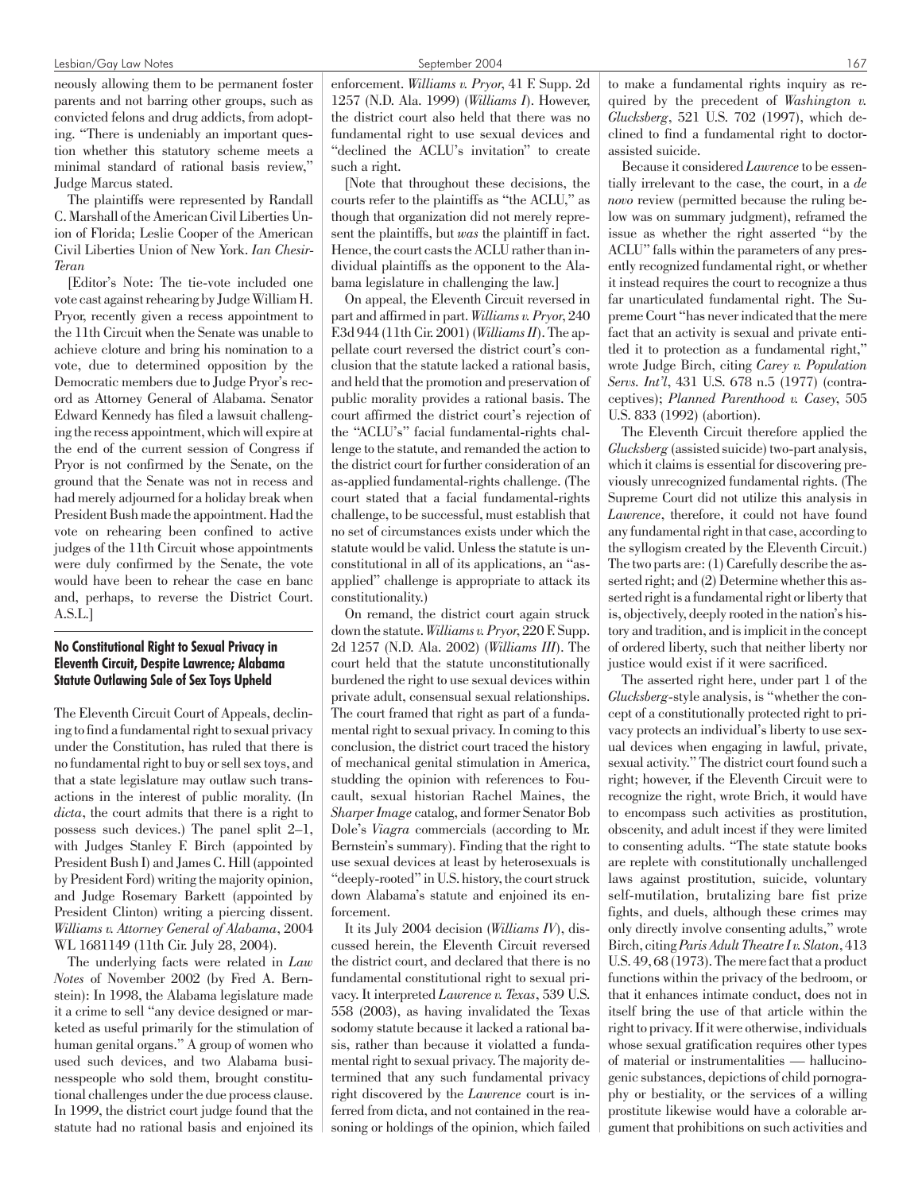neously allowing them to be permanent foster parents and not barring other groups, such as convicted felons and drug addicts, from adopting. "There is undeniably an important question whether this statutory scheme meets a minimal standard of rational basis review," Judge Marcus stated.

The plaintiffs were represented by Randall C. Marshall of the American Civil Liberties Union of Florida; Leslie Cooper of the American Civil Liberties Union of New York. *Ian Chesir-Teran*

[Editor's Note: The tie-vote included one vote cast against rehearing by Judge William H. Pryor, recently given a recess appointment to the 11th Circuit when the Senate was unable to achieve cloture and bring his nomination to a vote, due to determined opposition by the Democratic members due to Judge Pryor's record as Attorney General of Alabama. Senator Edward Kennedy has filed a lawsuit challenging the recess appointment, which will expire at the end of the current session of Congress if Pryor is not confirmed by the Senate, on the ground that the Senate was not in recess and had merely adjourned for a holiday break when President Bush made the appointment. Had the vote on rehearing been confined to active judges of the 11th Circuit whose appointments were duly confirmed by the Senate, the vote would have been to rehear the case en banc and, perhaps, to reverse the District Court. A.S.L.]

### No Constitutional Right to Sexual Privacy in Eleventh Circuit, Despite Lawrence; Alabama Statute Outlawing Sale of Sex Toys Upheld

The Eleventh Circuit Court of Appeals, declining to find a fundamental right to sexual privacy under the Constitution, has ruled that there is no fundamental right to buy or sell sex toys, and that a state legislature may outlaw such transactions in the interest of public morality. (In *dicta*, the court admits that there is a right to possess such devices.) The panel split 2–1, with Judges Stanley F. Birch (appointed by President Bush I) and James C. Hill (appointed by President Ford) writing the majority opinion, and Judge Rosemary Barkett (appointed by President Clinton) writing a piercing dissent. *Williams v. Attorney General of Alabama*, 2004 WL 1681149 (11th Cir. July 28, 2004).

The underlying facts were related in *Law Notes* of November 2002 (by Fred A. Bernstein): In 1998, the Alabama legislature made it a crime to sell "any device designed or marketed as useful primarily for the stimulation of human genital organs." A group of women who used such devices, and two Alabama businesspeople who sold them, brought constitutional challenges under the due process clause. In 1999, the district court judge found that the statute had no rational basis and enjoined its enforcement. *Williams v. Pryor*, 41 F. Supp. 2d 1257 (N.D. Ala. 1999) (*Williams I*). However, the district court also held that there was no fundamental right to use sexual devices and "declined the ACLU's invitation" to create such a right.

[Note that throughout these decisions, the courts refer to the plaintiffs as "the ACLU," as though that organization did not merely represent the plaintiffs, but *was* the plaintiff in fact. Hence, the court casts the ACLU rather than individual plaintiffs as the opponent to the Alabama legislature in challenging the law.]

On appeal, the Eleventh Circuit reversed in part and affirmed in part. *Williams v. Pryor*, 240 F.3d 944 (11th Cir. 2001) (*Williams II*). The appellate court reversed the district court's conclusion that the statute lacked a rational basis, and held that the promotion and preservation of public morality provides a rational basis. The court affirmed the district court's rejection of the "ACLU's" facial fundamental-rights challenge to the statute, and remanded the action to the district court for further consideration of an as-applied fundamental-rights challenge. (The court stated that a facial fundamental-rights challenge, to be successful, must establish that no set of circumstances exists under which the statute would be valid. Unless the statute is unconstitutional in all of its applications, an "as-applied" challenge is appropriate to attack its constitutionality.)

On remand, the district court again struck down the statute. *Williams v. Pryor*, 220 F. Supp. 2d 1257 (N.D. Ala. 2002) (*Williams III*). The court held that the statute unconstitutionally burdened the right to use sexual devices within private adult, consensual sexual relationships. The court framed that right as part of a fundamental right to sexual privacy. In coming to this conclusion, the district court traced the history of mechanical genital stimulation in America, studding the opinion with references to Foucault, sexual historian Rachel Maines, the *Sharper Image* catalog, and former Senator Bob Dole's *Viagra* commercials (according to Mr. Bernstein's summary). Finding that the right to use sexual devices at least by heterosexuals is "deeply-rooted" in U.S. history, the court struck down Alabama's statute and enjoined its enforcement.

It its July 2004 decision (*Williams IV*), discussed herein, the Eleventh Circuit reversed the district court, and declared that there is no fundamental constitutional right to sexual privacy. It interpreted *Lawrence v. Texas*, 539 U.S. 558 (2003), as having invalidated the Texas sodomy statute because it lacked a rational basis, rather than because it violatted a fundamental right to sexual privacy. The majority determined that any such fundamental privacy right discovered by the *Lawrence* court is inferred from dicta, and not contained in the reasoning or holdings of the opinion, which failed to make a fundamental rights inquiry as required by the precedent of *Washington v. Glucksberg*, 521 U.S. 702 (1997), which declined to find a fundamental right to doctor-assisted suicide.

Because it considered *Lawrence* to be essentially irrelevant to the case, the court, in a *de novo* review (permitted because the ruling below was on summary judgment), reframed the issue as whether the right asserted "by the ACLU" falls within the parameters of any presently recognized fundamental right, or whether it instead requires the court to recognize a thus far unarticulated fundamental right. The Supreme Court "has never indicated that the mere fact that an activity is sexual and private entitled it to protection as a fundamental right," wrote Judge Birch, citing *Carey v. Population Servs. Int'l*, 431 U.S. 678 n.5 (1977) (contraceptives); *Planned Parenthood v. Casey*, 505 U.S. 833 (1992) (abortion).

The Eleventh Circuit therefore applied the *Glucksberg* (assisted suicide) two-part analysis, which it claims is essential for discovering previously unrecognized fundamental rights. (The Supreme Court did not utilize this analysis in *Lawrence*, therefore, it could not have found any fundamental right in that case, according to the syllogism created by the Eleventh Circuit.) The two parts are: (1) Carefully describe the asserted right; and (2) Determine whether this asserted right is a fundamental right or liberty that is, objectively, deeply rooted in the nation's history and tradition, and is implicit in the concept of ordered liberty, such that neither liberty nor justice would exist if it were sacrificed.

The asserted right here, under part 1 of the *Glucksberg*-style analysis, is "whether the concept of a constitutionally protected right to privacy protects an individual's liberty to use sexual devices when engaging in lawful, private, sexual activity." The district court found such a right; however, if the Eleventh Circuit were to recognize the right, wrote Brich, it would have to encompass such activities as prostitution, obscenity, and adult incest if they were limited to consenting adults. "The state statute books are replete with constitutionally unchallenged laws against prostitution, suicide, voluntary self-mutilation, brutalizing bare fist prize fights, and duels, although these crimes may only directly involve consenting adults," wrote Birch, citing *Paris Adult Theatre I v. Slaton*, 413 U.S. 49, 68 (1973). The mere fact that a product functions within the privacy of the bedroom, or that it enhances intimate conduct, does not in itself bring the use of that article within the right to privacy. If it were otherwise, individuals whose sexual gratification requires other types of material or instrumentalities — hallucinogenic substances, depictions of child pornography or bestiality, or the services of a willing prostitute likewise would have a colorable argument that prohibitions on such activities and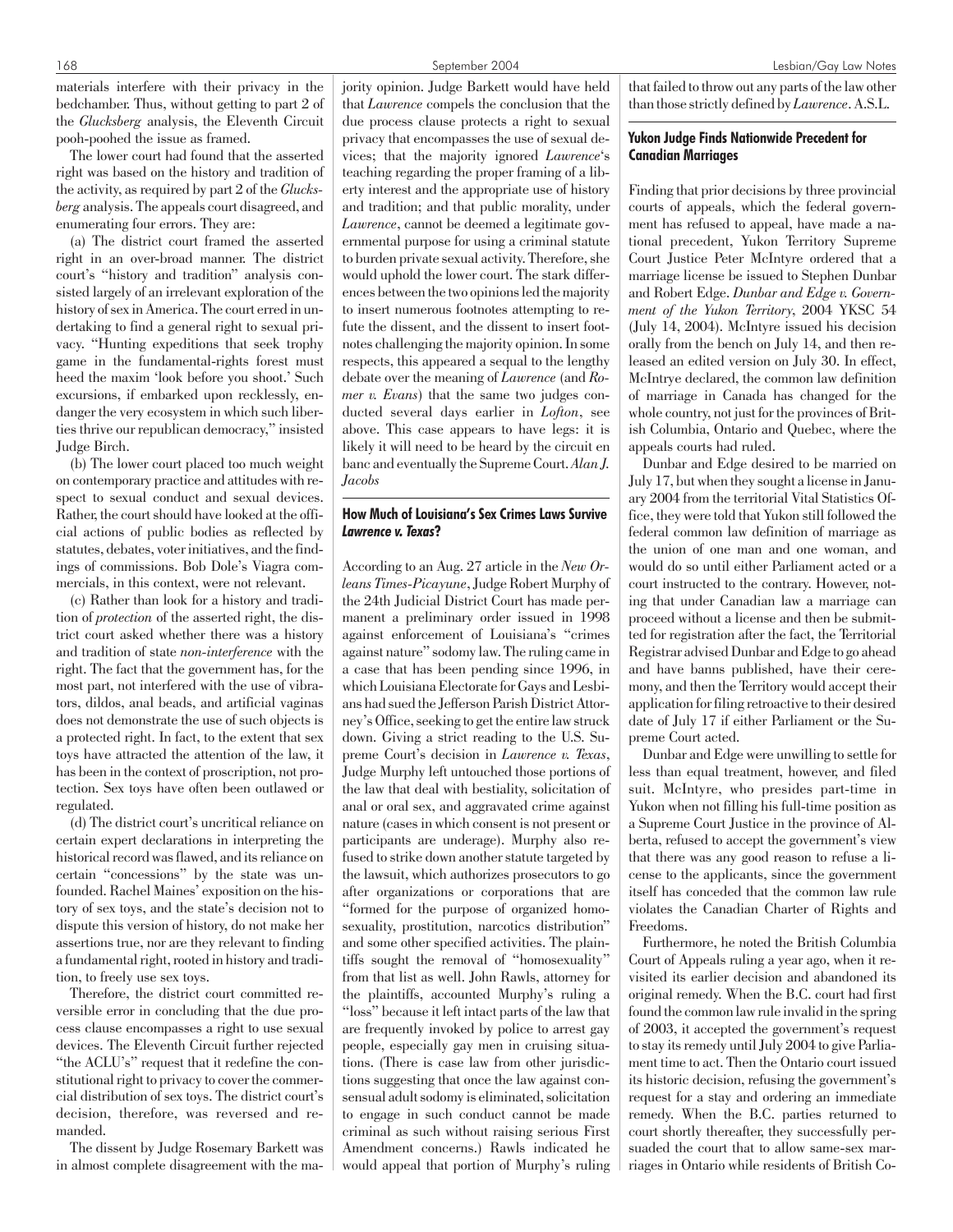materials interfere with their privacy in the bedchamber. Thus, without getting to part 2 of the *Glucksberg* analysis, the Eleventh Circuit pooh-poohed the issue as framed.

The lower court had found that the asserted right was based on the history and tradition of the activity, as required by part 2 of the *Glucksberg* analysis. The appeals court disagreed, and enumerating four errors. They are:

(a) The district court framed the asserted right in an over-broad manner. The district court's "history and tradition" analysis consisted largely of an irrelevant exploration of the history of sex in America. The court erred in undertaking to find a general right to sexual privacy. "Hunting expeditions that seek trophy game in the fundamental-rights forest must heed the maxim 'look before you shoot.' Such excursions, if embarked upon recklessly, endanger the very ecosystem in which such liberties thrive our republican democracy," insisted Judge Birch.

(b) The lower court placed too much weight on contemporary practice and attitudes with respect to sexual conduct and sexual devices. Rather, the court should have looked at the official actions of public bodies as reflected by statutes, debates, voter initiatives, and the findings of commissions. Bob Dole's Viagra commercials, in this context, were not relevant.

(c) Rather than look for a history and tradition of *protection* of the asserted right, the district court asked whether there was a history and tradition of state *non-interference* with the right. The fact that the government has, for the most part, not interfered with the use of vibrators, dildos, anal beads, and artificial vaginas does not demonstrate the use of such objects is a protected right. In fact, to the extent that sex toys have attracted the attention of the law, it has been in the context of proscription, not protection. Sex toys have often been outlawed or regulated.

(d) The district court's uncritical reliance on certain expert declarations in interpreting the historical record was flawed, and its reliance on certain "concessions" by the state was unfounded. Rachel Maines' exposition on the history of sex toys, and the state's decision not to dispute this version of history, do not make her assertions true, nor are they relevant to finding a fundamental right, rooted in history and tradition, to freely use sex toys.

Therefore, the district court committed reversible error in concluding that the due process clause encompasses a right to use sexual devices. The Eleventh Circuit further rejected "the ACLU's" request that it redefine the constitutional right to privacy to cover the commercial distribution of sex toys. The district court's decision, therefore, was reversed and remanded.

The dissent by Judge Rosemary Barkett was in almost complete disagreement with the majority opinion. Judge Barkett would have held that *Lawrence* compels the conclusion that the due process clause protects a right to sexual privacy that encompasses the use of sexual devices; that the majority ignored *Lawrence*'s teaching regarding the proper framing of a liberty interest and the appropriate use of history and tradition; and that public morality, under *Lawrence*, cannot be deemed a legitimate governmental purpose for using a criminal statute to burden private sexual activity. Therefore, she would uphold the lower court. The stark differences between the two opinions led the majority to insert numerous footnotes attempting to refute the dissent, and the dissent to insert footnotes challenging the majority opinion. In some respects, this appeared a sequal to the lengthy debate over the meaning of *Lawrence* (and *Romer v. Evans*) that the same two judges conducted several days earlier in *Lofton*, see above. This case appears to have legs: it is likely it will need to be heard by the circuit en banc and eventually the Supreme Court. *Alan J. Jacobs*

### How Much of Louisiana's Sex Crimes Laws Survive *Lawrence v. Texas*?

According to an Aug. 27 article in the *New Orleans Times-Picayune*, Judge Robert Murphy of the 24th Judicial District Court has made permanent a preliminary order issued in 1998 against enforcement of Louisiana's "crimes against nature" sodomy law. The ruling came in a case that has been pending since 1996, in which Louisiana Electorate for Gays and Lesbians had sued the Jefferson Parish District Attorney's Office, seeking to get the entire law struck down. Giving a strict reading to the U.S. Supreme Court's decision in *Lawrence v. Texas*, Judge Murphy left untouched those portions of the law that deal with bestiality, solicitation of anal or oral sex, and aggravated crime against nature (cases in which consent is not present or participants are underage). Murphy also refused to strike down another statute targeted by the lawsuit, which authorizes prosecutors to go after organizations or corporations that are "formed for the purpose of organized homosexuality, prostitution, narcotics distribution" and some other specified activities. The plaintiffs sought the removal of "homosexuality" from that list as well. John Rawls, attorney for the plaintiffs, accounted Murphy's ruling a "loss" because it left intact parts of the law that are frequently invoked by police to arrest gay people, especially gay men in cruising situations. (There is case law from other jurisdictions suggesting that once the law against consensual adult sodomy is eliminated, solicitation to engage in such conduct cannot be made criminal as such without raising serious First Amendment concerns.) Rawls indicated he would appeal that portion of Murphy's ruling that failed to throw out any parts of the law other than those strictly defined by *Lawrence*. A.S.L.

### Yukon Judge Finds Nationwide Precedent for Canadian Marriages

Finding that prior decisions by three provincial courts of appeals, which the federal government has refused to appeal, have made a national precedent, Yukon Territory Supreme Court Justice Peter McIntyre ordered that a marriage license be issued to Stephen Dunbar and Robert Edge. *Dunbar and Edge v. Government of the Yukon Territory*, 2004 YKSC 54 (July 14, 2004). McIntyre issued his decision orally from the bench on July 14, and then released an edited version on July 30. In effect, McIntrye declared, the common law definition of marriage in Canada has changed for the whole country, not just for the provinces of British Columbia, Ontario and Quebec, where the appeals courts had ruled.

Dunbar and Edge desired to be married on July 17, but when they sought a license in January 2004 from the territorial Vital Statistics Office, they were told that Yukon still followed the federal common law definition of marriage as the union of one man and one woman, and would do so until either Parliament acted or a court instructed to the contrary. However, noting that under Canadian law a marriage can proceed without a license and then be submitted for registration after the fact, the Territorial Registrar advised Dunbar and Edge to go ahead and have banns published, have their ceremony, and then the Territory would accept their application for filing retroactive to their desired date of July 17 if either Parliament or the Supreme Court acted.

Dunbar and Edge were unwilling to settle for less than equal treatment, however, and filed suit. McIntyre, who presides part-time in Yukon when not filling his full-time position as a Supreme Court Justice in the province of Alberta, refused to accept the government's view that there was any good reason to refuse a license to the applicants, since the government itself has conceded that the common law rule violates the Canadian Charter of Rights and Freedoms.

Furthermore, he noted the British Columbia Court of Appeals ruling a year ago, when it revisited its earlier decision and abandoned its original remedy. When the B.C. court had first found the common law rule invalid in the spring of 2003, it accepted the government's request to stay its remedy until July 2004 to give Parliament time to act. Then the Ontario court issued its historic decision, refusing the government's request for a stay and ordering an immediate remedy. When the B.C. parties returned to court shortly thereafter, they successfully persuaded the court that to allow same-sex marriages in Ontario while residents of British Co-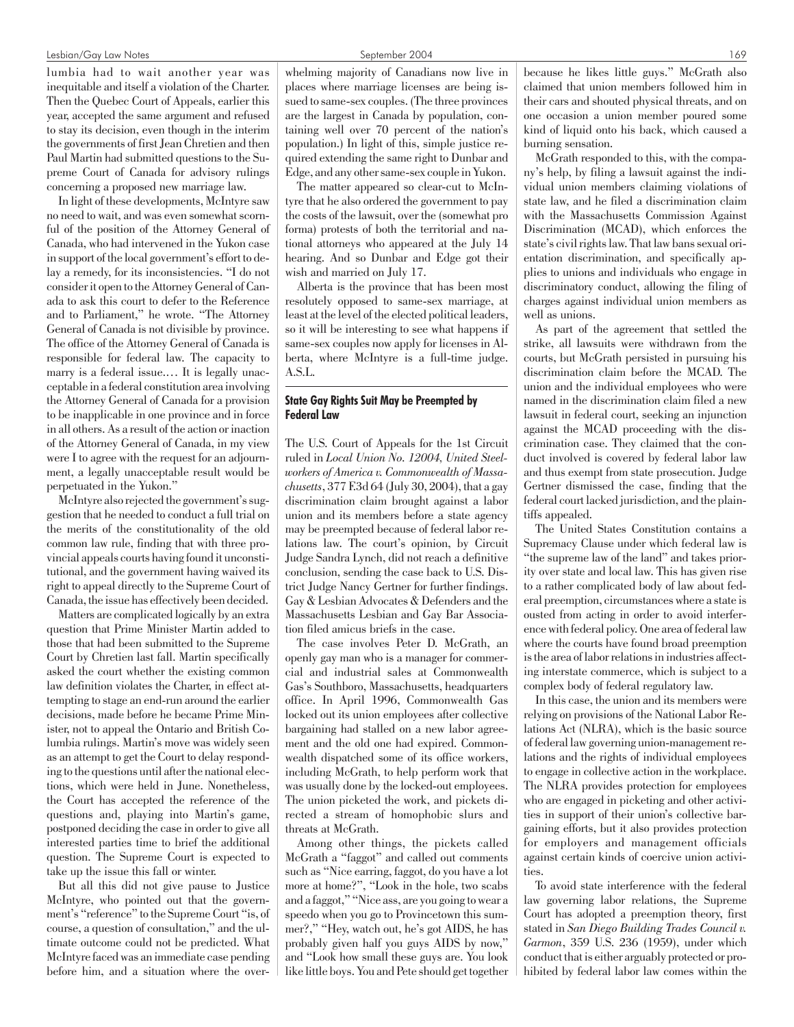lumbia had to wait another year was inequitable and itself a violation of the Charter. Then the Quebec Court of Appeals, earlier this year, accepted the same argument and refused to stay its decision, even though in the interim the governments of first Jean Chretien and then Paul Martin had submitted questions to the Supreme Court of Canada for advisory rulings concerning a proposed new marriage law.

In light of these developments, McIntyre saw no need to wait, and was even somewhat scornful of the position of the Attorney General of Canada, who had intervened in the Yukon case in support of the local government's effort to delay a remedy, for its inconsistencies. "I do not consider it open to the Attorney General of Canada to ask this court to defer to the Reference and to Parliament," he wrote. "The Attorney General of Canada is not divisible by province. The office of the Attorney General of Canada is responsible for federal law. The capacity to marry is a federal issue.… It is legally unacceptable in a federal constitution area involving the Attorney General of Canada for a provision to be inapplicable in one province and in force in all others. As a result of the action or inaction of the Attorney General of Canada, in my view were I to agree with the request for an adjournment, a legally unacceptable result would be perpetuated in the Yukon."

McIntyre also rejected the government's suggestion that he needed to conduct a full trial on the merits of the constitutionality of the old common law rule, finding that with three provincial appeals courts having found it unconstitutional, and the government having waived its right to appeal directly to the Supreme Court of Canada, the issue has effectively been decided.

Matters are complicated logically by an extra question that Prime Minister Martin added to those that had been submitted to the Supreme Court by Chretien last fall. Martin specifically asked the court whether the existing common law definition violates the Charter, in effect attempting to stage an end-run around the earlier decisions, made before he became Prime Minister, not to appeal the Ontario and British Columbia rulings. Martin's move was widely seen as an attempt to get the Court to delay responding to the questions until after the national elections, which were held in June. Nonetheless, the Court has accepted the reference of the questions and, playing into Martin's game, postponed deciding the case in order to give all interested parties time to brief the additional question. The Supreme Court is expected to take up the issue this fall or winter.

But all this did not give pause to Justice McIntyre, who pointed out that the government's "reference" to the Supreme Court "is, of course, a question of consultation," and the ultimate outcome could not be predicted. What McIntyre faced was an immediate case pending before him, and a situation where the overwhelming majority of Canadians now live in places where marriage licenses are being issued to same-sex couples. (The three provinces are the largest in Canada by population, containing well over 70 percent of the nation's population.) In light of this, simple justice required extending the same right to Dunbar and Edge, and any other same-sex couple in Yukon.

The matter appeared so clear-cut to McIntyre that he also ordered the government to pay the costs of the lawsuit, over the (somewhat pro forma) protests of both the territorial and national attorneys who appeared at the July 14 hearing. And so Dunbar and Edge got their wish and married on July 17.

Alberta is the province that has been most resolutely opposed to same-sex marriage, at least at the level of the elected political leaders, so it will be interesting to see what happens if same-sex couples now apply for licenses in Alberta, where McIntyre is a full-time judge. A.S.L.

### State Gay Rights Suit May be Preempted by Federal Law

The U.S. Court of Appeals for the 1st Circuit ruled in *Local Union No. 12004, United Steelworkers of America v. Commonwealth of Massachusetts*, 377 F.3d 64 (July 30, 2004), that a gay discrimination claim brought against a labor union and its members before a state agency may be preempted because of federal labor relations law. The court's opinion, by Circuit Judge Sandra Lynch, did not reach a definitive conclusion, sending the case back to U.S. District Judge Nancy Gertner for further findings. Gay & Lesbian Advocates & Defenders and the Massachusetts Lesbian and Gay Bar Association filed amicus briefs in the case.

The case involves Peter D. McGrath, an openly gay man who is a manager for commercial and industrial sales at Commonwealth Gas's Southboro, Massachusetts, headquarters office. In April 1996, Commonwealth Gas locked out its union employees after collective bargaining had stalled on a new labor agreement and the old one had expired. Commonwealth dispatched some of its office workers, including McGrath, to help perform work that was usually done by the locked-out employees. The union picketed the work, and pickets directed a stream of homophobic slurs and threats at McGrath.

Among other things, the pickets called McGrath a "faggot" and called out comments such as "Nice earring, faggot, do you have a lot more at home?", "Look in the hole, two scabs and a faggot," "Nice ass, are you going to wear a speedo when you go to Provincetown this summer?," "Hey, watch out, he's got AIDS, he has probably given half you guys AIDS by now," and "Look how small these guys are. You look like little boys. You and Pete should get together because he likes little guys." McGrath also claimed that union members followed him in their cars and shouted physical threats, and on one occasion a union member poured some kind of liquid onto his back, which caused a burning sensation.

McGrath responded to this, with the company's help, by filing a lawsuit against the individual union members claiming violations of state law, and he filed a discrimination claim with the Massachusetts Commission Against Discrimination (MCAD), which enforces the state's civil rights law. That law bans sexual orientation discrimination, and specifically applies to unions and individuals who engage in discriminatory conduct, allowing the filing of charges against individual union members as well as unions.

As part of the agreement that settled the strike, all lawsuits were withdrawn from the courts, but McGrath persisted in pursuing his discrimination claim before the MCAD. The union and the individual employees who were named in the discrimination claim filed a new lawsuit in federal court, seeking an injunction against the MCAD proceeding with the discrimination case. They claimed that the conduct involved is covered by federal labor law and thus exempt from state prosecution. Judge Gertner dismissed the case, finding that the federal court lacked jurisdiction, and the plaintiffs appealed.

The United States Constitution contains a Supremacy Clause under which federal law is "the supreme law of the land" and takes priority over state and local law. This has given rise to a rather complicated body of law about federal preemption, circumstances where a state is ousted from acting in order to avoid interference with federal policy. One area of federal law where the courts have found broad preemption is the area of labor relations in industries affecting interstate commerce, which is subject to a complex body of federal regulatory law.

In this case, the union and its members were relying on provisions of the National Labor Relations Act (NLRA), which is the basic source of federal law governing union-management relations and the rights of individual employees to engage in collective action in the workplace. The NLRA provides protection for employees who are engaged in picketing and other activities in support of their union's collective bargaining efforts, but it also provides protection for employers and management officials against certain kinds of coercive union activities.

To avoid state interference with the federal law governing labor relations, the Supreme Court has adopted a preemption theory, first stated in *San Diego Building Trades Council v. Garmon*, 359 U.S. 236 (1959), under which conduct that is either arguably protected or prohibited by federal labor law comes within the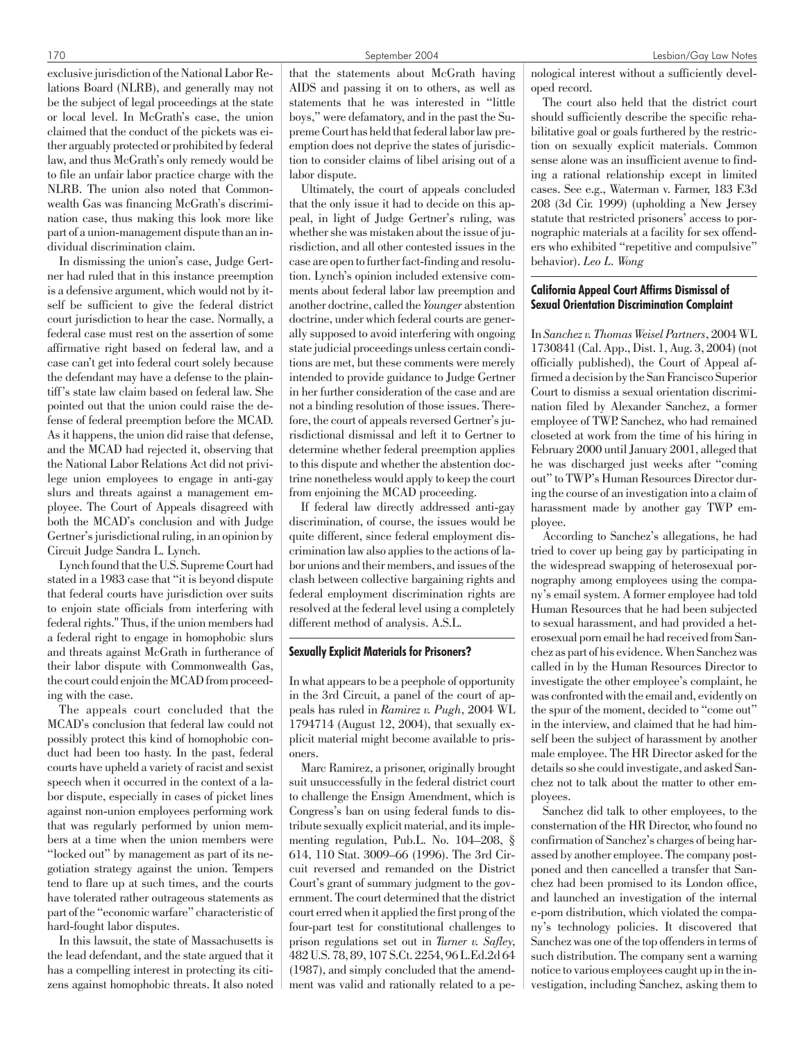exclusive jurisdiction of the National Labor Relations Board (NLRB), and generally may not be the subject of legal proceedings at the state or local level. In McGrath's case, the union claimed that the conduct of the pickets was either arguably protected or prohibited by federal law, and thus McGrath's only remedy would be to file an unfair labor practice charge with the NLRB. The union also noted that Commonwealth Gas was financing McGrath's discrimination case, thus making this look more like part of a union-management dispute than an individual discrimination claim.

In dismissing the union's case, Judge Gertner had ruled that in this instance preemption is a defensive argument, which would not by itself be sufficient to give the federal district court jurisdiction to hear the case. Normally, a federal case must rest on the assertion of some affirmative right based on federal law, and a case can't get into federal court solely because the defendant may have a defense to the plaintiff's state law claim based on federal law. She pointed out that the union could raise the defense of federal preemption before the MCAD. As it happens, the union did raise that defense, and the MCAD had rejected it, observing that the National Labor Relations Act did not privilege union employees to engage in anti-gay slurs and threats against a management employee. The Court of Appeals disagreed with both the MCAD's conclusion and with Judge Gertner's jurisdictional ruling, in an opinion by Circuit Judge Sandra L. Lynch.

Lynch found that the U.S. Supreme Court had stated in a 1983 case that "it is beyond dispute that federal courts have jurisdiction over suits to enjoin state officials from interfering with federal rights." Thus, if the union members had a federal right to engage in homophobic slurs and threats against McGrath in furtherance of their labor dispute with Commonwealth Gas, the court could enjoin the MCAD from proceeding with the case.

The appeals court concluded that the MCAD's conclusion that federal law could not possibly protect this kind of homophobic conduct had been too hasty. In the past, federal courts have upheld a variety of racist and sexist speech when it occurred in the context of a labor dispute, especially in cases of picket lines against non-union employees performing work that was regularly performed by union members at a time when the union members were "locked out" by management as part of its negotiation strategy against the union. Tempers tend to flare up at such times, and the courts have tolerated rather outrageous statements as part of the "economic warfare" characteristic of hard-fought labor disputes.

In this lawsuit, the state of Massachusetts is the lead defendant, and the state argued that it has a compelling interest in protecting its citizens against homophobic threats. It also noted that the statements about McGrath having AIDS and passing it on to others, as well as statements that he was interested in "little boys," were defamatory, and in the past the Supreme Court has held that federal labor law preemption does not deprive the states of jurisdiction to consider claims of libel arising out of a labor dispute.

Ultimately, the court of appeals concluded that the only issue it had to decide on this appeal, in light of Judge Gertner's ruling, was whether she was mistaken about the issue of jurisdiction, and all other contested issues in the case are open to further fact-finding and resolution. Lynch's opinion included extensive comments about federal labor law preemption and another doctrine, called the *Younger* abstention doctrine, under which federal courts are generally supposed to avoid interfering with ongoing state judicial proceedings unless certain conditions are met, but these comments were merely intended to provide guidance to Judge Gertner in her further consideration of the case and are not a binding resolution of those issues. Therefore, the court of appeals reversed Gertner's jurisdictional dismissal and left it to Gertner to determine whether federal preemption applies to this dispute and whether the abstention doctrine nonetheless would apply to keep the court from enjoining the MCAD proceeding.

If federal law directly addressed anti-gay discrimination, of course, the issues would be quite different, since federal employment discrimination law also applies to the actions of labor unions and their members, and issues of the clash between collective bargaining rights and federal employment discrimination rights are resolved at the federal level using a completely different method of analysis. A.S.L.

### Sexually Explicit Materials for Prisoners?

In what appears to be a peephole of opportunity in the 3rd Circuit, a panel of the court of appeals has ruled in *Ramirez v. Pugh*, 2004 WL 1794714 (August 12, 2004), that sexually explicit material might become available to prisoners.

Marc Ramirez, a prisoner, originally brought suit unsuccessfully in the federal district court to challenge the Ensign Amendment, which is Congress's ban on using federal funds to distribute sexually explicit material, and its implementing regulation, Pub.L. No. 104–208, § 614, 110 Stat. 3009–66 (1996). The 3rd Circuit reversed and remanded on the District Court's grant of summary judgment to the government. The court determined that the district court erred when it applied the first prong of the four-part test for constitutional challenges to prison regulations set out in *Turner v. Safley*, 482 U.S. 78, 89, 107 S.Ct. 2254, 96 L.Ed.2d 64 (1987), and simply concluded that the amendment was valid and rationally related to a penological interest without a sufficiently developed record.

The court also held that the district court should sufficiently describe the specific rehabilitative goal or goals furthered by the restriction on sexually explicit materials. Common sense alone was an insufficient avenue to finding a rational relationship except in limited cases. See e.g., Waterman v. Farmer, 183 F.3d 208 (3d Cir. 1999) (upholding a New Jersey statute that restricted prisoners' access to pornographic materials at a facility for sex offenders who exhibited "repetitive and compulsive" behavior). *Leo L. Wong*

### California Appeal Court Affirms Dismissal of Sexual Orientation Discrimination Complaint

In *Sanchez v. Thomas Weisel Partners*, 2004 WL 1730841 (Cal. App., Dist. 1, Aug. 3, 2004) (not officially published), the Court of Appeal affirmed a decision by the San Francisco Superior Court to dismiss a sexual orientation discrimination filed by Alexander Sanchez, a former employee of TWP. Sanchez, who had remained closeted at work from the time of his hiring in February 2000 until January 2001, alleged that he was discharged just weeks after "coming out" to TWP's Human Resources Director during the course of an investigation into a claim of harassment made by another gay TWP employee.

According to Sanchez's allegations, he had tried to cover up being gay by participating in the widespread swapping of heterosexual pornography among employees using the company's email system. A former employee had told Human Resources that he had been subjected to sexual harassment, and had provided a heterosexual porn email he had received from Sanchez as part of his evidence. When Sanchez was called in by the Human Resources Director to investigate the other employee's complaint, he was confronted with the email and, evidently on the spur of the moment, decided to "come out" in the interview, and claimed that he had himself been the subject of harassment by another male employee. The HR Director asked for the details so she could investigate, and asked Sanchez not to talk about the matter to other employees.

Sanchez did talk to other employees, to the consternation of the HR Director, who found no confirmation of Sanchez's charges of being harassed by another employee. The company postponed and then cancelled a transfer that Sanchez had been promised to its London office, and launched an investigation of the internal e-porn distribution, which violated the company's technology policies. It discovered that Sanchez was one of the top offenders in terms of such distribution. The company sent a warning notice to various employees caught up in the investigation, including Sanchez, asking them to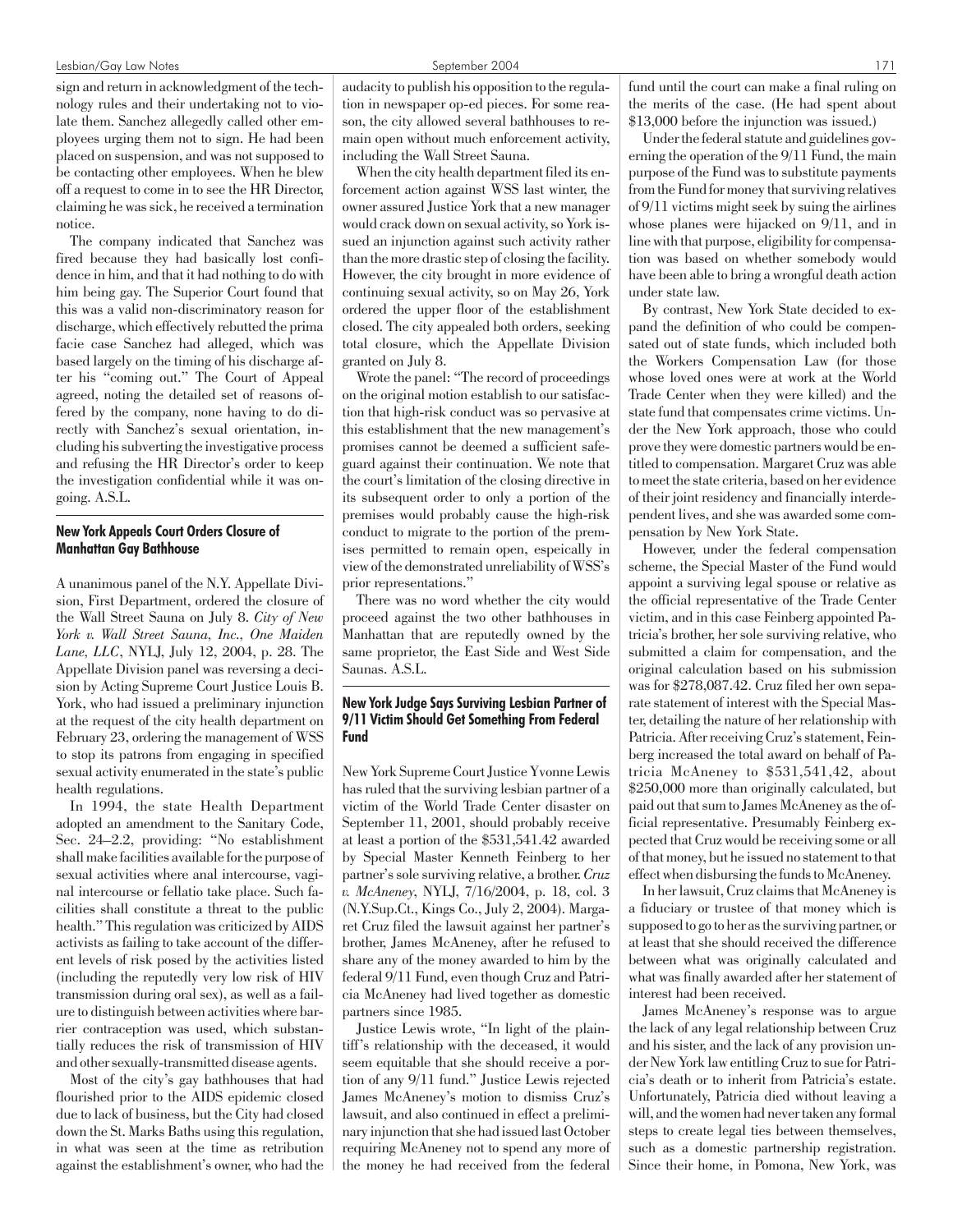sign and return in acknowledgment of the technology rules and their undertaking not to violate them. Sanchez allegedly called other employees urging them not to sign. He had been placed on suspension, and was not supposed to be contacting other employees. When he blew off a request to come in to see the HR Director, claiming he was sick, he received a termination notice.

The company indicated that Sanchez was fired because they had basically lost confidence in him, and that it had nothing to do with him being gay. The Superior Court found that this was a valid non-discriminatory reason for discharge, which effectively rebutted the prima facie case Sanchez had alleged, which was based largely on the timing of his discharge after his "coming out." The Court of Appeal agreed, noting the detailed set of reasons offered by the company, none having to do directly with Sanchez's sexual orientation, including his subverting the investigative process and refusing the HR Director's order to keep the investigation confidential while it was ongoing. A.S.L.

### New York Appeals Court Orders Closure of Manhattan Gay Bathhouse

A unanimous panel of the N.Y. Appellate Division, First Department, ordered the closure of the Wall Street Sauna on July 8. *City of New York v. Wall Street Sauna, Inc., One Maiden Lane, LLC*, NYLJ, July 12, 2004, p. 28. The Appellate Division panel was reversing a decision by Acting Supreme Court Justice Louis B. York, who had issued a preliminary injunction at the request of the city health department on February 23, ordering the management of WSS to stop its patrons from engaging in specified sexual activity enumerated in the state's public health regulations.

In 1994, the state Health Department adopted an amendment to the Sanitary Code, Sec. 24–2.2, providing: "No establishment shall make facilities available for the purpose of sexual activities where anal intercourse, vaginal intercourse or fellatio take place. Such facilities shall constitute a threat to the public health." This regulation was criticized by AIDS activists as failing to take account of the different levels of risk posed by the activities listed (including the reputedly very low risk of HIV transmission during oral sex), as well as a failure to distinguish between activities where barrier contraception was used, which substantially reduces the risk of transmission of HIV and other sexually-transmitted disease agents.

Most of the city's gay bathhouses that had flourished prior to the AIDS epidemic closed due to lack of business, but the City had closed down the St. Marks Baths using this regulation, in what was seen at the time as retribution against the establishment's owner, who had the audacity to publish his opposition to the regulation in newspaper op-ed pieces. For some reason, the city allowed several bathhouses to remain open without much enforcement activity, including the Wall Street Sauna.

When the city health department filed its enforcement action against WSS last winter, the owner assured Justice York that a new manager would crack down on sexual activity, so York issued an injunction against such activity rather than the more drastic step of closing the facility. However, the city brought in more evidence of continuing sexual activity, so on May 26, York ordered the upper floor of the establishment closed. The city appealed both orders, seeking total closure, which the Appellate Division granted on July 8.

Wrote the panel: "The record of proceedings on the original motion establish to our satisfaction that high-risk conduct was so pervasive at this establishment that the new management's promises cannot be deemed a sufficient safeguard against their continuation. We note that the court's limitation of the closing directive in its subsequent order to only a portion of the premises would probably cause the high-risk conduct to migrate to the portion of the premises permitted to remain open, espeically in view of the demonstrated unreliability of WSS's prior representations."

There was no word whether the city would proceed against the two other bathhouses in Manhattan that are reputedly owned by the same proprietor, the East Side and West Side Saunas. A.S.L.

### New York Judge Says Surviving Lesbian Partner of 9/11 Victim Should Get Something From Federal Fund

New York Supreme Court Justice Yvonne Lewis has ruled that the surviving lesbian partner of a victim of the World Trade Center disaster on September 11, 2001, should probably receive at least a portion of the $531,541.42 awarded by Special Master Kenneth Feinberg to her partner's sole surviving relative, a brother. *Cruz v. McAneney*, NYLJ, 7/16/2004, p. 18, col. 3 (N.Y.Sup.Ct., Kings Co., July 2, 2004). Margaret Cruz filed the lawsuit against her partner's brother, James McAneney, after he refused to share any of the money awarded to him by the federal 9/11 Fund, even though Cruz and Patricia McAneney had lived together as domestic partners since 1985.

Justice Lewis wrote, "In light of the plaintiff's relationship with the deceased, it would seem equitable that she should receive a portion of any 9/11 fund." Justice Lewis rejected James McAneney's motion to dismiss Cruz's lawsuit, and also continued in effect a preliminary injunction that she had issued last October requiring McAneney not to spend any more of the money he had received from the federal fund until the court can make a final ruling on the merits of the case. (He had spent about $13,000 before the injunction was issued.)

Under the federal statute and guidelines governing the operation of the 9/11 Fund, the main purpose of the Fund was to substitute payments from the Fund for money that surviving relatives of 9/11 victims might seek by suing the airlines whose planes were hijacked on 9/11, and in line with that purpose, eligibility for compensation was based on whether somebody would have been able to bring a wrongful death action under state law.

By contrast, New York State decided to expand the definition of who could be compensated out of state funds, which included both the Workers Compensation Law (for those whose loved ones were at work at the World Trade Center when they were killed) and the state fund that compensates crime victims. Under the New York approach, those who could prove they were domestic partners would be entitled to compensation. Margaret Cruz was able to meet the state criteria, based on her evidence of their joint residency and financially interdependent lives, and she was awarded some compensation by New York State.

However, under the federal compensation scheme, the Special Master of the Fund would appoint a surviving legal spouse or relative as the official representative of the Trade Center victim, and in this case Feinberg appointed Patricia's brother, her sole surviving relative, who submitted a claim for compensation, and the original calculation based on his submission was for $278,087.42. Cruz filed her own separate statement of interest with the Special Master, detailing the nature of her relationship with Patricia. After receiving Cruz's statement, Feinberg increased the total award on behalf of Patricia McAneney to $531,541,42, about $250,000 more than originally calculated, but paid out that sum to James McAneney as the official representative. Presumably Feinberg expected that Cruz would be receiving some or all of that money, but he issued no statement to that effect when disbursing the funds to McAneney.

In her lawsuit, Cruz claims that McAneney is a fiduciary or trustee of that money which is supposed to go to her as the surviving partner, or at least that she should received the difference between what was originally calculated and what was finally awarded after her statement of interest had been received.

James McAneney's response was to argue the lack of any legal relationship between Cruz and his sister, and the lack of any provision under New York law entitling Cruz to sue for Patricia's death or to inherit from Patricia's estate. Unfortunately, Patricia died without leaving a will, and the women had never taken any formal steps to create legal ties between themselves, such as a domestic partnership registration. Since their home, in Pomona, New York, was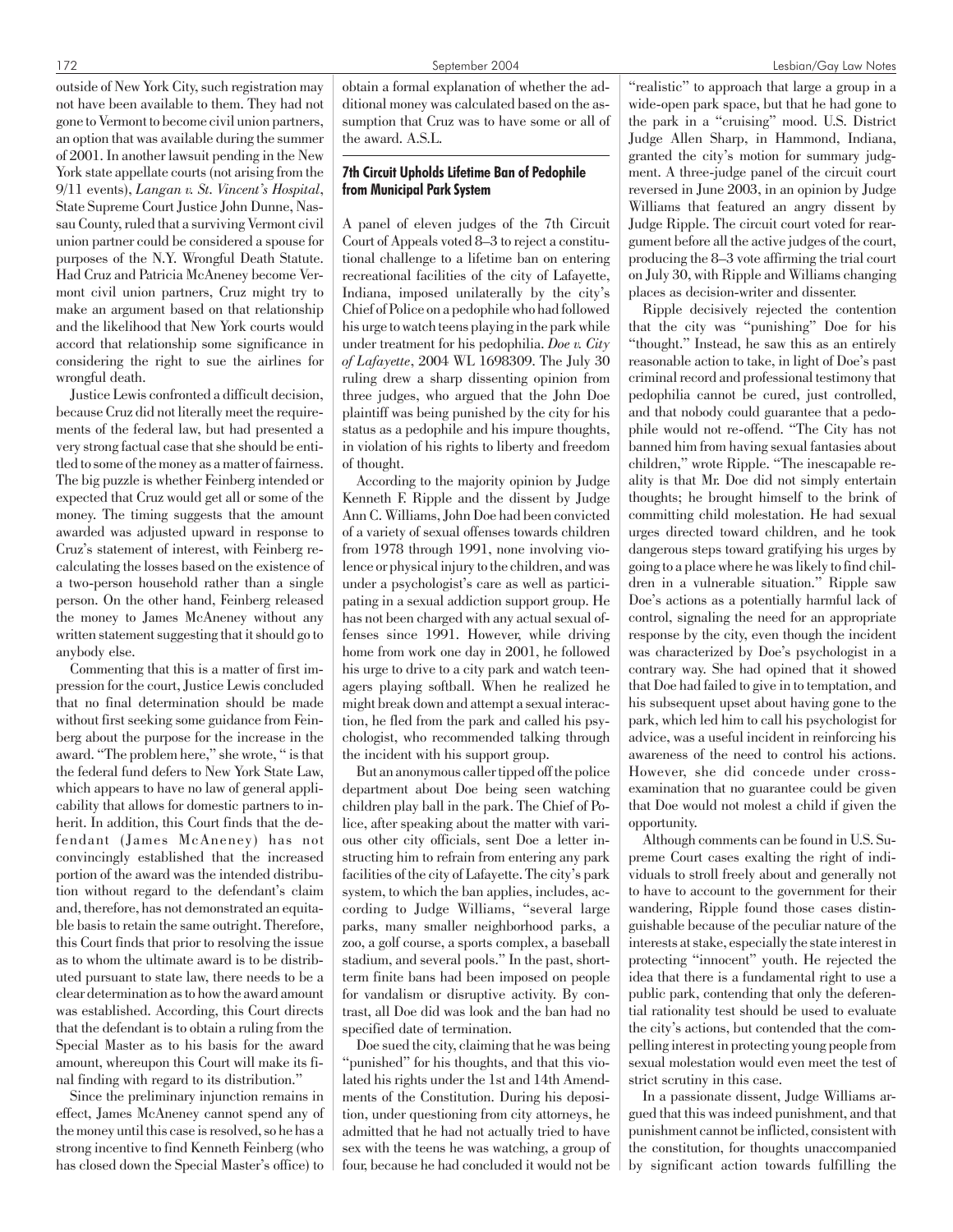outside of New York City, such registration may not have been available to them. They had not gone to Vermont to become civil union partners, an option that was available during the summer of 2001. In another lawsuit pending in the New York state appellate courts (not arising from the 9/11 events), *Langan v. St. Vincent's Hospital*, State Supreme Court Justice John Dunne, Nassau County, ruled that a surviving Vermont civil union partner could be considered a spouse for purposes of the N.Y. Wrongful Death Statute. Had Cruz and Patricia McAneney become Vermont civil union partners, Cruz might try to make an argument based on that relationship and the likelihood that New York courts would accord that relationship some significance in considering the right to sue the airlines for wrongful death.

Justice Lewis confronted a difficult decision, because Cruz did not literally meet the requirements of the federal law, but had presented a very strong factual case that she should be entitled to some of the money as a matter of fairness. The big puzzle is whether Feinberg intended or expected that Cruz would get all or some of the money. The timing suggests that the amount awarded was adjusted upward in response to Cruz's statement of interest, with Feinberg recalculating the losses based on the existence of a two-person household rather than a single person. On the other hand, Feinberg released the money to James McAneney without any written statement suggesting that it should go to anybody else.

Commenting that this is a matter of first impression for the court, Justice Lewis concluded that no final determination should be made without first seeking some guidance from Feinberg about the purpose for the increase in the award. "The problem here," she wrote, " is that the federal fund defers to New York State Law, which appears to have no law of general applicability that allows for domestic partners to inherit. In addition, this Court finds that the defendant (James McAneney) has not convincingly established that the increased portion of the award was the intended distribution without regard to the defendant's claim and, therefore, has not demonstrated an equitable basis to retain the same outright. Therefore, this Court finds that prior to resolving the issue as to whom the ultimate award is to be distributed pursuant to state law, there needs to be a clear determination as to how the award amount was established. According, this Court directs that the defendant is to obtain a ruling from the Special Master as to his basis for the award amount, whereupon this Court will make its final finding with regard to its distribution."

Since the preliminary injunction remains in effect, James McAneney cannot spend any of the money until this case is resolved, so he has a strong incentive to find Kenneth Feinberg (who has closed down the Special Master's office) to obtain a formal explanation of whether the additional money was calculated based on the assumption that Cruz was to have some or all of the award. A.S.L.

## 7th Circuit Upholds Lifetime Ban of Pedophile from Municipal Park System

A panel of eleven judges of the 7th Circuit Court of Appeals voted 8–3 to reject a constitutional challenge to a lifetime ban on entering recreational facilities of the city of Lafayette, Indiana, imposed unilaterally by the city's Chief of Police on a pedophile who had followed his urge to watch teens playing in the park while under treatment for his pedophilia. *Doe v. City of Lafayette*, 2004 WL 1698309. The July 30 ruling drew a sharp dissenting opinion from three judges, who argued that the John Doe plaintiff was being punished by the city for his status as a pedophile and his impure thoughts, in violation of his rights to liberty and freedom of thought.

According to the majority opinion by Judge Kenneth F. Ripple and the dissent by Judge Ann C. Williams, John Doe had been convicted of a variety of sexual offenses towards children from 1978 through 1991, none involving violence or physical injury to the children, and was under a psychologist's care as well as participating in a sexual addiction support group. He has not been charged with any actual sexual offenses since 1991. However, while driving home from work one day in 2001, he followed his urge to drive to a city park and watch teenagers playing softball. When he realized he might break down and attempt a sexual interaction, he fled from the park and called his psychologist, who recommended talking through the incident with his support group.

But an anonymous caller tipped off the police department about Doe being seen watching children play ball in the park. The Chief of Police, after speaking about the matter with various other city officials, sent Doe a letter instructing him to refrain from entering any park facilities of the city of Lafayette. The city's park system, to which the ban applies, includes, according to Judge Williams, "several large parks, many smaller neighborhood parks, a zoo, a golf course, a sports complex, a baseball stadium, and several pools." In the past, short-term finite bans had been imposed on people for vandalism or disruptive activity. By contrast, all Doe did was look and the ban had no specified date of termination.

Doe sued the city, claiming that he was being "punished" for his thoughts, and that this violated his rights under the 1st and 14th Amendments of the Constitution. During his deposition, under questioning from city attorneys, he admitted that he had not actually tried to have sex with the teens he was watching, a group of four, because he had concluded it would not be "realistic" to approach that large a group in a wide-open park space, but that he had gone to the park in a "cruising" mood. U.S. District Judge Allen Sharp, in Hammond, Indiana, granted the city's motion for summary judgment. A three-judge panel of the circuit court reversed in June 2003, in an opinion by Judge Williams that featured an angry dissent by Judge Ripple. The circuit court voted for reargument before all the active judges of the court, producing the 8–3 vote affirming the trial court on July 30, with Ripple and Williams changing places as decision-writer and dissenter.

Ripple decisively rejected the contention that the city was "punishing" Doe for his "thought." Instead, he saw this as an entirely reasonable action to take, in light of Doe's past criminal record and professional testimony that pedophilia cannot be cured, just controlled, and that nobody could guarantee that a pedophile would not re-offend. "The City has not banned him from having sexual fantasies about children," wrote Ripple. "The inescapable reality is that Mr. Doe did not simply entertain thoughts; he brought himself to the brink of committing child molestation. He had sexual urges directed toward children, and he took dangerous steps toward gratifying his urges by going to a place where he was likely to find children in a vulnerable situation." Ripple saw Doe's actions as a potentially harmful lack of control, signaling the need for an appropriate response by the city, even though the incident was characterized by Doe's psychologist in a contrary way. She had opined that it showed that Doe had failed to give in to temptation, and his subsequent upset about having gone to the park, which led him to call his psychologist for advice, was a useful incident in reinforcing his awareness of the need to control his actions. However, she did concede under cross-examination that no guarantee could be given that Doe would not molest a child if given the opportunity.

Although comments can be found in U.S. Supreme Court cases exalting the right of individuals to stroll freely about and generally not to have to account to the government for their wandering, Ripple found those cases distinguishable because of the peculiar nature of the interests at stake, especially the state interest in protecting "innocent" youth. He rejected the idea that there is a fundamental right to use a public park, contending that only the deferential rationality test should be used to evaluate the city's actions, but contended that the compelling interest in protecting young people from sexual molestation would even meet the test of strict scrutiny in this case.

In a passionate dissent, Judge Williams argued that this was indeed punishment, and that punishment cannot be inflicted, consistent with the constitution, for thoughts unaccompanied by significant action towards fulfilling the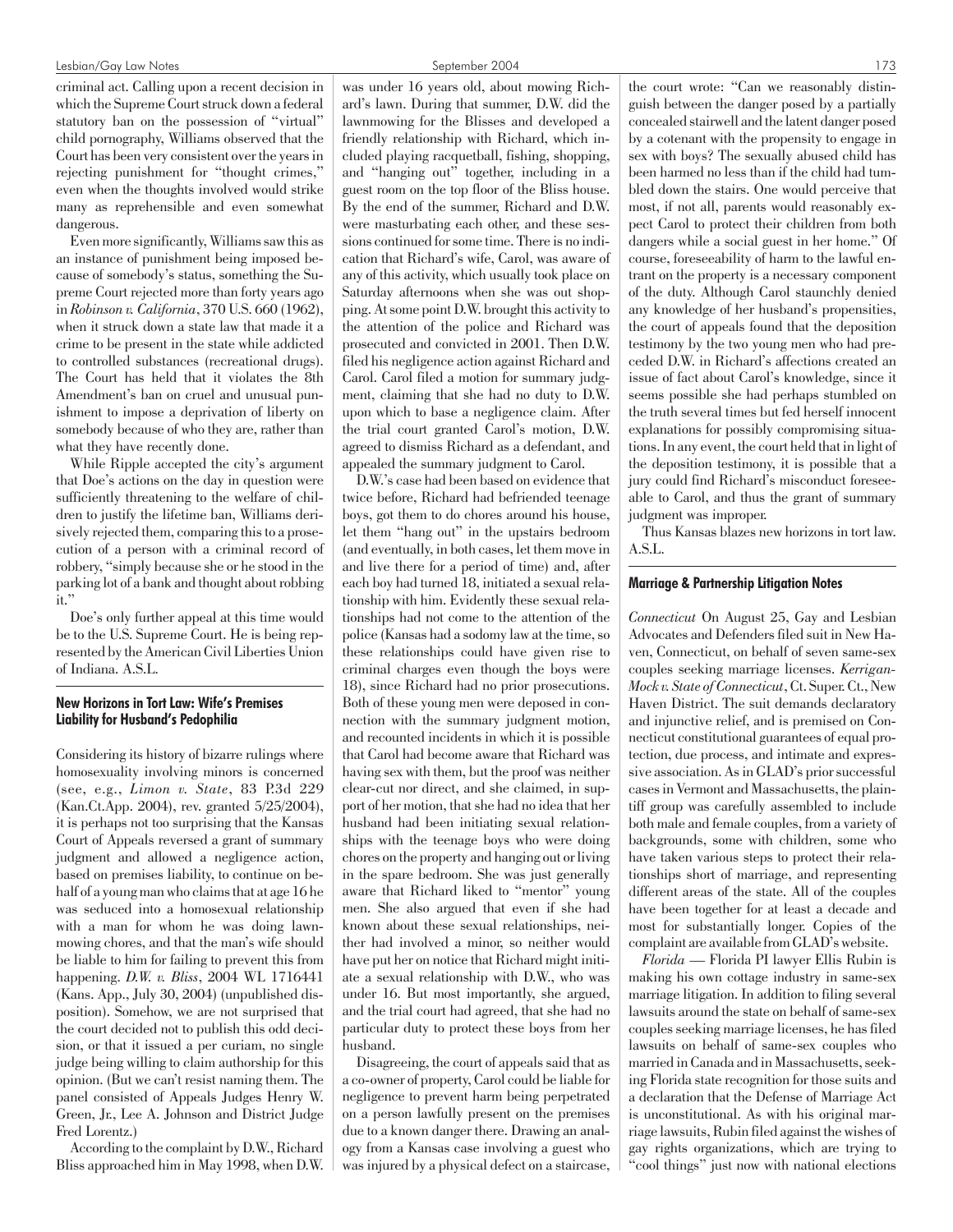criminal act. Calling upon a recent decision in which the Supreme Court struck down a federal statutory ban on the possession of "virtual" child pornography, Williams observed that the Court has been very consistent over the years in rejecting punishment for "thought crimes," even when the thoughts involved would strike many as reprehensible and even somewhat dangerous.

Even more significantly, Williams saw this as an instance of punishment being imposed because of somebody's status, something the Supreme Court rejected more than forty years ago in *Robinson v. California*, 370 U.S. 660 (1962), when it struck down a state law that made it a crime to be present in the state while addicted to controlled substances (recreational drugs). The Court has held that it violates the 8th Amendment's ban on cruel and unusual punishment to impose a deprivation of liberty on somebody because of who they are, rather than what they have recently done.

While Ripple accepted the city's argument that Doe's actions on the day in question were sufficiently threatening to the welfare of children to justify the lifetime ban, Williams derisively rejected them, comparing this to a prosecution of a person with a criminal record of robbery, "simply because she or he stood in the parking lot of a bank and thought about robbing it."

Doe's only further appeal at this time would be to the U.S. Supreme Court. He is being represented by the American Civil Liberties Union of Indiana. A.S.L.

### New Horizons in Tort Law: Wife's Premises Liability for Husband's Pedophilia

Considering its history of bizarre rulings where homosexuality involving minors is concerned (see, e.g., *Limon v. State*, 83 P.3d 229 (Kan.Ct.App. 2004), rev. granted 5/25/2004), it is perhaps not too surprising that the Kansas Court of Appeals reversed a grant of summary judgment and allowed a negligence action, based on premises liability, to continue on behalf of a young man who claims that at age 16 he was seduced into a homosexual relationship with a man for whom he was doing lawn-mowing chores, and that the man's wife should be liable to him for failing to prevent this from happening. *D.W. v. Bliss*, 2004 WL 1716441 (Kans. App., July 30, 2004) (unpublished disposition). Somehow, we are not surprised that the court decided not to publish this odd decision, or that it issued a per curiam, no single judge being willing to claim authorship for this opinion. (But we can't resist naming them. The panel consisted of Appeals Judges Henry W. Green, Jr., Lee A. Johnson and District Judge Fred Lorentz.)

According to the complaint by D.W., Richard Bliss approached him in May 1998, when D.W. was under 16 years old, about mowing Richard's lawn. During that summer, D.W. did the lawnmowing for the Blisses and developed a friendly relationship with Richard, which included playing racquetball, fishing, shopping, and "hanging out" together, including in a guest room on the top floor of the Bliss house. By the end of the summer, Richard and D.W. were masturbating each other, and these sessions continued for some time. There is no indication that Richard's wife, Carol, was aware of any of this activity, which usually took place on Saturday afternoons when she was out shopping. At some point D.W. brought this activity to the attention of the police and Richard was prosecuted and convicted in 2001. Then D.W. filed his negligence action against Richard and Carol. Carol filed a motion for summary judgment, claiming that she had no duty to D.W. upon which to base a negligence claim. After the trial court granted Carol's motion, D.W. agreed to dismiss Richard as a defendant, and appealed the summary judgment to Carol.

D.W.'s case had been based on evidence that twice before, Richard had befriended teenage boys, got them to do chores around his house, let them "hang out" in the upstairs bedroom (and eventually, in both cases, let them move in and live there for a period of time) and, after each boy had turned 18, initiated a sexual relationship with him. Evidently these sexual relationships had not come to the attention of the police (Kansas had a sodomy law at the time, so these relationships could have given rise to criminal charges even though the boys were 18), since Richard had no prior prosecutions. Both of these young men were deposed in connection with the summary judgment motion, and recounted incidents in which it is possible that Carol had become aware that Richard was having sex with them, but the proof was neither clear-cut nor direct, and she claimed, in support of her motion, that she had no idea that her husband had been initiating sexual relationships with the teenage boys who were doing chores on the property and hanging out or living in the spare bedroom. She was just generally aware that Richard liked to "mentor" young men. She also argued that even if she had known about these sexual relationships, neither had involved a minor, so neither would have put her on notice that Richard might initiate a sexual relationship with D.W., who was under 16. But most importantly, she argued, and the trial court had agreed, that she had no particular duty to protect these boys from her husband.

Disagreeing, the court of appeals said that as a co-owner of property, Carol could be liable for negligence to prevent harm being perpetrated on a person lawfully present on the premises due to a known danger there. Drawing an analogy from a Kansas case involving a guest who was injured by a physical defect on a staircase, the court wrote: "Can we reasonably distinguish between the danger posed by a partially concealed stairwell and the latent danger posed by a cotenant with the propensity to engage in sex with boys? The sexually abused child has been harmed no less than if the child had tumbled down the stairs. One would perceive that most, if not all, parents would reasonably expect Carol to protect their children from both dangers while a social guest in her home." Of course, foreseeability of harm to the lawful entrant on the property is a necessary component of the duty. Although Carol staunchly denied any knowledge of her husband's propensities, the court of appeals found that the deposition testimony by the two young men who had preceded D.W. in Richard's affections created an issue of fact about Carol's knowledge, since it seems possible she had perhaps stumbled on the truth several times but fed herself innocent explanations for possibly compromising situations. In any event, the court held that in light of the deposition testimony, it is possible that a jury could find Richard's misconduct foreseeable to Carol, and thus the grant of summary judgment was improper.

Thus Kansas blazes new horizons in tort law. A.S.L.

### Marriage & Partnership Litigation Notes

*Connecticut* On August 25, Gay and Lesbian Advocates and Defenders filed suit in New Haven, Connecticut, on behalf of seven same-sex couples seeking marriage licenses. *Kerrigan-Mock v. State of Connecticut*, Ct. Super. Ct., New Haven District. The suit demands declaratory and injunctive relief, and is premised on Connecticut constitutional guarantees of equal protection, due process, and intimate and expressive association. As in GLAD's prior successful cases in Vermont and Massachusetts, the plaintiff group was carefully assembled to include both male and female couples, from a variety of backgrounds, some with children, some who have taken various steps to protect their relationships short of marriage, and representing different areas of the state. All of the couples have been together for at least a decade and most for substantially longer. Copies of the complaint are available from GLAD's website.

*Florida* — Florida PI lawyer Ellis Rubin is making his own cottage industry in same-sex marriage litigation. In addition to filing several lawsuits around the state on behalf of same-sex couples seeking marriage licenses, he has filed lawsuits on behalf of same-sex couples who married in Canada and in Massachusetts, seeking Florida state recognition for those suits and a declaration that the Defense of Marriage Act is unconstitutional. As with his original marriage lawsuits, Rubin filed against the wishes of gay rights organizations, which are trying to "cool things" just now with national elections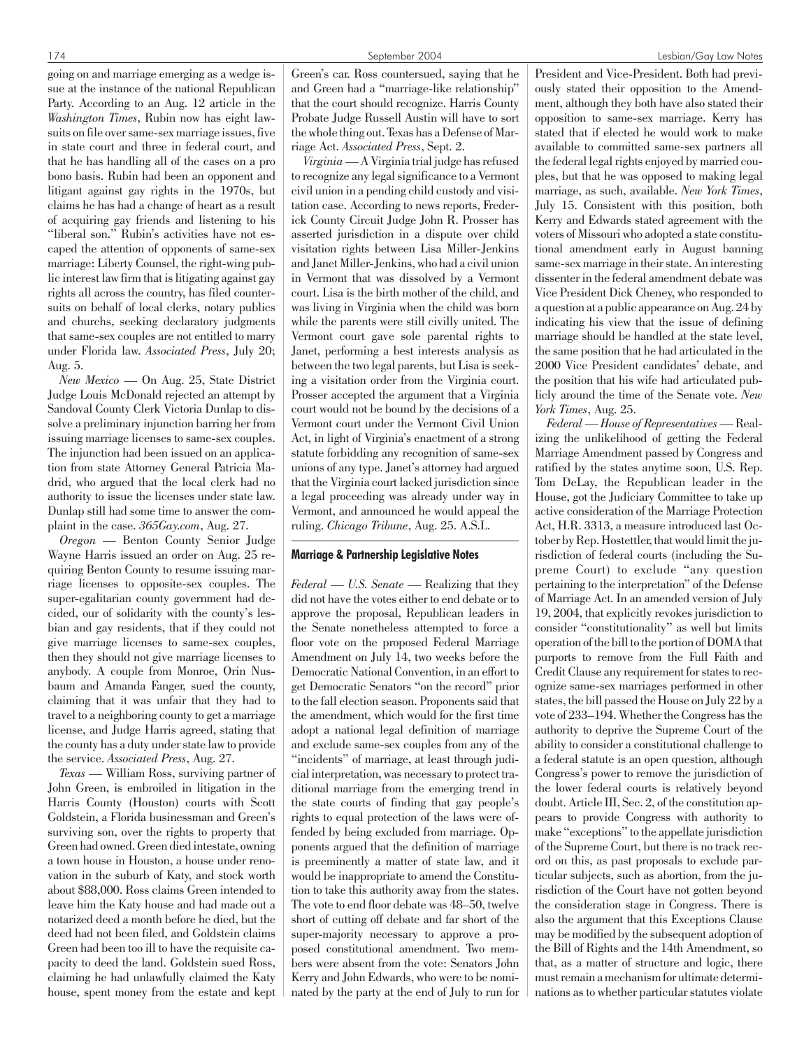going on and marriage emerging as a wedge issue at the instance of the national Republican Party. According to an Aug. 12 article in the *Washington Times*, Rubin now has eight lawsuits on file over same-sex marriage issues, five in state court and three in federal court, and that he has handling all of the cases on a pro bono basis. Rubin had been an opponent and litigant against gay rights in the 1970s, but claims he has had a change of heart as a result of acquiring gay friends and listening to his "liberal son." Rubin's activities have not escaped the attention of opponents of same-sex marriage: Liberty Counsel, the right-wing public interest law firm that is litigating against gay rights all across the country, has filed countersuits on behalf of local clerks, notary publics and churchs, seeking declaratory judgments that same-sex couples are not entitled to marry under Florida law. *Associated Press*, July 20; Aug. 5.

*New Mexico* — On Aug. 25, State District Judge Louis McDonald rejected an attempt by Sandoval County Clerk Victoria Dunlap to dissolve a preliminary injunction barring her from issuing marriage licenses to same-sex couples. The injunction had been issued on an application from state Attorney General Patricia Madrid, who argued that the local clerk had no authority to issue the licenses under state law. Dunlap still had some time to answer the complaint in the case. *365Gay.com*, Aug. 27.

*Oregon* — Benton County Senior Judge Wayne Harris issued an order on Aug. 25 requiring Benton County to resume issuing marriage licenses to opposite-sex couples. The super-egalitarian county government had decided, our of solidarity with the county's lesbian and gay residents, that if they could not give marriage licenses to same-sex couples, then they should not give marriage licenses to anybody. A couple from Monroe, Orin Nusbaum and Amanda Fanger, sued the county, claiming that it was unfair that they had to travel to a neighboring county to get a marriage license, and Judge Harris agreed, stating that the county has a duty under state law to provide the service. *Associated Press*, Aug. 27.

*Texas* — William Ross, surviving partner of John Green, is embroiled in litigation in the Harris County (Houston) courts with Scott Goldstein, a Florida businessman and Green's surviving son, over the rights to property that Green had owned. Green died intestate, owning a town house in Houston, a house under renovation in the suburb of Katy, and stock worth about $88,000. Ross claims Green intended to leave him the Katy house and had made out a notarized deed a month before he died, but the deed had not been filed, and Goldstein claims Green had been too ill to have the requisite capacity to deed the land. Goldstein sued Ross, claiming he had unlawfully claimed the Katy house, spent money from the estate and kept Green's car. Ross countersued, saying that he and Green had a "marriage-like relationship" that the court should recognize. Harris County Probate Judge Russell Austin will have to sort the whole thing out. Texas has a Defense of Marriage Act. *Associated Press*, Sept. 2.

*Virginia* — A Virginia trial judge has refused to recognize any legal significance to a Vermont civil union in a pending child custody and visitation case. According to news reports, Frederick County Circuit Judge John R. Prosser has asserted jurisdiction in a dispute over child visitation rights between Lisa Miller-Jenkins and Janet Miller-Jenkins, who had a civil union in Vermont that was dissolved by a Vermont court. Lisa is the birth mother of the child, and was living in Virginia when the child was born while the parents were still civilly united. The Vermont court gave sole parental rights to Janet, performing a best interests analysis as between the two legal parents, but Lisa is seeking a visitation order from the Virginia court. Prosser accepted the argument that a Virginia court would not be bound by the decisions of a Vermont court under the Vermont Civil Union Act, in light of Virginia's enactment of a strong statute forbidding any recognition of same-sex unions of any type. Janet's attorney had argued that the Virginia court lacked jurisdiction since a legal proceeding was already under way in Vermont, and announced he would appeal the ruling. *Chicago Tribune*, Aug. 25. A.S.L.

### Marriage & Partnership Legislative Notes

*Federal — U.S. Senate* — Realizing that they did not have the votes either to end debate or to approve the proposal, Republican leaders in the Senate nonetheless attempted to force a floor vote on the proposed Federal Marriage Amendment on July 14, two weeks before the Democratic National Convention, in an effort to get Democratic Senators "on the record" prior to the fall election season. Proponents said that the amendment, which would for the first time adopt a national legal definition of marriage and exclude same-sex couples from any of the "incidents" of marriage, at least through judicial interpretation, was necessary to protect traditional marriage from the emerging trend in the state courts of finding that gay people's rights to equal protection of the laws were offended by being excluded from marriage. Opponents argued that the definition of marriage is preeminently a matter of state law, and it would be inappropriate to amend the Constitution to take this authority away from the states. The vote to end floor debate was 48–50, twelve short of cutting off debate and far short of the super-majority necessary to approve a proposed constitutional amendment. Two members were absent from the vote: Senators John Kerry and John Edwards, who were to be nominated by the party at the end of July to run for President and Vice-President. Both had previously stated their opposition to the Amendment, although they both have also stated their opposition to same-sex marriage. Kerry has stated that if elected he would work to make available to committed same-sex partners all the federal legal rights enjoyed by married couples, but that he was opposed to making legal marriage, as such, available. *New York Times*, July 15. Consistent with this position, both Kerry and Edwards stated agreement with the voters of Missouri who adopted a state constitutional amendment early in August banning same-sex marriage in their state. An interesting dissenter in the federal amendment debate was Vice President Dick Cheney, who responded to a question at a public appearance on Aug. 24 by indicating his view that the issue of defining marriage should be handled at the state level, the same position that he had articulated in the 2000 Vice President candidates' debate, and the position that his wife had articulated publicly around the time of the Senate vote. *New York Times*, Aug. 25.

*Federal — House of Representatives* — Realizing the unlikelihood of getting the Federal Marriage Amendment passed by Congress and ratified by the states anytime soon, U.S. Rep. Tom DeLay, the Republican leader in the House, got the Judiciary Committee to take up active consideration of the Marriage Protection Act, H.R. 3313, a measure introduced last October by Rep. Hostettler, that would limit the jurisdiction of federal courts (including the Supreme Court) to exclude "any question pertaining to the interpretation" of the Defense of Marriage Act. In an amended version of July 19, 2004, that explicitly revokes jurisdiction to consider "constitutionality" as well but limits operation of the bill to the portion of DOMA that purports to remove from the Full Faith and Credit Clause any requirement for states to recognize same-sex marriages performed in other states, the bill passed the House on July 22 by a vote of 233–194. Whether the Congress has the authority to deprive the Supreme Court of the ability to consider a constitutional challenge to a federal statute is an open question, although Congress's power to remove the jurisdiction of the lower federal courts is relatively beyond doubt. Article III, Sec. 2, of the constitution appears to provide Congress with authority to make "exceptions" to the appellate jurisdiction of the Supreme Court, but there is no track record on this, as past proposals to exclude particular subjects, such as abortion, from the jurisdiction of the Court have not gotten beyond the consideration stage in Congress. There is also the argument that this Exceptions Clause may be modified by the subsequent adoption of the Bill of Rights and the 14th Amendment, so that, as a matter of structure and logic, there must remain a mechanism for ultimate determinations as to whether particular statutes violate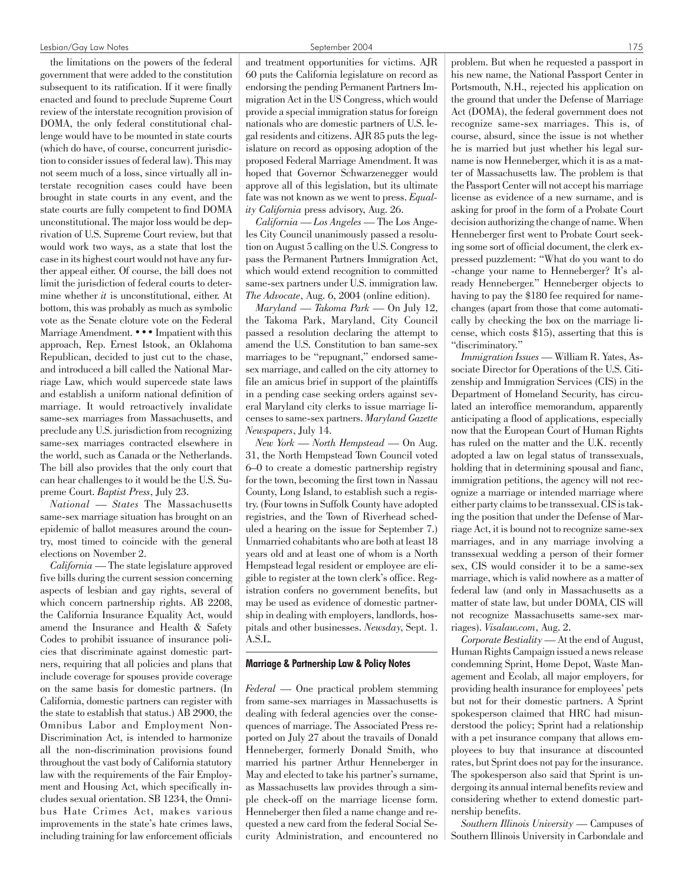the limitations on the powers of the federal government that were added to the constitution subsequent to its ratification. If it were finally enacted and found to preclude Supreme Court review of the interstate recognition provision of DOMA, the only federal constitutional challenge would have to be mounted in state courts (which do have, of course, concurrent jurisdiction to consider issues of federal law). This may not seem much of a loss, since virtually all interstate recognition cases could have been brought in state courts in any event, and the state courts are fully competent to find DOMA unconstitutional. The major loss would be deprivation of U.S. Supreme Court review, but that would work two ways, as a state that lost the case in its highest court would not have any further appeal either. Of course, the bill does not limit the jurisdiction of federal courts to determine whether *it* is unconstitutional, either. At bottom, this was probably as much as symbolic vote as the Senate cloture vote on the Federal Marriage Amendment. • • • Impatient with this approach, Rep. Ernest Istook, an Oklahoma Republican, decided to just cut to the chase, and introduced a bill called the National Marriage Law, which would supercede state laws and establish a uniform national definition of marriage. It would retroactively invalidate same-sex marriages from Massachusetts, and preclude any U.S. jurisdiction from recognizing same-sex marriages contracted elsewhere in the world, such as Canada or the Netherlands. The bill also provides that the only court that can hear challenges to it would be the U.S. Supreme Court. *Baptist Press*, July 23.

*National — States* The Massachusetts same-sex marriage situation has brought on an epidemic of ballot measures around the country, most timed to coincide with the general elections on November 2.

*California* — The state legislature approved five bills during the current session concerning aspects of lesbian and gay rights, several of which concern partnership rights. AB 2208, the California Insurance Equality Act, would amend the Insurance and Health & Safety Codes to prohibit issuance of insurance policies that discriminate against domestic partners, requiring that all policies and plans that include coverage for spouses provide coverage on the same basis for domestic partners. (In California, domestic partners can register with the state to establish that status.) AB 2900, the Omnibus Labor and Employment Non-Discrimination Act, is intended to harmonize all the non-discrimination provisions found throughout the vast body of California statutory law with the requirements of the Fair Employment and Housing Act, which specifically includes sexual orientation. SB 1234, the Omnibus Hate Crimes Act, makes various improvements in the state's hate crimes laws, including training for law enforcement officials and treatment opportunities for victims. AJR 60 puts the California legislature on record as endorsing the pending Permanent Partners Immigration Act in the US Congress, which would provide a special immigration status for foreign nationals who are domestic partners of U.S. legal residents and citizens. AJR 85 puts the legislature on record as opposing adoption of the proposed Federal Marriage Amendment. It was hoped that Governor Schwarzenegger would approve all of this legislation, but its ultimate fate was not known as we went to press. *Equality California* press advisory, Aug. 26.

*California — Los Angeles* — The Los Angeles City Council unanimously passed a resolution on August 5 calling on the U.S. Congress to pass the Permanent Partners Immigration Act, which would extend recognition to committed same-sex partners under U.S. immigration law. *The Advocate*, Aug. 6, 2004 (online edition).

*Maryland — Takoma Park* — On July 12, the Takoma Park, Maryland, City Council passed a resolution declaring the attempt to amend the U.S. Constitution to ban same-sex marriages to be "repugnant," endorsed same-sex marriage, and called on the city attorney to file an amicus brief in support of the plaintiffs in a pending case seeking orders against several Maryland city clerks to issue marriage licenses to same-sex partners. *Maryland Gazette Newspapers*, July 14.

*New York — North Hempstead* — On Aug. 31, the North Hempstead Town Council voted 6–0 to create a domestic partnership registry for the town, becoming the first town in Nassau County, Long Island, to establish such a registry. (Four towns in Suffolk County have adopted registries, and the Town of Riverhead scheduled a hearing on the issue for September 7.) Unmarried cohabitants who are both at least 18 years old and at least one of whom is a North Hempstead legal resident or employee are eligible to register at the town clerk's office. Registration confers no government benefits, but may be used as evidence of domestic partnership in dealing with employers, landlords, hospitals and other businesses. *Newsday*, Sept. 1. A.S.L.

## Marriage & Partnership Law & Policy Notes

*Federal* — One practical problem stemming from same-sex marriages in Massachusetts is dealing with federal agencies over the consequences of marriage. The Associated Press reported on July 27 about the travails of Donald Henneberger, formerly Donald Smith, who married his partner Arthur Henneberger in May and elected to take his partner's surname, as Massachusetts law provides through a simple check-off on the marriage license form. Henneberger then filed a name change and requested a new card from the federal Social Security Administration, and encountered no problem. But when he requested a passport in his new name, the National Passport Center in Portsmouth, N.H., rejected his application on the ground that under the Defense of Marriage Act (DOMA), the federal government does not recognize same-sex marriages. This is, of course, absurd, since the issue is not whether he is married but just whether his legal surname is now Henneberger, which it is as a matter of Massachusetts law. The problem is that the Passport Center will not accept his marriage license as evidence of a new surname, and is asking for proof in the form of a Probate Court decision authorizing the change of name. When Henneberger first went to Probate Court seeking some sort of official document, the clerk expressed puzzlement: "What do you want to do -change your name to Henneberger? It's already Henneberger." Henneberger objects to having to pay the $180 fee required for name-changes (apart from those that come automatically by checking the box on the marriage license, which costs $15), asserting that this is "discriminatory."

*Immigration Issues* — William R. Yates, Associate Director for Operations of the U.S. Citizenship and Immigration Services (CIS) in the Department of Homeland Security, has circulated an interoffice memorandum, apparently anticipating a flood of applications, especially now that the European Court of Human Rights has ruled on the matter and the U.K. recently adopted a law on legal status of transsexuals, holding that in determining spousal and fianc, immigration petitions, the agency will not recognize a marriage or intended marriage where either party claims to be transsexual. CIS is taking the position that under the Defense of Marriage Act, it is bound not to recognize same-sex marriages, and in any marriage involving a transsexual wedding a person of their former sex, CIS would consider it to be a same-sex marriage, which is valid nowhere as a matter of federal law (and only in Massachusetts as a matter of state law, but under DOMA, CIS will not recognize Massachusetts same-sex marriages). *Visalaw.com*, Aug. 2.

*Corporate Bestiality* — At the end of August, Human Rights Campaign issued a news release condemning Sprint, Home Depot, Waste Management and Ecolab, all major employers, for providing health insurance for employees' pets but not for their domestic partners. A Sprint spokesperson claimed that HRC had misunderstood the policy; Sprint had a relationship with a pet insurance company that allows employees to buy that insurance at discounted rates, but Sprint does not pay for the insurance. The spokesperson also said that Sprint is undergoing its annual internal benefits review and considering whether to extend domestic partnership benefits.

*Southern Illinois University* — Campuses of Southern Illinois University in Carbondale and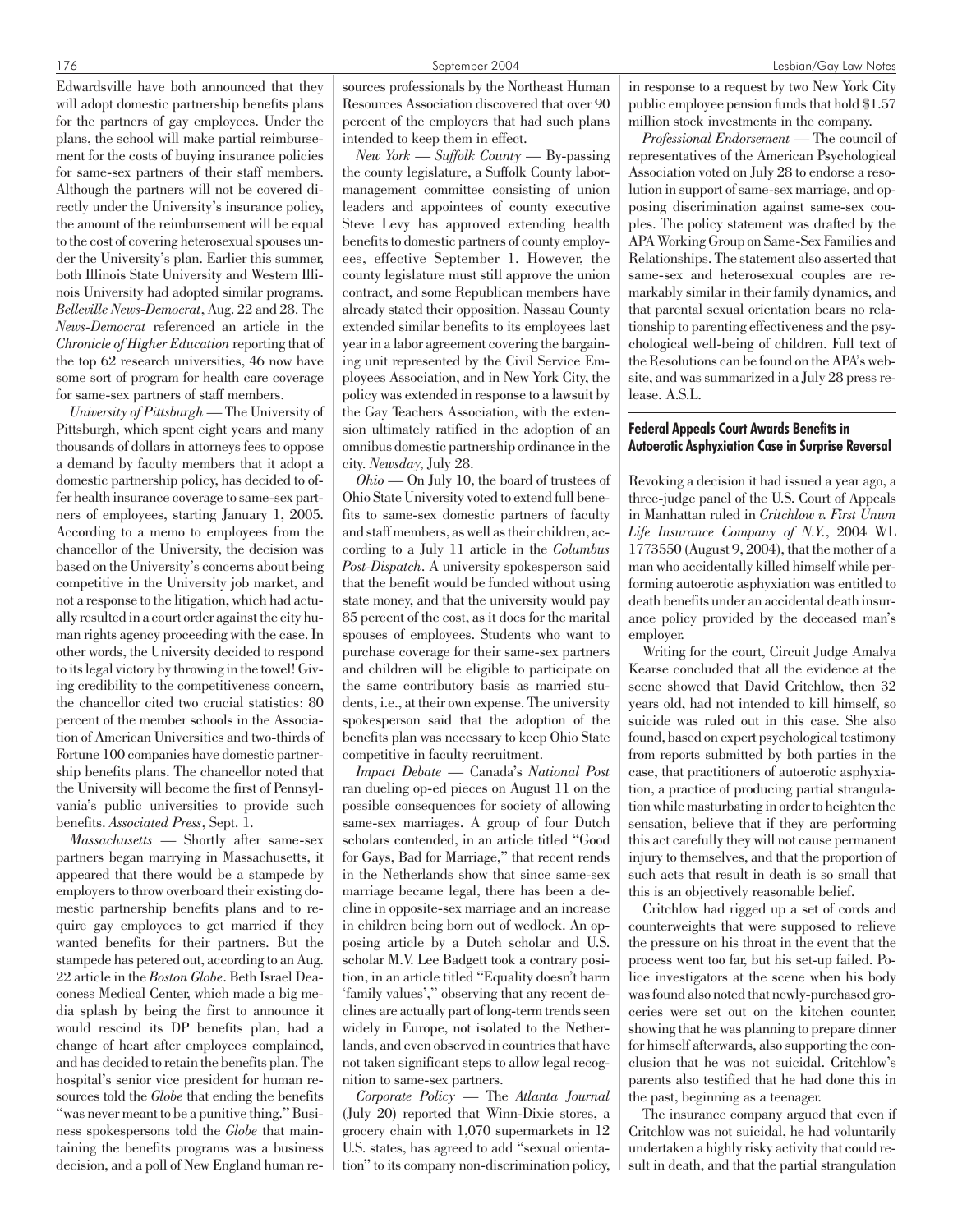Edwardsville have both announced that they will adopt domestic partnership benefits plans for the partners of gay employees. Under the plans, the school will make partial reimbursement for the costs of buying insurance policies for same-sex partners of their staff members. Although the partners will not be covered directly under the University's insurance policy, the amount of the reimbursement will be equal to the cost of covering heterosexual spouses under the University's plan. Earlier this summer, both Illinois State University and Western Illinois University had adopted similar programs. *Belleville News-Democrat*, Aug. 22 and 28. The *News-Democrat* referenced an article in the *Chronicle of Higher Education* reporting that of the top 62 research universities, 46 now have some sort of program for health care coverage for same-sex partners of staff members.

*University of Pittsburgh* — The University of Pittsburgh, which spent eight years and many thousands of dollars in attorneys fees to oppose a demand by faculty members that it adopt a domestic partnership policy, has decided to offer health insurance coverage to same-sex partners of employees, starting January 1, 2005. According to a memo to employees from the chancellor of the University, the decision was based on the University's concerns about being competitive in the University job market, and not a response to the litigation, which had actually resulted in a court order against the city human rights agency proceeding with the case. In other words, the University decided to respond to its legal victory by throwing in the towel! Giving credibility to the competitiveness concern, the chancellor cited two crucial statistics: 80 percent of the member schools in the Association of American Universities and two-thirds of Fortune 100 companies have domestic partnership benefits plans. The chancellor noted that the University will become the first of Pennsylvania's public universities to provide such benefits. *Associated Press*, Sept. 1.

*Massachusetts* — Shortly after same-sex partners began marrying in Massachusetts, it appeared that there would be a stampede by employers to throw overboard their existing domestic partnership benefits plans and to require gay employees to get married if they wanted benefits for their partners. But the stampede has petered out, according to an Aug. 22 article in the *Boston Globe*. Beth Israel Deaconess Medical Center, which made a big media splash by being the first to announce it would rescind its DP benefits plan, had a change of heart after employees complained, and has decided to retain the benefits plan. The hospital's senior vice president for human resources told the *Globe* that ending the benefits "was never meant to be a punitive thing." Business spokespersons told the *Globe* that maintaining the benefits programs was a business decision, and a poll of New England human resources professionals by the Northeast Human Resources Association discovered that over 90 percent of the employers that had such plans intended to keep them in effect.

*New York — Suffolk County* — By-passing the county legislature, a Suffolk County labor-management committee consisting of union leaders and appointees of county executive Steve Levy has approved extending health benefits to domestic partners of county employees, effective September 1. However, the county legislature must still approve the union contract, and some Republican members have already stated their opposition. Nassau County extended similar benefits to its employees last year in a labor agreement covering the bargaining unit represented by the Civil Service Employees Association, and in New York City, the policy was extended in response to a lawsuit by the Gay Teachers Association, with the extension ultimately ratified in the adoption of an omnibus domestic partnership ordinance in the city. *Newsday*, July 28.

*Ohio* — On July 10, the board of trustees of Ohio State University voted to extend full benefits to same-sex domestic partners of faculty and staff members, as well as their children, according to a July 11 article in the *Columbus Post-Dispatch*. A university spokesperson said that the benefit would be funded without using state money, and that the university would pay 85 percent of the cost, as it does for the marital spouses of employees. Students who want to purchase coverage for their same-sex partners and children will be eligible to participate on the same contributory basis as married students, i.e., at their own expense. The university spokesperson said that the adoption of the benefits plan was necessary to keep Ohio State competitive in faculty recruitment.

*Impact Debate* — Canada's *National Post* ran dueling op-ed pieces on August 11 on the possible consequences for society of allowing same-sex marriages. A group of four Dutch scholars contended, in an article titled "Good for Gays, Bad for Marriage," that recent rends in the Netherlands show that since same-sex marriage became legal, there has been a decline in opposite-sex marriage and an increase in children being born out of wedlock. An opposing article by a Dutch scholar and U.S. scholar M.V. Lee Badgett took a contrary position, in an article titled "Equality doesn't harm 'family values'," observing that any recent declines are actually part of long-term trends seen widely in Europe, not isolated to the Netherlands, and even observed in countries that have not taken significant steps to allow legal recognition to same-sex partners.

*Corporate Policy* — The *Atlanta Journal* (July 20) reported that Winn-Dixie stores, a grocery chain with 1,070 supermarkets in 12 U.S. states, has agreed to add "sexual orientation" to its company non-discrimination policy, in response to a request by two New York City public employee pension funds that hold $1.57 million stock investments in the company.

*Professional Endorsement* — The council of representatives of the American Psychological Association voted on July 28 to endorse a resolution in support of same-sex marriage, and opposing discrimination against same-sex couples. The policy statement was drafted by the APA Working Group on Same-Sex Families and Relationships. The statement also asserted that same-sex and heterosexual couples are remarkably similar in their family dynamics, and that parental sexual orientation bears no relationship to parenting effectiveness and the psychological well-being of children. Full text of the Resolutions can be found on the APA's website, and was summarized in a July 28 press release. A.S.L.

### Federal Appeals Court Awards Benefits in Autoerotic Asphyxiation Case in Surprise Reversal

Revoking a decision it had issued a year ago, a three-judge panel of the U.S. Court of Appeals in Manhattan ruled in *Critchlow v. First Unum Life Insurance Company of N.Y.*, 2004 WL 1773550 (August 9, 2004), that the mother of a man who accidentally killed himself while performing autoerotic asphyxiation was entitled to death benefits under an accidental death insurance policy provided by the deceased man's employer.

Writing for the court, Circuit Judge Amalya Kearse concluded that all the evidence at the scene showed that David Critchlow, then 32 years old, had not intended to kill himself, so suicide was ruled out in this case. She also found, based on expert psychological testimony from reports submitted by both parties in the case, that practitioners of autoerotic asphyxiation, a practice of producing partial strangulation while masturbating in order to heighten the sensation, believe that if they are performing this act carefully they will not cause permanent injury to themselves, and that the proportion of such acts that result in death is so small that this is an objectively reasonable belief.

Critchlow had rigged up a set of cords and counterweights that were supposed to relieve the pressure on his throat in the event that the process went too far, but his set-up failed. Police investigators at the scene when his body was found also noted that newly-purchased groceries were set out on the kitchen counter, showing that he was planning to prepare dinner for himself afterwards, also supporting the conclusion that he was not suicidal. Critchlow's parents also testified that he had done this in the past, beginning as a teenager.

The insurance company argued that even if Critchlow was not suicidal, he had voluntarily undertaken a highly risky activity that could result in death, and that the partial strangulation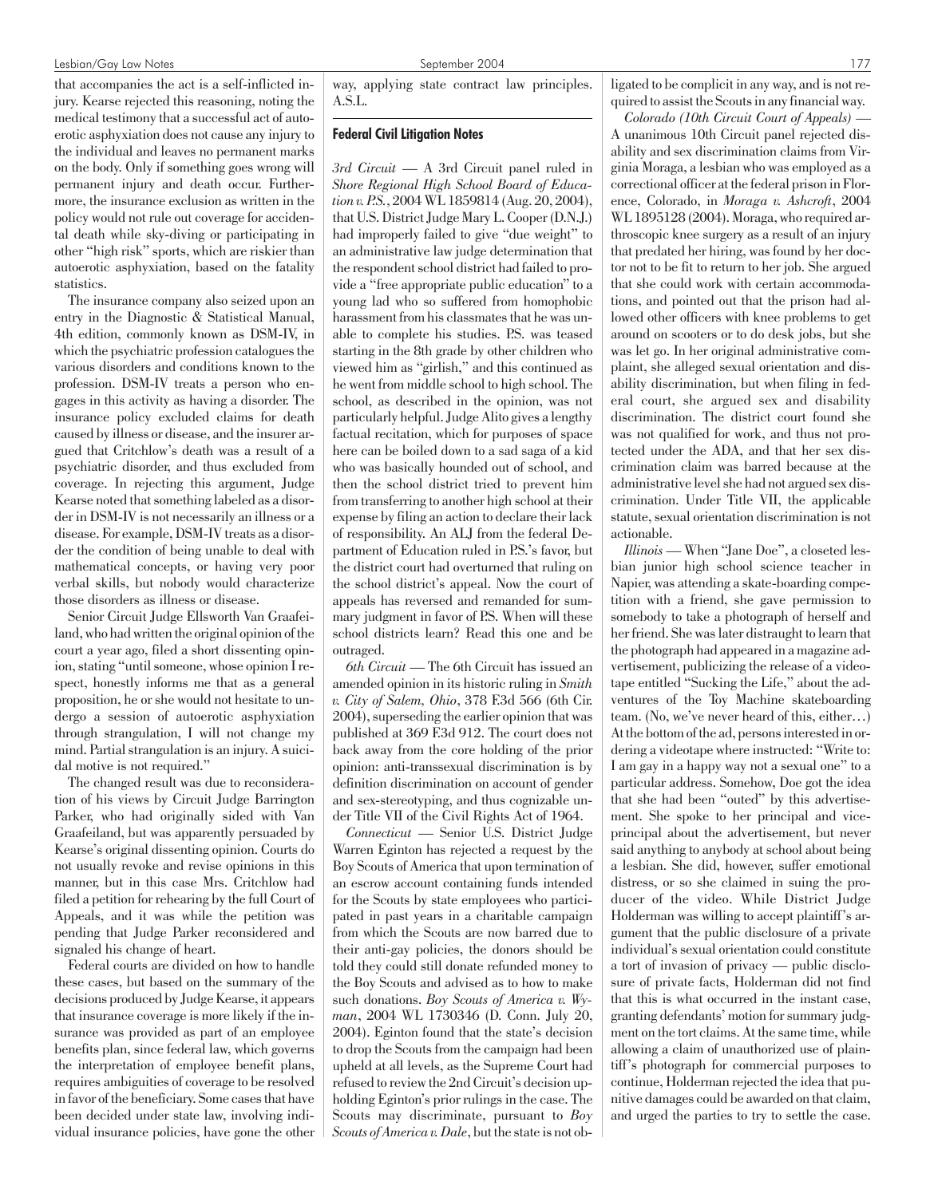that accompanies the act is a self-inflicted injury. Kearse rejected this reasoning, noting the medical testimony that a successful act of autoerotic asphyxiation does not cause any injury to the individual and leaves no permanent marks on the body. Only if something goes wrong will permanent injury and death occur. Furthermore, the insurance exclusion as written in the policy would not rule out coverage for accidental death while sky-diving or participating in other "high risk" sports, which are riskier than autoerotic asphyxiation, based on the fatality statistics.

The insurance company also seized upon an entry in the Diagnostic & Statistical Manual, 4th edition, commonly known as DSM-IV, in which the psychiatric profession catalogues the various disorders and conditions known to the profession. DSM-IV treats a person who engages in this activity as having a disorder. The insurance policy excluded claims for death caused by illness or disease, and the insurer argued that Critchlow's death was a result of a psychiatric disorder, and thus excluded from coverage. In rejecting this argument, Judge Kearse noted that something labeled as a disorder in DSM-IV is not necessarily an illness or a disease. For example, DSM-IV treats as a disorder the condition of being unable to deal with mathematical concepts, or having very poor verbal skills, but nobody would characterize those disorders as illness or disease.

Senior Circuit Judge Ellsworth Van Graafeiland, who had written the original opinion of the court a year ago, filed a short dissenting opinion, stating "until someone, whose opinion I respect, honestly informs me that as a general proposition, he or she would not hesitate to undergo a session of autoerotic asphyxiation through strangulation, I will not change my mind. Partial strangulation is an injury. A suicidal motive is not required."

The changed result was due to reconsideration of his views by Circuit Judge Barrington Parker, who had originally sided with Van Graafeiland, but was apparently persuaded by Kearse's original dissenting opinion. Courts do not usually revoke and revise opinions in this manner, but in this case Mrs. Critchlow had filed a petition for rehearing by the full Court of Appeals, and it was while the petition was pending that Judge Parker reconsidered and signaled his change of heart.

Federal courts are divided on how to handle these cases, but based on the summary of the decisions produced by Judge Kearse, it appears that insurance coverage is more likely if the insurance was provided as part of an employee benefits plan, since federal law, which governs the interpretation of employee benefit plans, requires ambiguities of coverage to be resolved in favor of the beneficiary. Some cases that have been decided under state law, involving individual insurance policies, have gone the other way, applying state contract law principles. A.S.L.

### Federal Civil Litigation Notes

*3rd Circuit* — A 3rd Circuit panel ruled in *Shore Regional High School Board of Education v. P.S.*, 2004 WL 1859814 (Aug. 20, 2004), that U.S. District Judge Mary L. Cooper (D.N.J.) had improperly failed to give "due weight" to an administrative law judge determination that the respondent school district had failed to provide a "free appropriate public education" to a young lad who so suffered from homophobic harassment from his classmates that he was unable to complete his studies. P.S. was teased starting in the 8th grade by other children who viewed him as "girlish," and this continued as he went from middle school to high school. The school, as described in the opinion, was not particularly helpful. Judge Alito gives a lengthy factual recitation, which for purposes of space here can be boiled down to a sad saga of a kid who was basically hounded out of school, and then the school district tried to prevent him from transferring to another high school at their expense by filing an action to declare their lack of responsibility. An ALJ from the federal Department of Education ruled in P.S.'s favor, but the district court had overturned that ruling on the school district's appeal. Now the court of appeals has reversed and remanded for summary judgment in favor of P.S. When will these school districts learn? Read this one and be outraged.

*6th Circuit* — The 6th Circuit has issued an amended opinion in its historic ruling in *Smith v. City of Salem, Ohio*, 378 F.3d 566 (6th Cir. 2004), superseding the earlier opinion that was published at 369 F.3d 912. The court does not back away from the core holding of the prior opinion: anti-transsexual discrimination is by definition discrimination on account of gender and sex-stereotyping, and thus cognizable under Title VII of the Civil Rights Act of 1964.

*Connecticut* — Senior U.S. District Judge Warren Eginton has rejected a request by the Boy Scouts of America that upon termination of an escrow account containing funds intended for the Scouts by state employees who participated in past years in a charitable campaign from which the Scouts are now barred due to their anti-gay policies, the donors should be told they could still donate refunded money to the Boy Scouts and advised as to how to make such donations. *Boy Scouts of America v. Wyman*, 2004 WL 1730346 (D. Conn. July 20, 2004). Eginton found that the state's decision to drop the Scouts from the campaign had been upheld at all levels, as the Supreme Court had refused to review the 2nd Circuit's decision upholding Eginton's prior rulings in the case. The Scouts may discriminate, pursuant to *Boy Scouts of America v. Dale*, but the state is not obligated to be complicit in any way, and is not required to assist the Scouts in any financial way.

*Colorado (10th Circuit Court of Appeals)* — A unanimous 10th Circuit panel rejected disability and sex discrimination claims from Virginia Moraga, a lesbian who was employed as a correctional officer at the federal prison in Florence, Colorado, in *Moraga v. Ashcroft*, 2004 WL 1895128 (2004). Moraga, who required arthroscopic knee surgery as a result of an injury that predated her hiring, was found by her doctor not to be fit to return to her job. She argued that she could work with certain accommodations, and pointed out that the prison had allowed other officers with knee problems to get around on scooters or to do desk jobs, but she was let go. In her original administrative complaint, she alleged sexual orientation and disability discrimination, but when filing in federal court, she argued sex and disability discrimination. The district court found she was not qualified for work, and thus not protected under the ADA, and that her sex discrimination claim was barred because at the administrative level she had not argued sex discrimination. Under Title VII, the applicable statute, sexual orientation discrimination is not actionable.

*Illinois* — When "Jane Doe", a closeted lesbian junior high school science teacher in Napier, was attending a skate-boarding competition with a friend, she gave permission to somebody to take a photograph of herself and her friend. She was later distraught to learn that the photograph had appeared in a magazine advertisement, publicizing the release of a videotape entitled "Sucking the Life," about the adventures of the Toy Machine skateboarding team. (No, we've never heard of this, either…) At the bottom of the ad, persons interested in ordering a videotape where instructed: "Write to: I am gay in a happy way not a sexual one" to a particular address. Somehow, Doe got the idea that she had been "outed" by this advertisement. She spoke to her principal and vice-principal about the advertisement, but never said anything to anybody at school about being a lesbian. She did, however, suffer emotional distress, or so she claimed in suing the producer of the video. While District Judge Holderman was willing to accept plaintiff's argument that the public disclosure of a private individual's sexual orientation could constitute a tort of invasion of privacy — public disclosure of private facts, Holderman did not find that this is what occurred in the instant case, granting defendants' motion for summary judgment on the tort claims. At the same time, while allowing a claim of unauthorized use of plaintiff's photograph for commercial purposes to continue, Holderman rejected the idea that punitive damages could be awarded on that claim, and urged the parties to try to settle the case.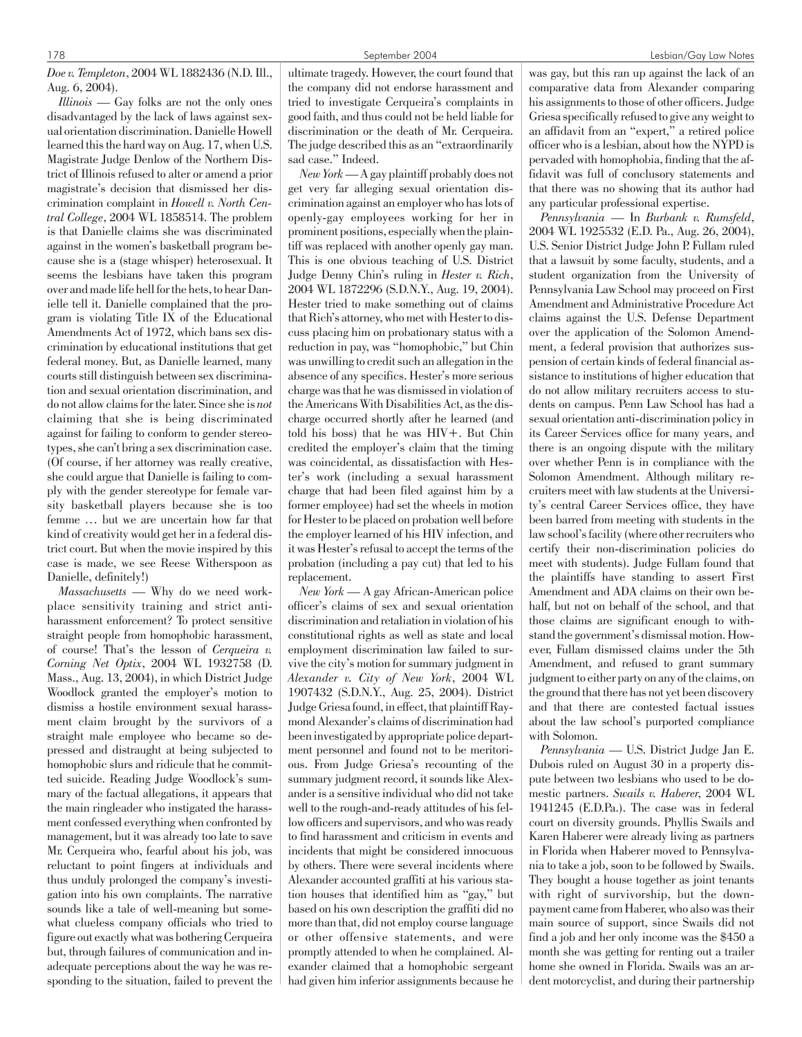*Doe v. Templeton*, 2004 WL 1882436 (N.D. Ill., Aug. 6, 2004).

*Illinois* — Gay folks are not the only ones disadvantaged by the lack of laws against sexual orientation discrimination. Danielle Howell learned this the hard way on Aug. 17, when U.S. Magistrate Judge Denlow of the Northern District of Illinois refused to alter or amend a prior magistrate's decision that dismissed her discrimination complaint in *Howell v. North Central College*, 2004 WL 1858514. The problem is that Danielle claims she was discriminated against in the women's basketball program because she is a (stage whisper) heterosexual. It seems the lesbians have taken this program over and made life hell for the hets, to hear Danielle tell it. Danielle complained that the program is violating Title IX of the Educational Amendments Act of 1972, which bans sex discrimination by educational institutions that get federal money. But, as Danielle learned, many courts still distinguish between sex discrimination and sexual orientation discrimination, and do not allow claims for the later. Since she is *not* claiming that she is being discriminated against for failing to conform to gender stereotypes, she can't bring a sex discrimination case. (Of course, if her attorney was really creative, she could argue that Danielle is failing to comply with the gender stereotype for female varsity basketball players because she is too femme … but we are uncertain how far that kind of creativity would get her in a federal district court. But when the movie inspired by this case is made, we see Reese Witherspoon as Danielle, definitely!)

*Massachusetts* — Why do we need workplace sensitivity training and strict anti-harassment enforcement? To protect sensitive straight people from homophobic harassment, of course! That's the lesson of *Cerqueira v. Corning Net Optix*, 2004 WL 1932758 (D. Mass., Aug. 13, 2004), in which District Judge Woodlock granted the employer's motion to dismiss a hostile environment sexual harassment claim brought by the survivors of a straight male employee who became so depressed and distraught at being subjected to homophobic slurs and ridicule that he committed suicide. Reading Judge Woodlock's summary of the factual allegations, it appears that the main ringleader who instigated the harassment confessed everything when confronted by management, but it was already too late to save Mr. Cerqueira who, fearful about his job, was reluctant to point fingers at individuals and thus unduly prolonged the company's investigation into his own complaints. The narrative sounds like a tale of well-meaning but somewhat clueless company officials who tried to figure out exactly what was bothering Cerqueira but, through failures of communication and inadequate perceptions about the way he was responding to the situation, failed to prevent the ultimate tragedy. However, the court found that the company did not endorse harassment and tried to investigate Cerqueira's complaints in good faith, and thus could not be held liable for discrimination or the death of Mr. Cerqueira. The judge described this as an "extraordinarily sad case." Indeed.

*New York* — A gay plaintiff probably does not get very far alleging sexual orientation discrimination against an employer who has lots of openly-gay employees working for her in prominent positions, especially when the plaintiff was replaced with another openly gay man. This is one obvious teaching of U.S. District Judge Denny Chin's ruling in *Hester v. Rich*, 2004 WL 1872296 (S.D.N.Y., Aug. 19, 2004). Hester tried to make something out of claims that Rich's attorney, who met with Hester to discuss placing him on probationary status with a reduction in pay, was "homophobic," but Chin was unwilling to credit such an allegation in the absence of any specifics. Hester's more serious charge was that he was dismissed in violation of the Americans With Disabilities Act, as the discharge occurred shortly after he learned (and told his boss) that he was HIV+. But Chin credited the employer's claim that the timing was coincidental, as dissatisfaction with Hester's work (including a sexual harassment charge that had been filed against him by a former employee) had set the wheels in motion for Hester to be placed on probation well before the employer learned of his HIV infection, and it was Hester's refusal to accept the terms of the probation (including a pay cut) that led to his replacement.

*New York* — A gay African-American police officer's claims of sex and sexual orientation discrimination and retaliation in violation of his constitutional rights as well as state and local employment discrimination law failed to survive the city's motion for summary judgment in *Alexander v. City of New York*, 2004 WL 1907432 (S.D.N.Y., Aug. 25, 2004). District Judge Griesa found, in effect, that plaintiff Raymond Alexander's claims of discrimination had been investigated by appropriate police department personnel and found not to be meritorious. From Judge Griesa's recounting of the summary judgment record, it sounds like Alexander is a sensitive individual who did not take well to the rough-and-ready attitudes of his fellow officers and supervisors, and who was ready to find harassment and criticism in events and incidents that might be considered innocuous by others. There were several incidents where Alexander accounted graffiti at his various station houses that identified him as "gay," but based on his own description the graffiti did no more than that, did not employ course language or other offensive statements, and were promptly attended to when he complained. Alexander claimed that a homophobic sergeant had given him inferior assignments because he was gay, but this ran up against the lack of an comparative data from Alexander comparing his assignments to those of other officers. Judge Griesa specifically refused to give any weight to an affidavit from an "expert," a retired police officer who is a lesbian, about how the NYPD is pervaded with homophobia, finding that the affidavit was full of conclusory statements and that there was no showing that its author had any particular professional expertise.

*Pennsylvania* — In *Burbank v. Rumsfeld*, 2004 WL 1925532 (E.D. Pa., Aug. 26, 2004), U.S. Senior District Judge John P. Fullam ruled that a lawsuit by some faculty, students, and a student organization from the University of Pennsylvania Law School may proceed on First Amendment and Administrative Procedure Act claims against the U.S. Defense Department over the application of the Solomon Amendment, a federal provision that authorizes suspension of certain kinds of federal financial assistance to institutions of higher education that do not allow military recruiters access to students on campus. Penn Law School has had a sexual orientation anti-discrimination policy in its Career Services office for many years, and there is an ongoing dispute with the military over whether Penn is in compliance with the Solomon Amendment. Although military recruiters meet with law students at the University's central Career Services office, they have been barred from meeting with students in the law school's facility (where other recruiters who certify their non-discrimination policies do meet with students). Judge Fullam found that the plaintiffs have standing to assert First Amendment and ADA claims on their own behalf, but not on behalf of the school, and that those claims are significant enough to withstand the government's dismissal motion. However, Fullam dismissed claims under the 5th Amendment, and refused to grant summary judgment to either party on any of the claims, on the ground that there has not yet been discovery and that there are contested factual issues about the law school's purported compliance with Solomon.

*Pennsylvania* — U.S. District Judge Jan E. Dubois ruled on August 30 in a property dispute between two lesbians who used to be domestic partners. *Swails v. Haberer*, 2004 WL 1941245 (E.D.Pa.). The case was in federal court on diversity grounds. Phyllis Swails and Karen Haberer were already living as partners in Florida when Haberer moved to Pennsylvania to take a job, soon to be followed by Swails. They bought a house together as joint tenants with right of survivorship, but the downpayment came from Haberer, who also was their main source of support, since Swails did not find a job and her only income was the $450 a month she was getting for renting out a trailer home she owned in Florida. Swails was an ardent motorcyclist, and during their partnership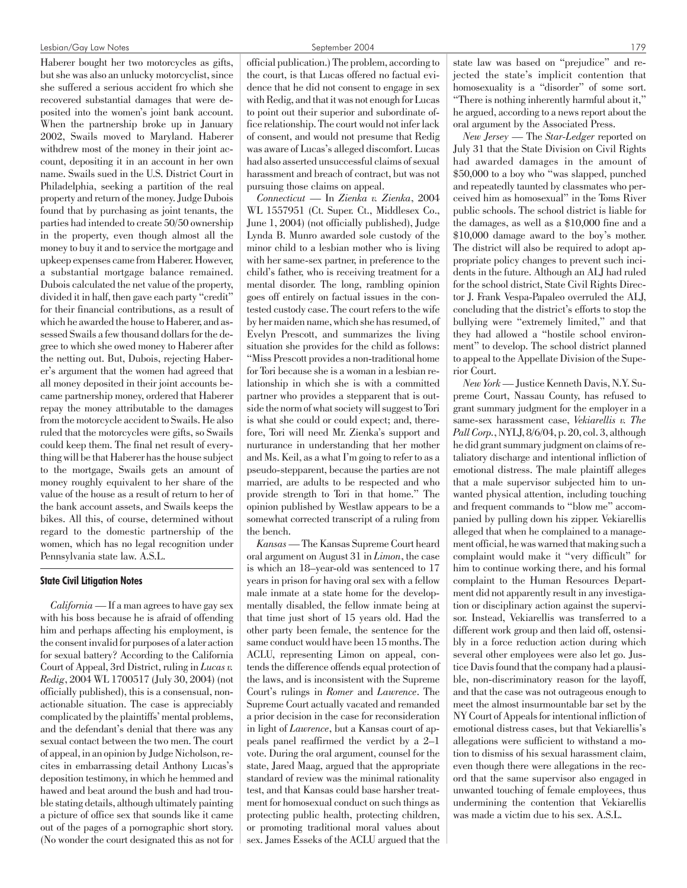Haberer bought her two motorcycles as gifts, but she was also an unlucky motorcyclist, since she suffered a serious accident fro which she recovered substantial damages that were deposited into the women's joint bank account. When the partnership broke up in January 2002, Swails moved to Maryland. Haberer withdrew most of the money in their joint account, depositing it in an account in her own name. Swails sued in the U.S. District Court in Philadelphia, seeking a partition of the real property and return of the money. Judge Dubois found that by purchasing as joint tenants, the parties had intended to create 50/50 ownership in the property, even though almost all the money to buy it and to service the mortgage and upkeep expenses came from Haberer. However, a substantial mortgage balance remained. Dubois calculated the net value of the property, divided it in half, then gave each party "credit" for their financial contributions, as a result of which he awarded the house to Haberer, and assessed Swails a few thousand dollars for the degree to which she owed money to Haberer after the netting out. But, Dubois, rejecting Haberer's argument that the women had agreed that all money deposited in their joint accounts became partnership money, ordered that Haberer repay the money attributable to the damages from the motorcycle accident to Swails. He also ruled that the motorcycles were gifts, so Swails could keep them. The final net result of everything will be that Haberer has the house subject to the mortgage, Swails gets an amount of money roughly equivalent to her share of the value of the house as a result of return to her of the bank account assets, and Swails keeps the bikes. All this, of course, determined without regard to the domestic partnership of the women, which has no legal recognition under Pennsylvania state law. A.S.L.

### State Civil Litigation Notes

*California* — If a man agrees to have gay sex with his boss because he is afraid of offending him and perhaps affecting his employment, is the consent invalid for purposes of a later action for sexual battery? According to the California Court of Appeal, 3rd District, ruling in *Lucas v. Redig*, 2004 WL 1700517 (July 30, 2004) (not officially published), this is a consensual, non-actionable situation. The case is appreciably complicated by the plaintiffs' mental problems, and the defendant's denial that there was any sexual contact between the two men. The court of appeal, in an opinion by Judge Nicholson, recites in embarrassing detail Anthony Lucas's deposition testimony, in which he hemmed and hawed and beat around the bush and had trouble stating details, although ultimately painting a picture of office sex that sounds like it came out of the pages of a pornographic short story. (No wonder the court designated this as not for official publication.) The problem, according to the court, is that Lucas offered no factual evidence that he did not consent to engage in sex with Redig, and that it was not enough for Lucas to point out their superior and subordinate office relationship. The court would not infer lack of consent, and would not presume that Redig was aware of Lucas's alleged discomfort. Lucas had also asserted unsuccessful claims of sexual harassment and breach of contract, but was not pursuing those claims on appeal.

*Connecticut* — In *Zienka v. Zienka*, 2004 WL 1557951 (Ct. Super. Ct., Middlesex Co., June 1, 2004) (not officially published), Judge Lynda B. Munro awarded sole custody of the minor child to a lesbian mother who is living with her same-sex partner, in preference to the child's father, who is receiving treatment for a mental disorder. The long, rambling opinion goes off entirely on factual issues in the contested custody case. The court refers to the wife by her maiden name, which she has resumed, of Evelyn Prescott, and summarizes the living situation she provides for the child as follows: "Miss Prescott provides a non-traditional home for Tori because she is a woman in a lesbian relationship in which she is with a committed partner who provides a stepparent that is outside the norm of what society will suggest to Tori is what she could or could expect; and, therefore, Tori will need Mr. Zienka's support and nurturance in understanding that her mother and Ms. Keil, as a what I'm going to refer to as a pseudo-stepparent, because the parties are not married, are adults to be respected and who provide strength to Tori in that home." The opinion published by Westlaw appears to be a somewhat corrected transcript of a ruling from the bench.

*Kansas* — The Kansas Supreme Court heard oral argument on August 31 in *Limon*, the case is which an 18–year-old was sentenced to 17 years in prison for having oral sex with a fellow male inmate at a state home for the developmentally disabled, the fellow inmate being at that time just short of 15 years old. Had the other party been female, the sentence for the same conduct would have been 15 months. The ACLU, representing Limon on appeal, contends the difference offends equal protection of the laws, and is inconsistent with the Supreme Court's rulings in *Romer* and *Lawrence*. The Supreme Court actually vacated and remanded a prior decision in the case for reconsideration in light of *Lawrence*, but a Kansas court of appeals panel reaffirmed the verdict by a 2–1 vote. During the oral argument, counsel for the state, Jared Maag, argued that the appropriate standard of review was the minimal rationality test, and that Kansas could base harsher treatment for homosexual conduct on such things as protecting public health, protecting children, or promoting traditional moral values about sex. James Esseks of the ACLU argued that the state law was based on "prejudice" and rejected the state's implicit contention that homosexuality is a "disorder" of some sort. "There is nothing inherently harmful about it," he argued, according to a news report about the oral argument by the Associated Press.

*New Jersey* — The *Star-Ledger* reported on July 31 that the State Division on Civil Rights had awarded damages in the amount of $50,000 to a boy who "was slapped, punched and repeatedly taunted by classmates who perceived him as homosexual" in the Toms River public schools. The school district is liable for the damages, as well as a $10,000 fine and a $10,000 damage award to the boy's mother. The district will also be required to adopt appropriate policy changes to prevent such incidents in the future. Although an ALJ had ruled for the school district, State Civil Rights Director J. Frank Vespa-Papaleo overruled the ALJ, concluding that the district's efforts to stop the bullying were "extremely limited," and that they had allowed a "hostile school environment" to develop. The school district planned to appeal to the Appellate Division of the Superior Court.

*New York* — Justice Kenneth Davis, N.Y. Supreme Court, Nassau County, has refused to grant summary judgment for the employer in a same-sex harassment case, *Vekiarellis v. The Pall Corp.*, NYLJ, 8/6/04, p. 20, col. 3, although he did grant summary judgment on claims of retaliatory discharge and intentional infliction of emotional distress. The male plaintiff alleges that a male supervisor subjected him to unwanted physical attention, including touching and frequent commands to "blow me" accompanied by pulling down his zipper. Vekiarellis alleged that when he complained to a management official, he was warned that making such a complaint would make it "very difficult" for him to continue working there, and his formal complaint to the Human Resources Department did not apparently result in any investigation or disciplinary action against the supervisor. Instead, Vekiarellis was transferred to a different work group and then laid off, ostensibly in a force reduction action during which several other employees were also let go. Justice Davis found that the company had a plausible, non-discriminatory reason for the layoff, and that the case was not outrageous enough to meet the almost insurmountable bar set by the NY Court of Appeals for intentional infliction of emotional distress cases, but that Vekiarellis's allegations were sufficient to withstand a motion to dismiss of his sexual harassment claim, even though there were allegations in the record that the same supervisor also engaged in unwanted touching of female employees, thus undermining the contention that Vekiarellis was made a victim due to his sex. A.S.L.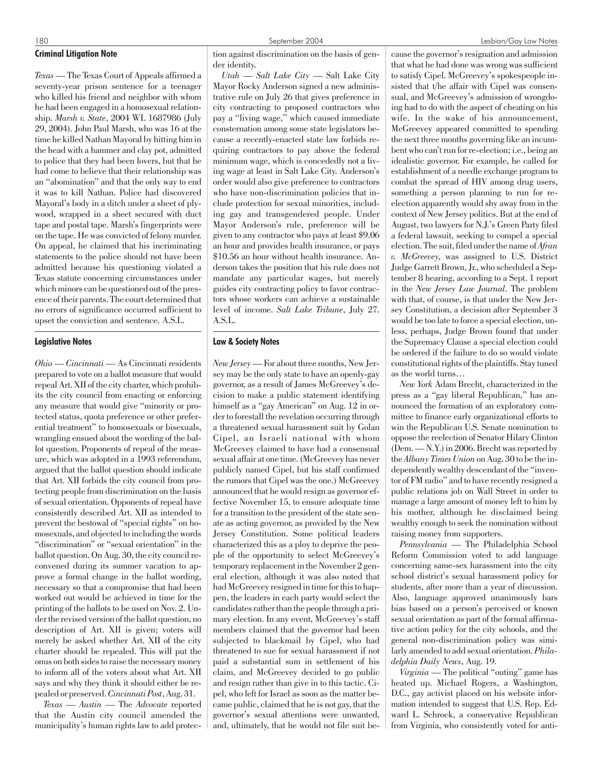## Criminal Litigation Note

*Texas* — The Texas Court of Appeals affirmed a seventy-year prison sentence for a teenager who killed his friend and neighbor with whom he had been engaged in a homosexual relationship. *Marsh v. State*, 2004 WL 1687986 (July 29, 2004). John Paul Marsh, who was 16 at the time he killed Nathan Mayoral by hitting him in the head with a hammer and clay pot, admitted to police that they had been lovers, but that he had come to believe that their relationship was an "abomination" and that the only way to end it was to kill Nathan. Police had discovered Mayoral's body in a ditch under a sheet of plywood, wrapped in a sheet secured with duct tape and postal tape. Marsh's fingerprints were on the tape. He was convicted of felony murder. On appeal, he claimed that his incriminating statements to the police should not have been admitted because his questioning violated a Texas statute concerning circumstances under which minors can be questioned out of the presence of their parents. The court determined that no errors of significance occurred sufficient to upset the conviction and sentence. A.S.L.

## Legislative Notes

*Ohio — Cincinnati* — As Cincinnati residents prepared to vote on a ballot measure that would repeal Art. XII of the city charter, which prohibits the city council from enacting or enforcing any measure that would give "minority or protected status, quota preference or other preferential treatment" to homosexuals or bisexuals, wrangling ensued about the wording of the ballot question. Proponents of repeal of the measure, which was adopted in a 1993 referendum, argued that the ballot question should indicate that Art. XII forbids the city council from protecting people from discrimination on the basis of sexual orientation. Opponents of repeal have consistently described Art. XII as intended to prevent the bestowal of "special rights" on homosexuals, and objected to including the words "discrimination" or "sexual orientation" in the ballot question. On Aug. 30, the city council reconvened during its summer vacation to approve a formal change in the ballot wording, necessary so that a compromise that had been worked out would be achieved in time for the printing of the ballots to be used on Nov. 2. Under the revised version of the ballot question, no description of Art. XII is given; voters will merely be asked whether Art. XII of the city charter should be repealed. This will put the onus on both sides to raise the necessary money to inform all of the voters about what Art. XII says and why they think it should either be repealed or preserved. *Cincinnati Post*, Aug. 31.

*Texas — Austin* — The *Advocate* reported that the Austin city council amended the municipality's human rights law to add protection against discrimination on the basis of gender identity.

*Utah — Salt Lake City* — Salt Lake City Mayor Rocky Anderson signed a new administrative rule on July 26 that gives preference in city contracting to proposed contractors who pay a "living wage," which caused immediate consternation among some state legislators because a recently-enacted state law forbids requiring contractors to pay above the federal minimum wage, which is concededly not a living wage at least in Salt Lake City. Anderson's order would also give preference to contractors who have non-discrimination policies that include protection for sexual minorities, including gay and transgendered people. Under Mayor Anderson's rule, preference will be given to any contractor who pays at least $9.06 an hour and provides health insurance, or pays $10.56 an hour without health insurance. Anderson takes the position that his rule does not mandate any particular wages, but merely guides city contracting policy to favor contractors whose workers can achieve a sustainable level of income. *Salt Lake Tribune*, July 27. A.S.L.

## Law & Society Notes

*New Jersey* — For about three months, New Jersey may be the only state to have an openly-gay governor, as a result of James McGreevey's decision to make a public statement identifying himself as a "gay American" on Aug. 12 in order to forestall the revelation occurring through a threatened sexual harassment suit by Golan Cipel, an Israeli national with whom McGreevey claimed to have had a consensual sexual affair at one time. (McGreevey has never publicly named Cipel, but his staff confirmed the rumors that Cipel was the one.) McGreevey announced that he would resign as governor effective November 15, to ensure adequate time for a transition to the president of the state senate as acting governor, as provided by the New Jersey Constitution. Some political leaders characterized this as a ploy to deprive the people of the opportunity to select McGreevey's temporary replacement in the November 2 general election, although it was also noted that had McGreevey resigned in time for this to happen, the leaders in each party would select the candidates rather than the people through a primary election. In any event, McGreevey's staff members claimed that the governor had been subjected to blackmail by Cipel, who had threatened to sue for sexual harassment if not paid a substantial sum in settlement of his claim, and McGreevey decided to go public and resign rather than give in to this tactic. Cipel, who left for Israel as soon as the matter became public, claimed that he is not gay, that the governor's sexual attentions were unwanted, and, ultimately, that he would not file suit because the governor's resignation and admission that what he had done was wrong was sufficient to satisfy Cipel. McGreevey's spokespeople insisted that t/he affair with Cipel was consensual, and McGreevey's admission of wrongdoing had to do with the aspect of cheating on his wife. In the wake of his announcement, McGreevey appeared committed to spending the next three months governing like an incumbent who can't run for re-election; i.e., being an idealistic governor. For example, he called for establishment of a needle exchange program to combat the spread of HIV among drug users, something a person planning to run for re-election apparently would shy away from in the context of New Jersey politics. But at the end of August, two lawyers for N.J.'s Green Party filed a federal lawsuit, seeking to compel a special election. The suit, filed under the name of *Afran v. McGreevey*, was assigned to U.S. District Judge Garrett Brown, Jr., who scheduled a September 8 hearing, according to a Sept. 1 report in the *New Jersey Law Journal*. The problem with that, of course, is that under the New Jersey Constitution, a decision after September 3 would be too late to force a special election, unless, perhaps, Judge Brown found that under the Supremacy Clause a special election could be ordered if the failure to do so would violate constitutional rights of the plaintiffs. Stay tuned as the world turns…

*New York* Adam Brecht, characterized in the press as a "gay liberal Republican," has announced the formation of an exploratory committee to finance early organizational efforts to win the Republican U.S. Senate nomination to oppose the reelection of Senator Hilary Clinton (Dem. — N.Y.) in 2006. Brecht was reported by the *Albany Times Union* on Aug. 30 to be the independently wealthy descendant of the "inventor of FM radio" and to have recently resigned a public relations job on Wall Street in order to manage a large amount of money left to him by his mother, although he disclaimed being wealthy enough to seek the nomination without raising money from supporters.

*Pennsylvania* — The Philadelphia School Reform Commission voted to add language concerning same-sex harassment into the city school district's sexual harassment policy for students, after more than a year of discussion. Also, language approved unanimously bars bias based on a person's perceived or known sexual orientation as part of the formal affirmative action policy for the city schools, and the general non-discrimination policy was similarly amended to add sexual orientation. *Philadelphia Daily News*, Aug. 19.

*Virginia* — The political "outing" game has heated up. Michael Rogers, a Washington, D.C., gay activist placed on his website information intended to suggest that U.S. Rep. Edward L. Schrock, a conservative Republican from Virginia, who consistently voted for anti-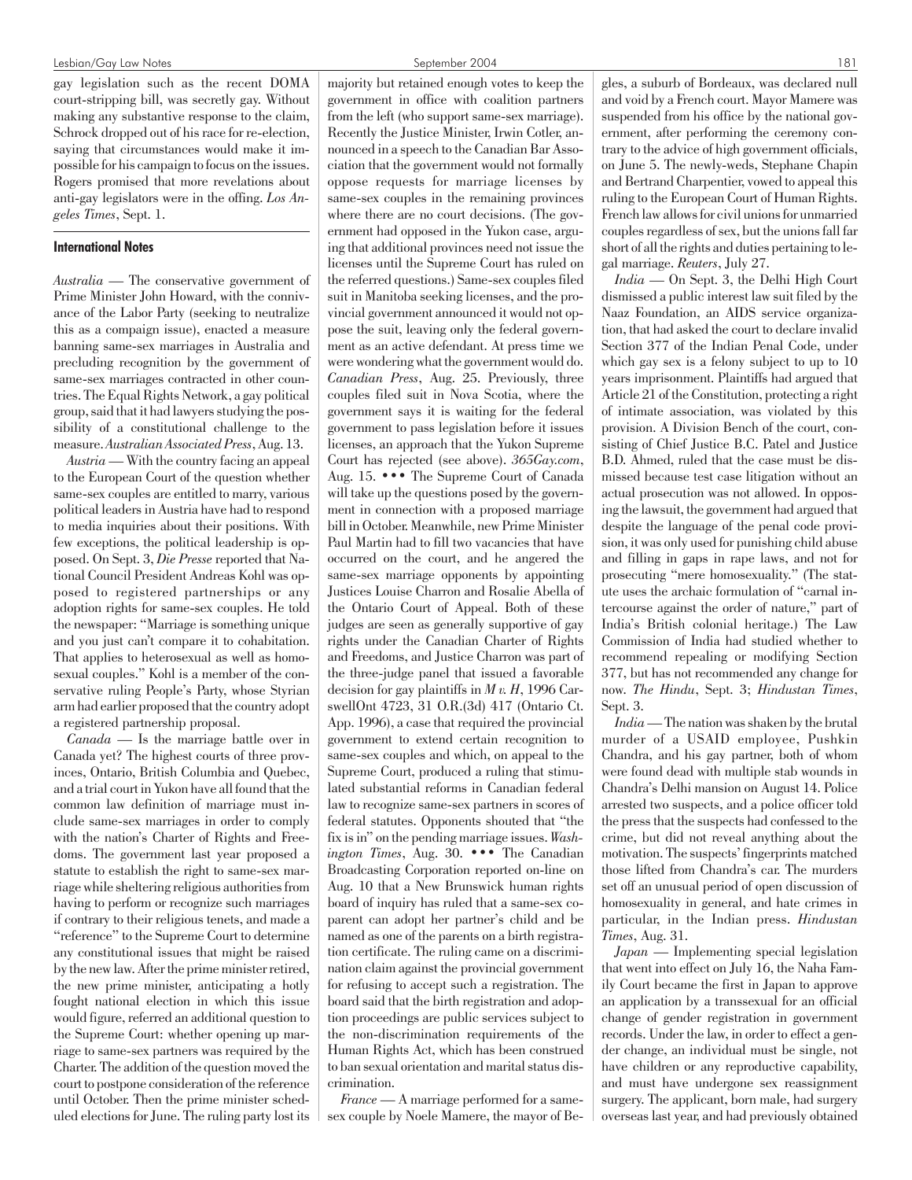gay legislation such as the recent DOMA court-stripping bill, was secretly gay. Without making any substantive response to the claim, Schrock dropped out of his race for re-election, saying that circumstances would make it impossible for his campaign to focus on the issues. Rogers promised that more revelations about anti-gay legislators were in the offing. *Los Angeles Times*, Sept. 1.

## International Notes

*Australia* — The conservative government of Prime Minister John Howard, with the connivance of the Labor Party (seeking to neutralize this as a compaign issue), enacted a measure banning same-sex marriages in Australia and precluding recognition by the government of same-sex marriages contracted in other countries. The Equal Rights Network, a gay political group, said that it had lawyers studying the possibility of a constitutional challenge to the measure. *Australian Associated Press*, Aug. 13.

*Austria* — With the country facing an appeal to the European Court of the question whether same-sex couples are entitled to marry, various political leaders in Austria have had to respond to media inquiries about their positions. With few exceptions, the political leadership is opposed. On Sept. 3, *Die Presse* reported that National Council President Andreas Kohl was opposed to registered partnerships or any adoption rights for same-sex couples. He told the newspaper: "Marriage is something unique and you just can't compare it to cohabitation. That applies to heterosexual as well as homosexual couples." Kohl is a member of the conservative ruling People's Party, whose Styrian arm had earlier proposed that the country adopt a registered partnership proposal.

*Canada* — Is the marriage battle over in Canada yet? The highest courts of three provinces, Ontario, British Columbia and Quebec, and a trial court in Yukon have all found that the common law definition of marriage must include same-sex marriages in order to comply with the nation's Charter of Rights and Freedoms. The government last year proposed a statute to establish the right to same-sex marriage while sheltering religious authorities from having to perform or recognize such marriages if contrary to their religious tenets, and made a "reference" to the Supreme Court to determine any constitutional issues that might be raised by the new law. After the prime minister retired, the new prime minister, anticipating a hotly fought national election in which this issue would figure, referred an additional question to the Supreme Court: whether opening up marriage to same-sex partners was required by the Charter. The addition of the question moved the court to postpone consideration of the reference until October. Then the prime minister scheduled elections for June. The ruling party lost its majority but retained enough votes to keep the government in office with coalition partners from the left (who support same-sex marriage). Recently the Justice Minister, Irwin Cotler, announced in a speech to the Canadian Bar Association that the government would not formally oppose requests for marriage licenses by same-sex couples in the remaining provinces where there are no court decisions. (The government had opposed in the Yukon case, arguing that additional provinces need not issue the licenses until the Supreme Court has ruled on the referred questions.) Same-sex couples filed suit in Manitoba seeking licenses, and the provincial government announced it would not oppose the suit, leaving only the federal government as an active defendant. At press time we were wondering what the government would do. *Canadian Press*, Aug. 25. Previously, three couples filed suit in Nova Scotia, where the government says it is waiting for the federal government to pass legislation before it issues licenses, an approach that the Yukon Supreme Court has rejected (see above). *365Gay.com*, Aug. 15. • • • The Supreme Court of Canada will take up the questions posed by the government in connection with a proposed marriage bill in October. Meanwhile, new Prime Minister Paul Martin had to fill two vacancies that have occurred on the court, and he angered the same-sex marriage opponents by appointing Justices Louise Charron and Rosalie Abella of the Ontario Court of Appeal. Both of these judges are seen as generally supportive of gay rights under the Canadian Charter of Rights and Freedoms, and Justice Charron was part of the three-judge panel that issued a favorable decision for gay plaintiffs in *M v. H*, 1996 CarswellOnt 4723, 31 O.R.(3d) 417 (Ontario Ct. App. 1996), a case that required the provincial government to extend certain recognition to same-sex couples and which, on appeal to the Supreme Court, produced a ruling that stimulated substantial reforms in Canadian federal law to recognize same-sex partners in scores of federal statutes. Opponents shouted that "the fix is in" on the pending marriage issues. *Washington Times*, Aug. 30. • • • The Canadian Broadcasting Corporation reported on-line on Aug. 10 that a New Brunswick human rights board of inquiry has ruled that a same-sex co-parent can adopt her partner's child and be named as one of the parents on a birth registration certificate. The ruling came on a discrimination claim against the provincial government for refusing to accept such a registration. The board said that the birth registration and adoption proceedings are public services subject to the non-discrimination requirements of the Human Rights Act, which has been construed to ban sexual orientation and marital status discrimination.

*France* — A marriage performed for a same-sex couple by Noele Mamere, the mayor of Begles, a suburb of Bordeaux, was declared null and void by a French court. Mayor Mamere was suspended from his office by the national government, after performing the ceremony contrary to the advice of high government officials, on June 5. The newly-weds, Stephane Chapin and Bertrand Charpentier, vowed to appeal this ruling to the European Court of Human Rights. French law allows for civil unions for unmarried couples regardless of sex, but the unions fall far short of all the rights and duties pertaining to legal marriage. *Reuters*, July 27.

*India* — On Sept. 3, the Delhi High Court dismissed a public interest law suit filed by the Naaz Foundation, an AIDS service organization, that had asked the court to declare invalid Section 377 of the Indian Penal Code, under which gay sex is a felony subject to up to 10 years imprisonment. Plaintiffs had argued that Article 21 of the Constitution, protecting a right of intimate association, was violated by this provision. A Division Bench of the court, consisting of Chief Justice B.C. Patel and Justice B.D. Ahmed, ruled that the case must be dismissed because test case litigation without an actual prosecution was not allowed. In opposing the lawsuit, the government had argued that despite the language of the penal code provision, it was only used for punishing child abuse and filling in gaps in rape laws, and not for prosecuting "mere homosexuality." (The statute uses the archaic formulation of "carnal intercourse against the order of nature," part of India's British colonial heritage.) The Law Commission of India had studied whether to recommend repealing or modifying Section 377, but has not recommended any change for now. *The Hindu*, Sept. 3; *Hindustan Times*, Sept. 3.

*India* — The nation was shaken by the brutal murder of a USAID employee, Pushkin Chandra, and his gay partner, both of whom were found dead with multiple stab wounds in Chandra's Delhi mansion on August 14. Police arrested two suspects, and a police officer told the press that the suspects had confessed to the crime, but did not reveal anything about the motivation. The suspects' fingerprints matched those lifted from Chandra's car. The murders set off an unusual period of open discussion of homosexuality in general, and hate crimes in particular, in the Indian press. *Hindustan Times*, Aug. 31.

*Japan* — Implementing special legislation that went into effect on July 16, the Naha Family Court became the first in Japan to approve an application by a transsexual for an official change of gender registration in government records. Under the law, in order to effect a gender change, an individual must be single, not have children or any reproductive capability, and must have undergone sex reassignment surgery. The applicant, born male, had surgery overseas last year, and had previously obtained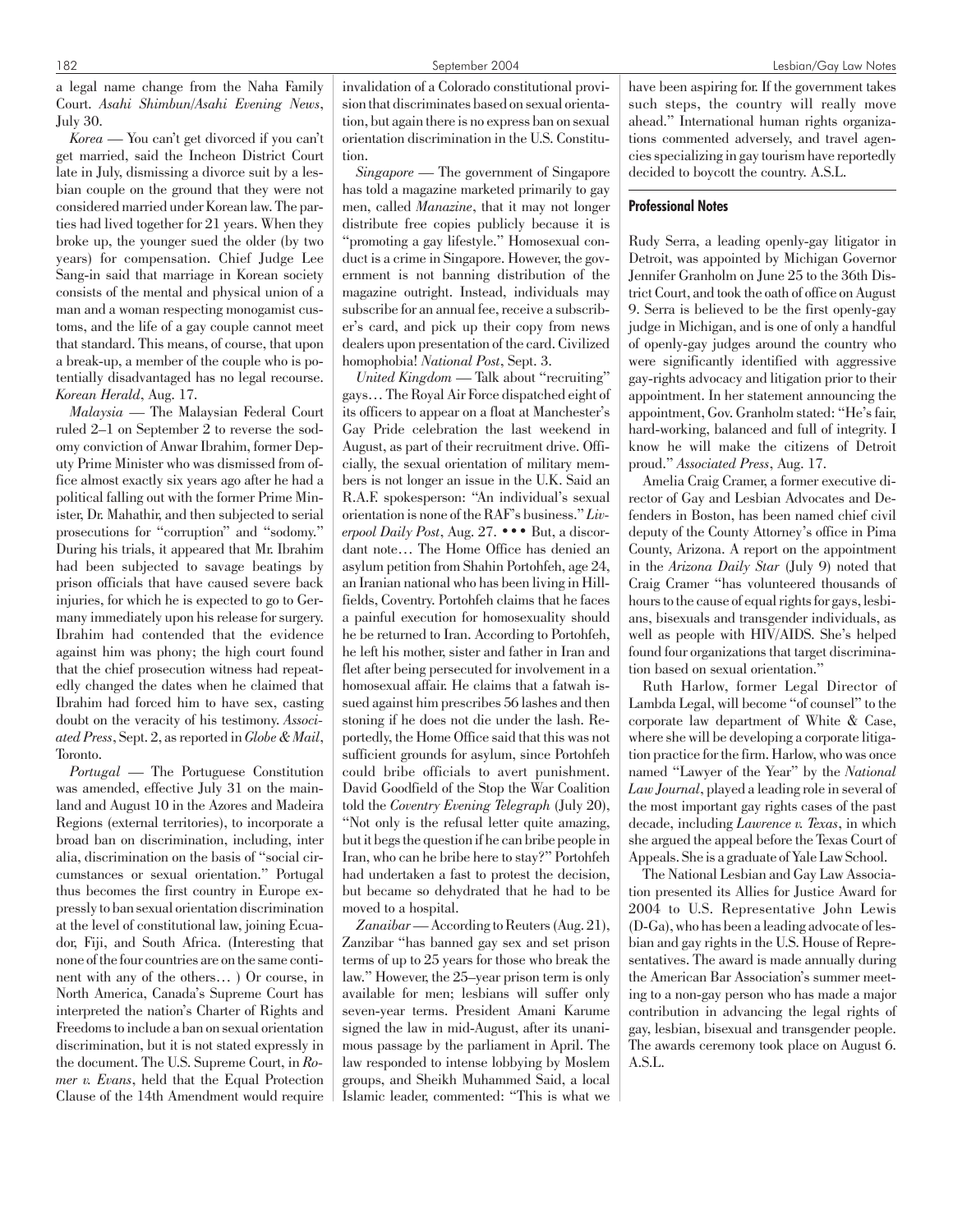a legal name change from the Naha Family Court. *Asahi Shimbun/Asahi Evening News*, July 30.

*Korea* — You can't get divorced if you can't get married, said the Incheon District Court late in July, dismissing a divorce suit by a lesbian couple on the ground that they were not considered married under Korean law. The parties had lived together for 21 years. When they broke up, the younger sued the older (by two years) for compensation. Chief Judge Lee Sang-in said that marriage in Korean society consists of the mental and physical union of a man and a woman respecting monogamist customs, and the life of a gay couple cannot meet that standard. This means, of course, that upon a break-up, a member of the couple who is potentially disadvantaged has no legal recourse. *Korean Herald*, Aug. 17.

*Malaysia* — The Malaysian Federal Court ruled 2–1 on September 2 to reverse the sodomy conviction of Anwar Ibrahim, former Deputy Prime Minister who was dismissed from office almost exactly six years ago after he had a political falling out with the former Prime Minister, Dr. Mahathir, and then subjected to serial prosecutions for "corruption" and "sodomy." During his trials, it appeared that Mr. Ibrahim had been subjected to savage beatings by prison officials that have caused severe back injuries, for which he is expected to go to Germany immediately upon his release for surgery. Ibrahim had contended that the evidence against him was phony; the high court found that the chief prosecution witness had repeatedly changed the dates when he claimed that Ibrahim had forced him to have sex, casting doubt on the veracity of his testimony. *Associated Press*, Sept. 2, as reported in *Globe & Mail*, Toronto.

*Portugal* — The Portuguese Constitution was amended, effective July 31 on the mainland and August 10 in the Azores and Madeira Regions (external territories), to incorporate a broad ban on discrimination, including, inter alia, discrimination on the basis of "social circumstances or sexual orientation." Portugal thus becomes the first country in Europe expressly to ban sexual orientation discrimination at the level of constitutional law, joining Ecuador, Fiji, and South Africa. (Interesting that none of the four countries are on the same continent with any of the others… ) Or course, in North America, Canada's Supreme Court has interpreted the nation's Charter of Rights and Freedoms to include a ban on sexual orientation discrimination, but it is not stated expressly in the document. The U.S. Supreme Court, in *Romer v. Evans*, held that the Equal Protection Clause of the 14th Amendment would require invalidation of a Colorado constitutional provision that discriminates based on sexual orientation, but again there is no express ban on sexual orientation discrimination in the U.S. Constitution.

*Singapore* — The government of Singapore has told a magazine marketed primarily to gay men, called *Manazine*, that it may not longer distribute free copies publicly because it is "promoting a gay lifestyle." Homosexual conduct is a crime in Singapore. However, the government is not banning distribution of the magazine outright. Instead, individuals may subscribe for an annual fee, receive a subscriber's card, and pick up their copy from news dealers upon presentation of the card. Civilized homophobia! *National Post*, Sept. 3.

*United Kingdom* — Talk about "recruiting" gays… The Royal Air Force dispatched eight of its officers to appear on a float at Manchester's Gay Pride celebration the last weekend in August, as part of their recruitment drive. Officially, the sexual orientation of military members is not longer an issue in the U.K. Said an R.A.F. spokesperson: "An individual's sexual orientation is none of the RAF's business." *Liverpool Daily Post*, Aug. 27. • • • But, a discordant note… The Home Office has denied an asylum petition from Shahin Portohfeh, age 24, an Iranian national who has been living in Hillfields, Coventry. Portohfeh claims that he faces a painful execution for homosexuality should he be returned to Iran. According to Portohfeh, he left his mother, sister and father in Iran and flet after being persecuted for involvement in a homosexual affair. He claims that a fatwah issued against him prescribes 56 lashes and then stoning if he does not die under the lash. Reportedly, the Home Office said that this was not sufficient grounds for asylum, since Portohfeh could bribe officials to avert punishment. David Goodfield of the Stop the War Coalition told the *Coventry Evening Telegraph* (July 20), "Not only is the refusal letter quite amazing, but it begs the question if he can bribe people in Iran, who can he bribe here to stay?" Portohfeh had undertaken a fast to protest the decision, but became so dehydrated that he had to be moved to a hospital.

*Zanaibar* — According to Reuters (Aug. 21), Zanzibar "has banned gay sex and set prison terms of up to 25 years for those who break the law." However, the 25–year prison term is only available for men; lesbians will suffer only seven-year terms. President Amani Karume signed the law in mid-August, after its unanimous passage by the parliament in April. The law responded to intense lobbying by Moslem groups, and Sheikh Muhammed Said, a local Islamic leader, commented: "This is what we have been aspiring for. If the government takes such steps, the country will really move ahead." International human rights organizations commented adversely, and travel agencies specializing in gay tourism have reportedly decided to boycott the country. A.S.L.

## Professional Notes

Rudy Serra, a leading openly-gay litigator in Detroit, was appointed by Michigan Governor Jennifer Granholm on June 25 to the 36th District Court, and took the oath of office on August 9. Serra is believed to be the first openly-gay judge in Michigan, and is one of only a handful of openly-gay judges around the country who were significantly identified with aggressive gay-rights advocacy and litigation prior to their appointment. In her statement announcing the appointment, Gov. Granholm stated: "He's fair, hard-working, balanced and full of integrity. I know he will make the citizens of Detroit proud." *Associated Press*, Aug. 17.

Amelia Craig Cramer, a former executive director of Gay and Lesbian Advocates and Defenders in Boston, has been named chief civil deputy of the County Attorney's office in Pima County, Arizona. A report on the appointment in the *Arizona Daily Star* (July 9) noted that Craig Cramer "has volunteered thousands of hours to the cause of equal rights for gays, lesbians, bisexuals and transgender individuals, as well as people with HIV/AIDS. She's helped found four organizations that target discrimination based on sexual orientation."

Ruth Harlow, former Legal Director of Lambda Legal, will become "of counsel" to the corporate law department of White & Case, where she will be developing a corporate litigation practice for the firm. Harlow, who was once named "Lawyer of the Year" by the *National Law Journal*, played a leading role in several of the most important gay rights cases of the past decade, including *Lawrence v. Texas*, in which she argued the appeal before the Texas Court of Appeals. She is a graduate of Yale Law School.

The National Lesbian and Gay Law Association presented its Allies for Justice Award for 2004 to U.S. Representative John Lewis (D-Ga), who has been a leading advocate of lesbian and gay rights in the U.S. House of Representatives. The award is made annually during the American Bar Association's summer meeting to a non-gay person who has made a major contribution in advancing the legal rights of gay, lesbian, bisexual and transgender people. The awards ceremony took place on August 6. A.S.L.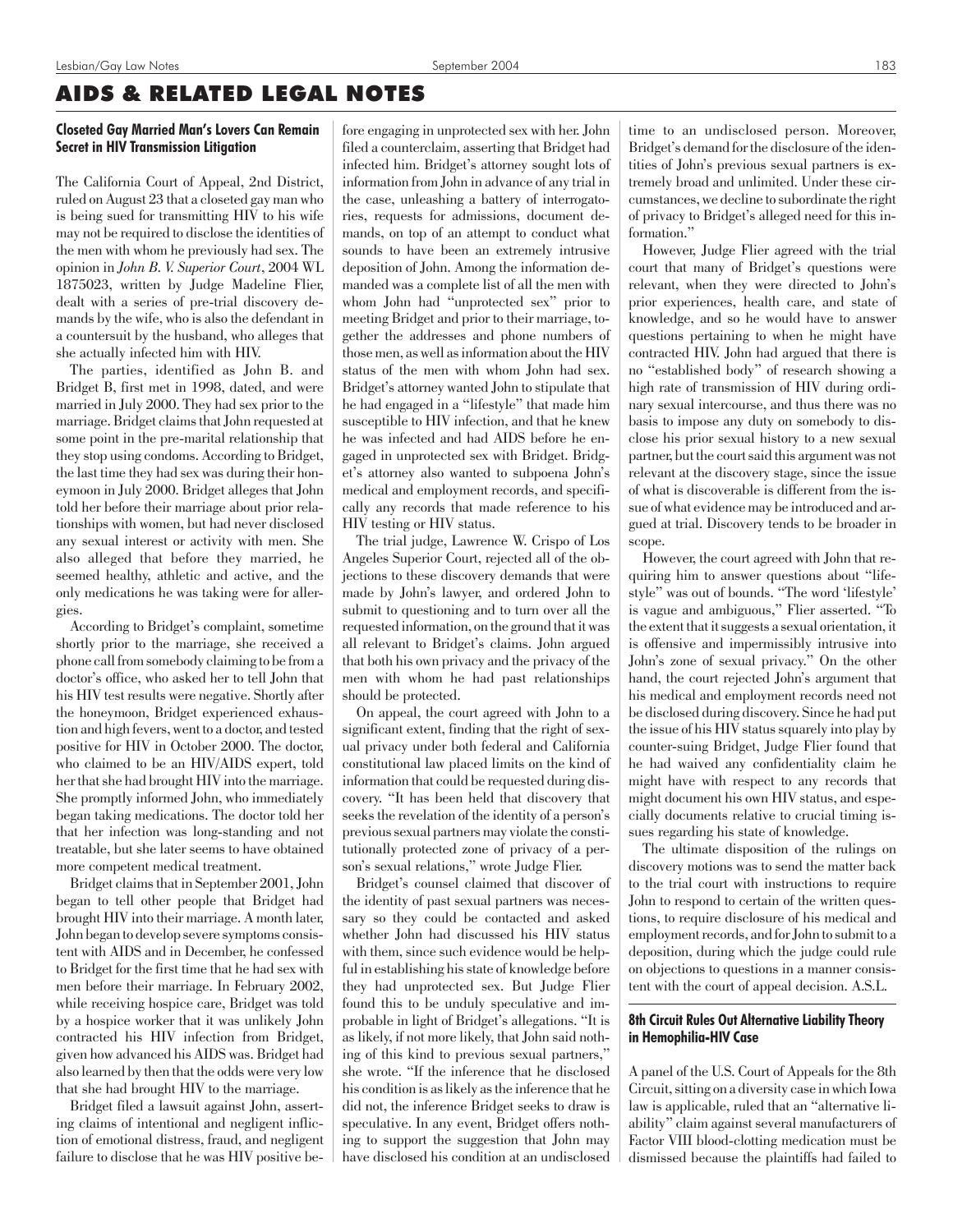# AIDS & RELATED LEGAL NOTES

### Closeted Gay Married Man's Lovers Can Remain Secret in HIV Transmission Litigation

The California Court of Appeal, 2nd District, ruled on August 23 that a closeted gay man who is being sued for transmitting HIV to his wife may not be required to disclose the identities of the men with whom he previously had sex. The opinion in *John B. V. Superior Court*, 2004 WL 1875023, written by Judge Madeline Flier, dealt with a series of pre-trial discovery demands by the wife, who is also the defendant in a countersuit by the husband, who alleges that she actually infected him with HIV.

The parties, identified as John B. and Bridget B, first met in 1998, dated, and were married in July 2000. They had sex prior to the marriage. Bridget claims that John requested at some point in the pre-marital relationship that they stop using condoms. According to Bridget, the last time they had sex was during their honeymoon in July 2000. Bridget alleges that John told her before their marriage about prior relationships with women, but had never disclosed any sexual interest or activity with men. She also alleged that before they married, he seemed healthy, athletic and active, and the only medications he was taking were for allergies.

According to Bridget's complaint, sometime shortly prior to the marriage, she received a phone call from somebody claiming to be from a doctor's office, who asked her to tell John that his HIV test results were negative. Shortly after the honeymoon, Bridget experienced exhaustion and high fevers, went to a doctor, and tested positive for HIV in October 2000. The doctor, who claimed to be an HIV/AIDS expert, told her that she had brought HIV into the marriage. She promptly informed John, who immediately began taking medications. The doctor told her that her infection was long-standing and not treatable, but she later seems to have obtained more competent medical treatment.

Bridget claims that in September 2001, John began to tell other people that Bridget had brought HIV into their marriage. A month later, John began to develop severe symptoms consistent with AIDS and in December, he confessed to Bridget for the first time that he had sex with men before their marriage. In February 2002, while receiving hospice care, Bridget was told by a hospice worker that it was unlikely John contracted his HIV infection from Bridget, given how advanced his AIDS was. Bridget had also learned by then that the odds were very low that she had brought HIV to the marriage.

Bridget filed a lawsuit against John, asserting claims of intentional and negligent infliction of emotional distress, fraud, and negligent failure to disclose that he was HIV positive before engaging in unprotected sex with her. John filed a counterclaim, asserting that Bridget had infected him. Bridget's attorney sought lots of information from John in advance of any trial in the case, unleashing a battery of interrogatories, requests for admissions, document demands, on top of an attempt to conduct what sounds to have been an extremely intrusive deposition of John. Among the information demanded was a complete list of all the men with whom John had "unprotected sex" prior to meeting Bridget and prior to their marriage, together the addresses and phone numbers of those men, as well as information about the HIV status of the men with whom John had sex. Bridget's attorney wanted John to stipulate that he had engaged in a "lifestyle" that made him susceptible to HIV infection, and that he knew he was infected and had AIDS before he engaged in unprotected sex with Bridget. Bridget's attorney also wanted to subpoena John's medical and employment records, and specifically any records that made reference to his HIV testing or HIV status.

The trial judge, Lawrence W. Crispo of Los Angeles Superior Court, rejected all of the objections to these discovery demands that were made by John's lawyer, and ordered John to submit to questioning and to turn over all the requested information, on the ground that it was all relevant to Bridget's claims. John argued that both his own privacy and the privacy of the men with whom he had past relationships should be protected.

On appeal, the court agreed with John to a significant extent, finding that the right of sexual privacy under both federal and California constitutional law placed limits on the kind of information that could be requested during discovery. "It has been held that discovery that seeks the revelation of the identity of a person's previous sexual partners may violate the constitutionally protected zone of privacy of a person's sexual relations," wrote Judge Flier.

Bridget's counsel claimed that discover of the identity of past sexual partners was necessary so they could be contacted and asked whether John had discussed his HIV status with them, since such evidence would be helpful in establishing his state of knowledge before they had unprotected sex. But Judge Flier found this to be unduly speculative and improbable in light of Bridget's allegations. "It is as likely, if not more likely, that John said nothing of this kind to previous sexual partners," she wrote. "If the inference that he disclosed his condition is as likely as the inference that he did not, the inference Bridget seeks to draw is speculative. In any event, Bridget offers nothing to support the suggestion that John may have disclosed his condition at an undisclosed time to an undisclosed person. Moreover, Bridget's demand for the disclosure of the identities of John's previous sexual partners is extremely broad and unlimited. Under these circumstances, we decline to subordinate the right of privacy to Bridget's alleged need for this information."

However, Judge Flier agreed with the trial court that many of Bridget's questions were relevant, when they were directed to John's prior experiences, health care, and state of knowledge, and so he would have to answer questions pertaining to when he might have contracted HIV. John had argued that there is no "established body" of research showing a high rate of transmission of HIV during ordinary sexual intercourse, and thus there was no basis to impose any duty on somebody to disclose his prior sexual history to a new sexual partner, but the court said this argument was not relevant at the discovery stage, since the issue of what is discoverable is different from the issue of what evidence may be introduced and argued at trial. Discovery tends to be broader in scope.

However, the court agreed with John that requiring him to answer questions about "lifestyle" was out of bounds. "The word 'lifestyle' is vague and ambiguous," Flier asserted. "To the extent that it suggests a sexual orientation, it is offensive and impermissibly intrusive into John's zone of sexual privacy." On the other hand, the court rejected John's argument that his medical and employment records need not be disclosed during discovery. Since he had put the issue of his HIV status squarely into play by counter-suing Bridget, Judge Flier found that he had waived any confidentiality claim he might have with respect to any records that might document his own HIV status, and especially documents relative to crucial timing issues regarding his state of knowledge.

The ultimate disposition of the rulings on discovery motions was to send the matter back to the trial court with instructions to require John to respond to certain of the written questions, to require disclosure of his medical and employment records, and for John to submit to a deposition, during which the judge could rule on objections to questions in a manner consistent with the court of appeal decision. A.S.L.

### 8th Circuit Rules Out Alternative Liability Theory in Hemophilia-HIV Case

A panel of the U.S. Court of Appeals for the 8th Circuit, sitting on a diversity case in which Iowa law is applicable, ruled that an "alternative liability" claim against several manufacturers of Factor VIII blood-clotting medication must be dismissed because the plaintiffs had failed to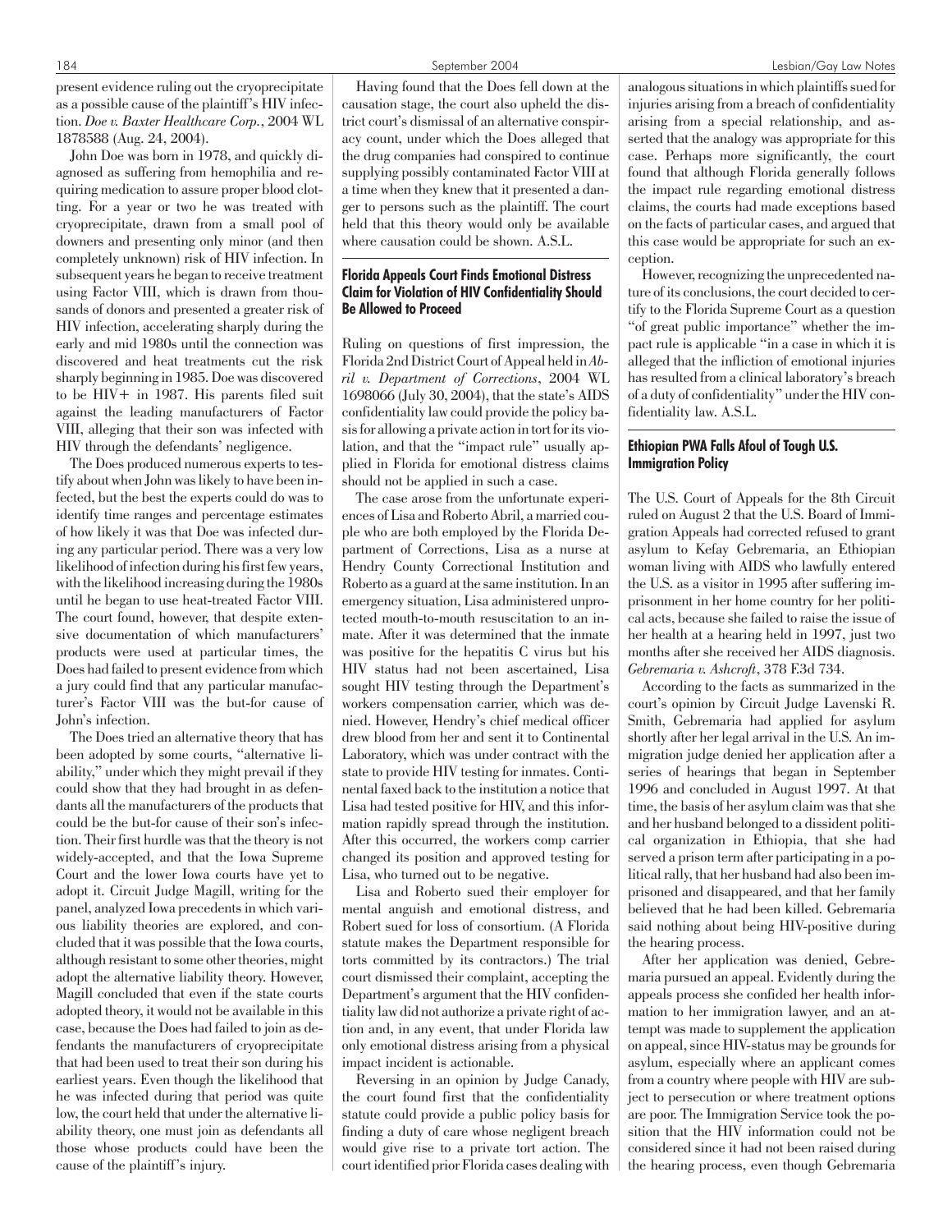present evidence ruling out the cryoprecipitate as a possible cause of the plaintiff's HIV infection. *Doe v. Baxter Healthcare Corp.*, 2004 WL 1878588 (Aug. 24, 2004).

John Doe was born in 1978, and quickly diagnosed as suffering from hemophilia and requiring medication to assure proper blood clotting. For a year or two he was treated with cryoprecipitate, drawn from a small pool of downers and presenting only minor (and then completely unknown) risk of HIV infection. In subsequent years he began to receive treatment using Factor VIII, which is drawn from thousands of donors and presented a greater risk of HIV infection, accelerating sharply during the early and mid 1980s until the connection was discovered and heat treatments cut the risk sharply beginning in 1985. Doe was discovered to be HIV+ in 1987. His parents filed suit against the leading manufacturers of Factor VIII, alleging that their son was infected with HIV through the defendants' negligence.

The Does produced numerous experts to testify about when John was likely to have been infected, but the best the experts could do was to identify time ranges and percentage estimates of how likely it was that Doe was infected during any particular period. There was a very low likelihood of infection during his first few years, with the likelihood increasing during the 1980s until he began to use heat-treated Factor VIII. The court found, however, that despite extensive documentation of which manufacturers' products were used at particular times, the Does had failed to present evidence from which a jury could find that any particular manufacturer's Factor VIII was the but-for cause of John's infection.

The Does tried an alternative theory that has been adopted by some courts, "alternative liability," under which they might prevail if they could show that they had brought in as defendants all the manufacturers of the products that could be the but-for cause of their son's infection. Their first hurdle was that the theory is not widely-accepted, and that the Iowa Supreme Court and the lower Iowa courts have yet to adopt it. Circuit Judge Magill, writing for the panel, analyzed Iowa precedents in which various liability theories are explored, and concluded that it was possible that the Iowa courts, although resistant to some other theories, might adopt the alternative liability theory. However, Magill concluded that even if the state courts adopted theory, it would not be available in this case, because the Does had failed to join as defendants the manufacturers of cryoprecipitate that had been used to treat their son during his earliest years. Even though the likelihood that he was infected during that period was quite low, the court held that under the alternative liability theory, one must join as defendants all those whose products could have been the cause of the plaintiff's injury.

Having found that the Does fell down at the causation stage, the court also upheld the district court's dismissal of an alternative conspiracy count, under which the Does alleged that the drug companies had conspired to continue supplying possibly contaminated Factor VIII at a time when they knew that it presented a danger to persons such as the plaintiff. The court held that this theory would only be available where causation could be shown. A.S.L.

### Florida Appeals Court Finds Emotional Distress Claim for Violation of HIV Confidentiality Should Be Allowed to Proceed

Ruling on questions of first impression, the Florida 2nd District Court of Appeal held in *Abril v. Department of Corrections*, 2004 WL 1698066 (July 30, 2004), that the state's AIDS confidentiality law could provide the policy basis for allowing a private action in tort for its violation, and that the "impact rule" usually applied in Florida for emotional distress claims should not be applied in such a case.

The case arose from the unfortunate experiences of Lisa and Roberto Abril, a married couple who are both employed by the Florida Department of Corrections, Lisa as a nurse at Hendry County Correctional Institution and Roberto as a guard at the same institution. In an emergency situation, Lisa administered unprotected mouth-to-mouth resuscitation to an inmate. After it was determined that the inmate was positive for the hepatitis C virus but his HIV status had not been ascertained, Lisa sought HIV testing through the Department's workers compensation carrier, which was denied. However, Hendry's chief medical officer drew blood from her and sent it to Continental Laboratory, which was under contract with the state to provide HIV testing for inmates. Continental faxed back to the institution a notice that Lisa had tested positive for HIV, and this information rapidly spread through the institution. After this occurred, the workers comp carrier changed its position and approved testing for Lisa, who turned out to be negative.

Lisa and Roberto sued their employer for mental anguish and emotional distress, and Robert sued for loss of consortium. (A Florida statute makes the Department responsible for torts committed by its contractors.) The trial court dismissed their complaint, accepting the Department's argument that the HIV confidentiality law did not authorize a private right of action and, in any event, that under Florida law only emotional distress arising from a physical impact incident is actionable.

Reversing in an opinion by Judge Canady, the court found first that the confidentiality statute could provide a public policy basis for finding a duty of care whose negligent breach would give rise to a private tort action. The court identified prior Florida cases dealing with analogous situations in which plaintiffs sued for injuries arising from a breach of confidentiality arising from a special relationship, and asserted that the analogy was appropriate for this case. Perhaps more significantly, the court found that although Florida generally follows the impact rule regarding emotional distress claims, the courts had made exceptions based on the facts of particular cases, and argued that this case would be appropriate for such an exception.

However, recognizing the unprecedented nature of its conclusions, the court decided to certify to the Florida Supreme Court as a question "of great public importance" whether the impact rule is applicable "in a case in which it is alleged that the infliction of emotional injuries has resulted from a clinical laboratory's breach of a duty of confidentiality" under the HIV confidentiality law. A.S.L.

### Ethiopian PWA Falls Afoul of Tough U.S. Immigration Policy

The U.S. Court of Appeals for the 8th Circuit ruled on August 2 that the U.S. Board of Immigration Appeals had corrected refused to grant asylum to Kefay Gebremaria, an Ethiopian woman living with AIDS who lawfully entered the U.S. as a visitor in 1995 after suffering imprisonment in her home country for her political acts, because she failed to raise the issue of her health at a hearing held in 1997, just two months after she received her AIDS diagnosis. *Gebremaria v. Ashcroft*, 378 F.3d 734.

According to the facts as summarized in the court's opinion by Circuit Judge Lavenski R. Smith, Gebremaria had applied for asylum shortly after her legal arrival in the U.S. An immigration judge denied her application after a series of hearings that began in September 1996 and concluded in August 1997. At that time, the basis of her asylum claim was that she and her husband belonged to a dissident political organization in Ethiopia, that she had served a prison term after participating in a political rally, that her husband had also been imprisoned and disappeared, and that her family believed that he had been killed. Gebremaria said nothing about being HIV-positive during the hearing process.

After her application was denied, Gebremaria pursued an appeal. Evidently during the appeals process she confided her health information to her immigration lawyer, and an attempt was made to supplement the application on appeal, since HIV-status may be grounds for asylum, especially where an applicant comes from a country where people with HIV are subject to persecution or where treatment options are poor. The Immigration Service took the position that the HIV information could not be considered since it had not been raised during the hearing process, even though Gebremaria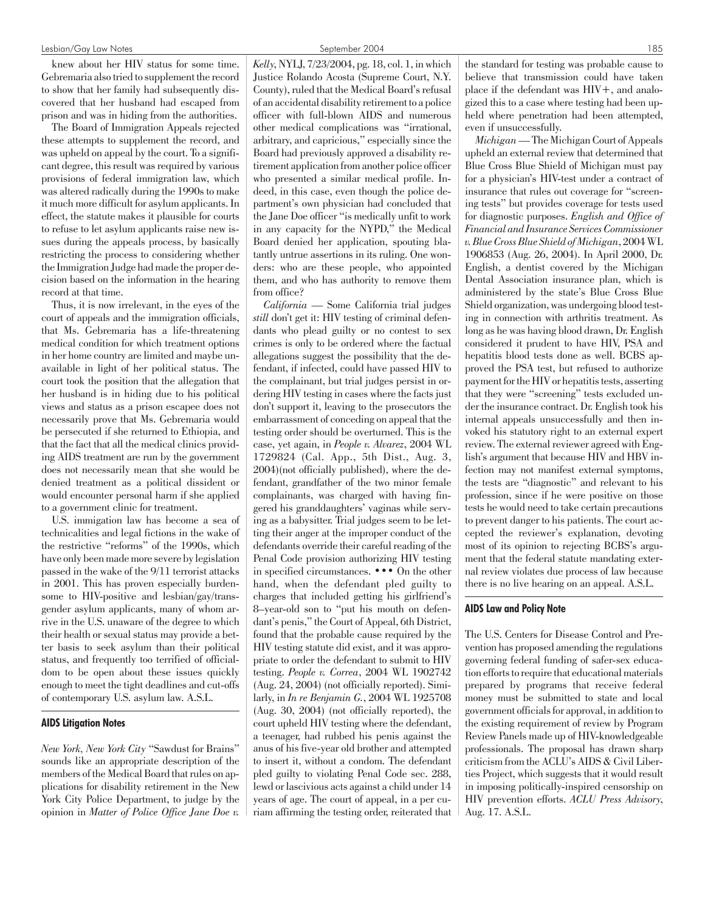knew about her HIV status for some time. Gebremaria also tried to supplement the record to show that her family had subsequently discovered that her husband had escaped from prison and was in hiding from the authorities.

The Board of Immigration Appeals rejected these attempts to supplement the record, and was upheld on appeal by the court. To a significant degree, this result was required by various provisions of federal immigration law, which was altered radically during the 1990s to make it much more difficult for asylum applicants. In effect, the statute makes it plausible for courts to refuse to let asylum applicants raise new issues during the appeals process, by basically restricting the process to considering whether the Immigration Judge had made the proper decision based on the information in the hearing record at that time.

Thus, it is now irrelevant, in the eyes of the court of appeals and the immigration officials, that Ms. Gebremaria has a life-threatening medical condition for which treatment options in her home country are limited and maybe unavailable in light of her political status. The court took the position that the allegation that her husband is in hiding due to his political views and status as a prison escapee does not necessarily prove that Ms. Gebremaria would be persecuted if she returned to Ethiopia, and that the fact that all the medical clinics providing AIDS treatment are run by the government does not necessarily mean that she would be denied treatment as a political dissident or would encounter personal harm if she applied to a government clinic for treatment.

U.S. immigation law has become a sea of technicalities and legal fictions in the wake of the restrictive "reforms" of the 1990s, which have only been made more severe by legislation passed in the wake of the 9/11 terrorist attacks in 2001. This has proven especially burdensome to HIV-positive and lesbian/gay/transgender asylum applicants, many of whom arrive in the U.S. unaware of the degree to which their health or sexual status may provide a better basis to seek asylum than their political status, and frequently too terrified of officialdom to be open about these issues quickly enough to meet the tight deadlines and cut-offs of contemporary U.S. asylum law. A.S.L.

## AIDS Litigation Notes

*New York, New York City* "Sawdust for Brains" sounds like an appropriate description of the members of the Medical Board that rules on applications for disability retirement in the New York City Police Department, to judge by the opinion in *Matter of Police Office Jane Doe v. Kelly*, NYLJ, 7/23/2004, pg. 18, col. 1, in which Justice Rolando Acosta (Supreme Court, N.Y. County), ruled that the Medical Board's refusal of an accidental disability retirement to a police officer with full-blown AIDS and numerous other medical complications was "irrational, arbitrary, and capricious," especially since the Board had previously approved a disability retirement application from another police officer who presented a similar medical profile. Indeed, in this case, even though the police department's own physician had concluded that the Jane Doe officer "is medically unfit to work in any capacity for the NYPD," the Medical Board denied her application, spouting blatantly untrue assertions in its ruling. One wonders: who are these people, who appointed them, and who has authority to remove them from office?

*California* — Some California trial judges *still* don't get it: HIV testing of criminal defendants who plead guilty or no contest to sex crimes is only to be ordered where the factual allegations suggest the possibility that the defendant, if infected, could have passed HIV to the complainant, but trial judges persist in ordering HIV testing in cases where the facts just don't support it, leaving to the prosecutors the embarrassment of conceding on appeal that the testing order should be overturned. This is the case, yet again, in *People v. Alvarez*, 2004 WL 1729824 (Cal. App., 5th Dist., Aug. 3, 2004)(not officially published), where the defendant, grandfather of the two minor female complainants, was charged with having fingered his granddaughters' vaginas while serving as a babysitter. Trial judges seem to be letting their anger at the improper conduct of the defendants override their careful reading of the Penal Code provision authorizing HIV testing in specified circumstances. • • • On the other hand, when the defendant pled guilty to charges that included getting his girlfriend's 8–year-old son to "put his mouth on defendant's penis," the Court of Appeal, 6th District, found that the probable cause required by the HIV testing statute did exist, and it was appropriate to order the defendant to submit to HIV testing. *People v. Correa*, 2004 WL 1902742 (Aug. 24, 2004) (not officially reported). Similarly, in *In re Benjamin G.*, 2004 WL 1925708 (Aug. 30, 2004) (not officially reported), the court upheld HIV testing where the defendant, a teenager, had rubbed his penis against the anus of his five-year old brother and attempted to insert it, without a condom. The defendant pled guilty to violating Penal Code sec. 288, lewd or lascivious acts against a child under 14 years of age. The court of appeal, in a per curiam affirming the testing order, reiterated that the standard for testing was probable cause to believe that transmission could have taken place if the defendant was HIV+, and analogized this to a case where testing had been upheld where penetration had been attempted, even if unsuccessfully.

*Michigan* — The Michigan Court of Appeals upheld an external review that determined that Blue Cross Blue Shield of Michigan must pay for a physician's HIV-test under a contract of insurance that rules out coverage for "screening tests" but provides coverage for tests used for diagnostic purposes. *English and Office of Financial and Insurance Services Commissioner v. Blue Cross Blue Shield of Michigan*, 2004 WL 1906853 (Aug. 26, 2004). In April 2000, Dr. English, a dentist covered by the Michigan Dental Association insurance plan, which is administered by the state's Blue Cross Blue Shield organization, was undergoing blood testing in connection with arthritis treatment. As long as he was having blood drawn, Dr. English considered it prudent to have HIV, PSA and hepatitis blood tests done as well. BCBS approved the PSA test, but refused to authorize payment for the HIV or hepatitis tests, asserting that they were "screening" tests excluded under the insurance contract. Dr. English took his internal appeals unsuccessfully and then invoked his statutory right to an external expert review. The external reviewer agreed with English's argument that because HIV and HBV infection may not manifest external symptoms, the tests are "diagnostic" and relevant to his profession, since if he were positive on those tests he would need to take certain precautions to prevent danger to his patients. The court accepted the reviewer's explanation, devoting most of its opinion to rejecting BCBS's argument that the federal statute mandating external review violates due process of law because there is no live hearing on an appeal. A.S.L.

## AIDS Law and Policy Note

The U.S. Centers for Disease Control and Prevention has proposed amending the regulations governing federal funding of safer-sex education efforts to require that educational materials prepared by programs that receive federal money must be submitted to state and local government officials for approval, in addition to the existing requirement of review by Program Review Panels made up of HIV-knowledgeable professionals. The proposal has drawn sharp criticism from the ACLU's AIDS & Civil Liberties Project, which suggests that it would result in imposing politically-inspired censorship on HIV prevention efforts. *ACLU Press Advisory*, Aug. 17. A.S.L.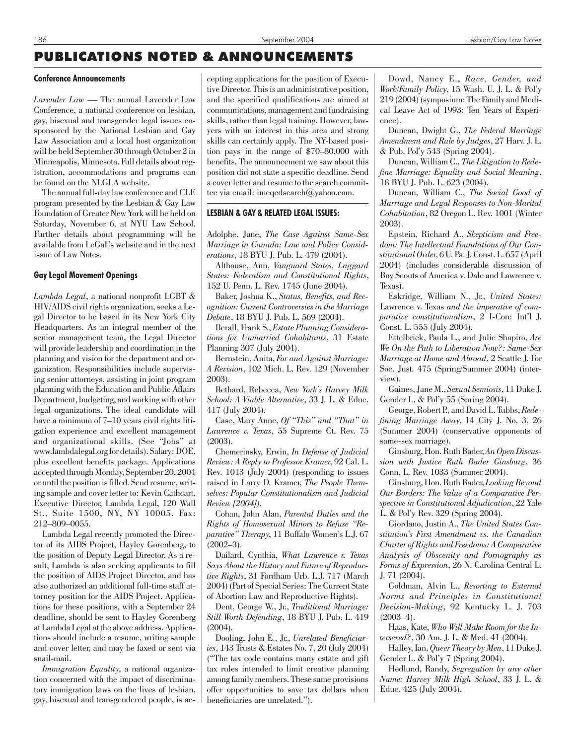# PUBLICATIONS NOTED & ANNOUNCEMENTS

### Conference Announcements

*Lavender Law* — The annual Lavender Law Conference, a national conference on lesbian, gay, bisexual and transgender legal issues cosponsored by the National Lesbian and Gay Law Association and a local host organization will be held September 30 through October 2 in Minneapolis, Minnesota. Full details about registration, accommodations and programs can be found on the NLGLA website.

The annual full-day law conference and CLE program presented by the Lesbian & Gay Law Foundation of Greater New York will be held on Saturday, November 6, at NYU Law School. Further details about programming will be available from LeGaL's website and in the next issue of Law Notes.

### Gay Legal Movement Openings

*Lambda Legal*, a national nonprofit LGBT & HIV/AIDS civil rights organization, seeks a Legal Director to be based in its New York City Headquarters. As an integral member of the senior management team, the Legal Director will provide leadership and coordination in the planning and vision for the department and organization. Responsibilities include supervising senior attorneys, assisting in joint program planning with the Education and Public Affairs Department, budgeting, and working with other legal organizations. The ideal candidate will have a minimum of 7–10 years civil rights litigation experience and excellent management and organizational skills. (See "Jobs" at www.lambdalegal.org for details). Salary: DOE, plus excellent benefits package. Applications accepted through Monday, September 20, 2004 or until the position is filled. Send resume, writing sample and cover letter to: Kevin Cathcart, Executive Director, Lambda Legal, 120 Wall St., Suite 1500, NY, NY 10005. Fax: 212–809–0055.

Lambda Legal recently promoted the Director of its AIDS Project, Hayley Gorenberg, to the position of Deputy Legal Director. As a result, Lambda is also seeking applicants to fill the position of AIDS Project Director, and has also authorized an additional full-time staff attorney position for the AIDS Project. Applications for these positions, with a September 24 deadline, should be sent to Hayley Gorenberg at Lambda Legal at the above address. Applications should include a resume, writing sample and cover letter, and may be faxed or sent via snail-mail.

*Immigration Equality*, a national organization concerned with the impact of discriminatory immigration laws on the lives of lesbian, gay, bisexual and transgendered people, is accepting applications for the position of Executive Director. This is an administrative position, and the specified qualifications are aimed at communications, management and fundraising skills, rather than legal training. However, lawyers with an interest in this area and strong skills can certainly apply. The NY-based position pays in the range of $70–80,000 with benefits. The announcement we saw about this position did not state a specific deadline. Send a cover letter and resume to the search committee via email: imeqedsearch@yahoo.com.

### LESBIAN & GAY & RELATED LEGAL ISSUES:

Adolphe, Jane, *The Case Against Same-Sex Marriage in Canada: Law and Policy Considerations*, 18 BYU J. Pub. L. 479 (2004).

Althouse, Ann, *Vanguard States, Laggard States: Federalism and Constitutional Rights*, 152 U. Penn. L. Rev. 1745 (June 2004).

Baker, Joshua K., *Status, Benefits, and Recognition: Current Controversies in the Marriage Debate*, 18 BYU J. Pub. L. 569 (2004).

Berall, Frank S., *Estate Planning Considerations for Unmarried Cohabitants*, 31 Estate Planning 307 (July 2004).

Bernstein, Anita, *For and Against Marriage: A Revision*, 102 Mich. L. Rev. 129 (November 2003).

Bethard, Rebecca, *New York's Harvey Milk School: A Viable Alternative*, 33 J. L. & Educ. 417 (July 2004).

Case, Mary Anne, *Of "This" and "That" in Lawrence v. Texas*, 55 Supreme Ct. Rev. 75 (2003).

Chemerinsky, Erwin, *In Defense of Judicial Review: A Reply to Professor Kramer*, 92 Cal. L. Rev. 1013 (July 2004) (responding to issues raised in Larry D. Kramer, *The People Themselves: Popular Constitutionalism and Judicial Review [2004]).*

Cohan, John Alan, *Parental Duties and the Rights of Homosexual Minors to Refuse "Reparative" Therapy*, 11 Buffalo Women's L.J. 67 (2002–3).

Dailard, Cynthia, *What Lawrence v. Texas Says About the History and Future of Reproductive Rights*, 31 Fordham Urb. L.J. 717 (March 2004) (Part of Special Series: The Current State of Abortion Law and Reproductive Rights).

Dent, George W., Jr., *Traditional Marriage: Still Worth Defending*, 18 BYU J. Pub. L. 419 (2004).

Dooling, John E., Jr., *Unrelated Beneficiaries*, 143 Trusts & Estates No. 7, 20 (July 2004) ("The tax code contains many estate and gift tax rules intended to limit creative planning among family members. These same provisions offer opportunities to save tax dollars when beneficiaries are unrelated.").

Dowd, Nancy E., *Race, Gender, and Work/Family Policy*, 15 Wash. U. J. L. & Pol'y 219 (2004) (symposium: The Family and Medical Leave Act of 1993: Ten Years of Experience).

Duncan, Dwight G., *The Federal Marriage Amendment and Rule by Judges*, 27 Harv. J. L. & Pub. Pol'y 543 (Spring 2004).

Duncan, William C., *The Litigation to Redefine Marriage: Equality and Social Meaning*, 18 BYU J. Pub. L. 623 (2004).

Duncan, William C., *The Social Good of Marriage and Legal Responses to Non-Marital Cohabitation*, 82 Oregon L. Rev. 1001 (Winter 2003).

Epstein, Richard A., *Skepticism and Freedom: The Intellectual Foundations of Our Constitutional Order*, 6 U. Pa. J. Const. L. 657 (April 2004) (includes considerable discussion of Boy Scouts of America v. Dale and Lawrence v. Texas).

Eskridge, William N., Jr., *United States:* Lawrence v. Texas *and the imperative of comparative constitutionalism*, 2 I-Con: Int'l J. Const. L. 555 (July 2004).

Ettelbrick, Paula L., and Julie Shapiro, *Are We On the Path to Liberation Now?: Same-Sex Marriage at Home and Abroad*, 2 Seattle J. For Soc. Just. 475 (Spring/Summer 2004) (interview).

Gaines, Jane M., *Sexual Semiosis*, 11 Duke J. Gender L. & Pol'y 55 (Spring 2004).

George, Robert P., and David L. Tubbs, *Redefining Marriage Away*, 14 City J. No. 3, 26 (Summer 2004) (conservative opponents of same-sex marriage).

Ginsburg, Hon. Ruth Bader, *An Open Discussion with Justice Ruth Bader Ginsburg*, 36 Conn. L. Rev. 1033 (Summer 2004).

Ginsburg, Hon. Ruth Bader, *Looking Beyond Our Borders: The Value of a Comparative Perspective in Constitutional Adjudication*, 22 Yale L. & Pol'y Rev. 329 (Spring 2004).

Giordano, Justin A., *The United States Constitution's First Amendment vs. the Canadian Charter of Rights and Freedoms: A Comparative Analysis of Obscenity and Pornography as Forms of Expression*, 26 N. Carolina Central L. J. 71 (2004).

Goldman, Alvin L., *Resorting to External Norms and Principles in Constitutional Decision-Making*, 92 Kentucky L. J. 703 (2003–4).

Haas, Kate, *Who Will Make Room for the Intersexed?*, 30 Am. J. L. & Med. 41 (2004).

Halley, Ian, *Queer Theory by Men*, 11 Duke J. Gender L. & Pol'y 7 (Spring 2004).

Hedlund, Randy, *Segregation by any other Name: Harvey Milk High School*, 33 J. L. & Educ. 425 (July 2004).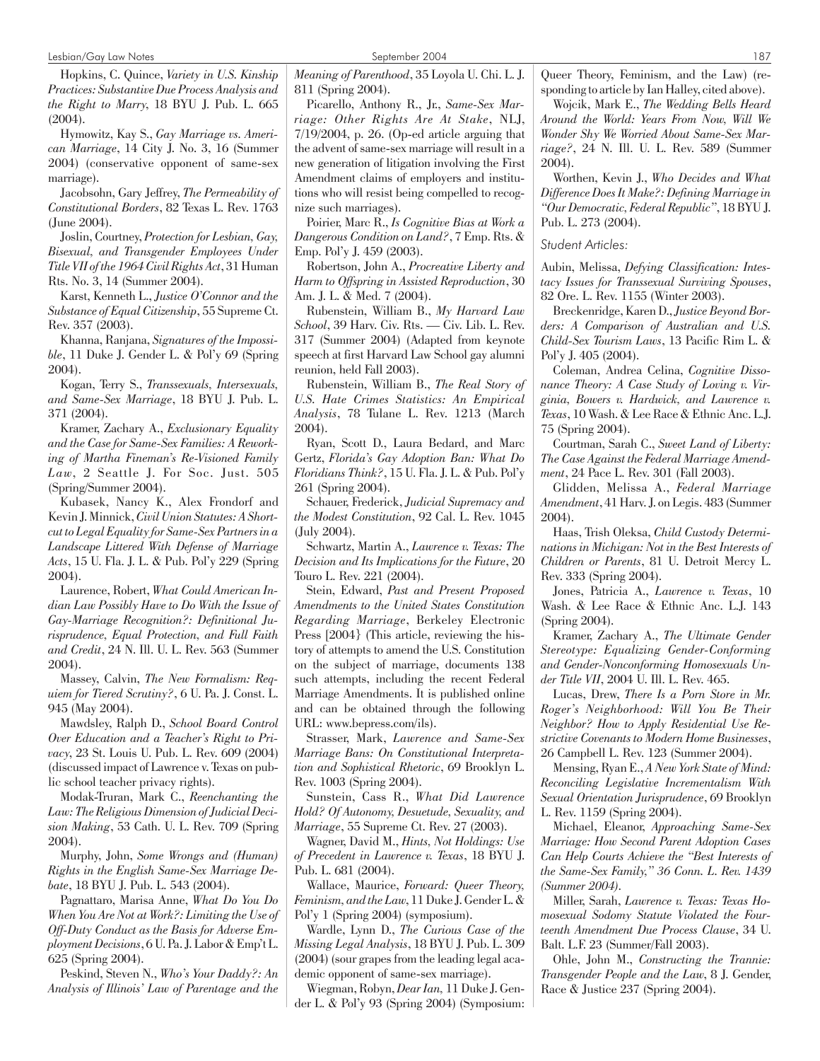Hopkins, C. Quince, *Variety in U.S. Kinship Practices: Substantive Due Process Analysis and the Right to Marry*, 18 BYU J. Pub. L. 665 (2004).

Hymowitz, Kay S., *Gay Marriage vs. American Marriage*, 14 City J. No. 3, 16 (Summer 2004) (conservative opponent of same-sex marriage).

Jacobsohn, Gary Jeffrey, *The Permeability of Constitutional Borders*, 82 Texas L. Rev. 1763 (June 2004).

Joslin, Courtney, *Protection for Lesbian, Gay, Bisexual, and Transgender Employees Under Title VII of the 1964 Civil Rights Act*, 31 Human Rts. No. 3, 14 (Summer 2004).

Karst, Kenneth L., *Justice O'Connor and the Substance of Equal Citizenship*, 55 Supreme Ct. Rev. 357 (2003).

Khanna, Ranjana, *Signatures of the Impossible*, 11 Duke J. Gender L. & Pol'y 69 (Spring 2004).

Kogan, Terry S., *Transsexuals, Intersexuals, and Same-Sex Marriage*, 18 BYU J. Pub. L. 371 (2004).

Kramer, Zachary A., *Exclusionary Equality and the Case for Same-Sex Families: A Reworking of Martha Fineman's Re-Visioned Family Law*, 2 Seattle J. For Soc. Just. 505 (Spring/Summer 2004).

Kubasek, Nancy K., Alex Frondorf and Kevin J. Minnick, *Civil Union Statutes: A Shortcut to Legal Equality for Same-Sex Partners in a Landscape Littered With Defense of Marriage Acts*, 15 U. Fla. J. L. & Pub. Pol'y 229 (Spring 2004).

Laurence, Robert, *What Could American Indian Law Possibly Have to Do With the Issue of Gay-Marriage Recognition?: Definitional Jurisprudence, Equal Protection, and Full Faith and Credit*, 24 N. Ill. U. L. Rev. 563 (Summer 2004).

Massey, Calvin, *The New Formalism: Requiem for Tiered Scrutiny?*, 6 U. Pa. J. Const. L. 945 (May 2004).

Mawdsley, Ralph D., *School Board Control Over Education and a Teacher's Right to Privacy*, 23 St. Louis U. Pub. L. Rev. 609 (2004) (discussed impact of Lawrence v. Texas on public school teacher privacy rights).

Modak-Truran, Mark C., *Reenchanting the Law: The Religious Dimension of Judicial Decision Making*, 53 Cath. U. L. Rev. 709 (Spring 2004).

Murphy, John, *Some Wrongs and (Human) Rights in the English Same-Sex Marriage Debate*, 18 BYU J. Pub. L. 543 (2004).

Pagnattaro, Marisa Anne, *What Do You Do When You Are Not at Work?: Limiting the Use of Off-Duty Conduct as the Basis for Adverse Employment Decisions*, 6 U. Pa. J. Labor & Emp't L. 625 (Spring 2004).

Peskind, Steven N., *Who's Your Daddy?: An Analysis of Illinois' Law of Parentage and the Meaning of Parenthood*, 35 Loyola U. Chi. L. J. 811 (Spring 2004).

Picarello, Anthony R., Jr., *Same-Sex Marriage: Other Rights Are At Stake*, NLJ, 7/19/2004, p. 26. (Op-ed article arguing that the advent of same-sex marriage will result in a new generation of litigation involving the First Amendment claims of employers and institutions who will resist being compelled to recognize such marriages).

Poirier, Marc R., *Is Cognitive Bias at Work a Dangerous Condition on Land?*, 7 Emp. Rts. & Emp. Pol'y J. 459 (2003).

Robertson, John A., *Procreative Liberty and Harm to Offspring in Assisted Reproduction*, 30 Am. J. L. & Med. 7 (2004).

Rubenstein, William B., *My Harvard Law School*, 39 Harv. Civ. Rts. — Civ. Lib. L. Rev. 317 (Summer 2004) (Adapted from keynote speech at first Harvard Law School gay alumni reunion, held Fall 2003).

Rubenstein, William B., *The Real Story of U.S. Hate Crimes Statistics: An Empirical Analysis*, 78 Tulane L. Rev. 1213 (March 2004).

Ryan, Scott D., Laura Bedard, and Marc Gertz, *Florida's Gay Adoption Ban: What Do Floridians Think?*, 15 U. Fla. J. L. & Pub. Pol'y 261 (Spring 2004).

Schauer, Frederick, *Judicial Supremacy and the Modest Constitution*, 92 Cal. L. Rev. 1045 (July 2004).

Schwartz, Martin A., *Lawrence v. Texas: The Decision and Its Implications for the Future*, 20 Touro L. Rev. 221 (2004).

Stein, Edward, *Past and Present Proposed Amendments to the United States Constitution Regarding Marriage*, Berkeley Electronic Press [2004} (This article, reviewing the history of attempts to amend the U.S. Constitution on the subject of marriage, documents 138 such attempts, including the recent Federal Marriage Amendments. It is published online and can be obtained through the following URL: www.bepress.com/ils).

Strasser, Mark, *Lawrence and Same-Sex Marriage Bans: On Constitutional Interpretation and Sophistical Rhetoric*, 69 Brooklyn L. Rev. 1003 (Spring 2004).

Sunstein, Cass R., *What Did Lawrence Hold? Of Autonomy, Desuetude, Sexuality, and Marriage*, 55 Supreme Ct. Rev. 27 (2003).

Wagner, David M., *Hints, Not Holdings: Use of Precedent in Lawrence v. Texas*, 18 BYU J. Pub. L. 681 (2004).

Wallace, Maurice, *Forward: Queer Theory, Feminism, and the Law*, 11 Duke J. Gender L. & Pol'y 1 (Spring 2004) (symposium).

Wardle, Lynn D., *The Curious Case of the Missing Legal Analysis*, 18 BYU J. Pub. L. 309 (2004) (sour grapes from the leading legal academic opponent of same-sex marriage).

Wiegman, Robyn, *Dear Ian*, 11 Duke J. Gender L. & Pol'y 93 (Spring 2004) (Symposium: Queer Theory, Feminism, and the Law) (responding to article by Ian Halley, cited above).

Wojcik, Mark E., *The Wedding Bells Heard Around the World: Years From Now, Will We Wonder Shy We Worried About Same-Sex Marriage?*, 24 N. Ill. U. L. Rev. 589 (Summer 2004).

Worthen, Kevin J., *Who Decides and What Difference Does It Make?: Defining Marriage in "Our Democratic, Federal Republic"*, 18 BYU J. Pub. L. 273 (2004).

*Student Articles:*

Aubin, Melissa, *Defying Classification: Intestacy Issues for Transsexual Surviving Spouses*, 82 Ore. L. Rev. 1155 (Winter 2003).

Breckenridge, Karen D., *Justice Beyond Borders: A Comparison of Australian and U.S. Child-Sex Tourism Laws*, 13 Pacific Rim L. & Pol'y J. 405 (2004).

Coleman, Andrea Celina, *Cognitive Dissonance Theory: A Case Study of Loving v. Virginia, Bowers v. Hardwick, and Lawrence v. Texas*, 10 Wash. & Lee Race & Ethnic Anc. L.J. 75 (Spring 2004).

Courtman, Sarah C., *Sweet Land of Liberty: The Case Against the Federal Marriage Amendment*, 24 Pace L. Rev. 301 (Fall 2003).

Glidden, Melissa A., *Federal Marriage Amendment*, 41 Harv. J. on Legis. 483 (Summer 2004).

Haas, Trish Oleksa, *Child Custody Determinations in Michigan: Not in the Best Interests of Children or Parents*, 81 U. Detroit Mercy L. Rev. 333 (Spring 2004).

Jones, Patricia A., *Lawrence v. Texas*, 10 Wash. & Lee Race & Ethnic Anc. L.J. 143 (Spring 2004).

Kramer, Zachary A., *The Ultimate Gender Stereotype: Equalizing Gender-Conforming and Gender-Nonconforming Homosexuals Under Title VII*, 2004 U. Ill. L. Rev. 465.

Lucas, Drew, *There Is a Porn Store in Mr. Roger's Neighborhood: Will You Be Their Neighbor? How to Apply Residential Use Restrictive Covenants to Modern Home Businesses*, 26 Campbell L. Rev. 123 (Summer 2004).

Mensing, Ryan E., *A New York State of Mind: Reconciling Legislative Incrementalism With Sexual Orientation Jurisprudence*, 69 Brooklyn L. Rev. 1159 (Spring 2004).

Michael, Eleanor, *Approaching Same-Sex Marriage: How Second Parent Adoption Cases Can Help Courts Achieve the "Best Interests of the Same-Sex Family," 36 Conn. L. Rev. 1439 (Summer 2004).*

Miller, Sarah, *Lawrence v. Texas: Texas Homosexual Sodomy Statute Violated the Fourteenth Amendment Due Process Clause*, 34 U. Balt. L.F. 23 (Summer/Fall 2003).

Ohle, John M., *Constructing the Trannie: Transgender People and the Law*, 8 J. Gender, Race & Justice 237 (Spring 2004).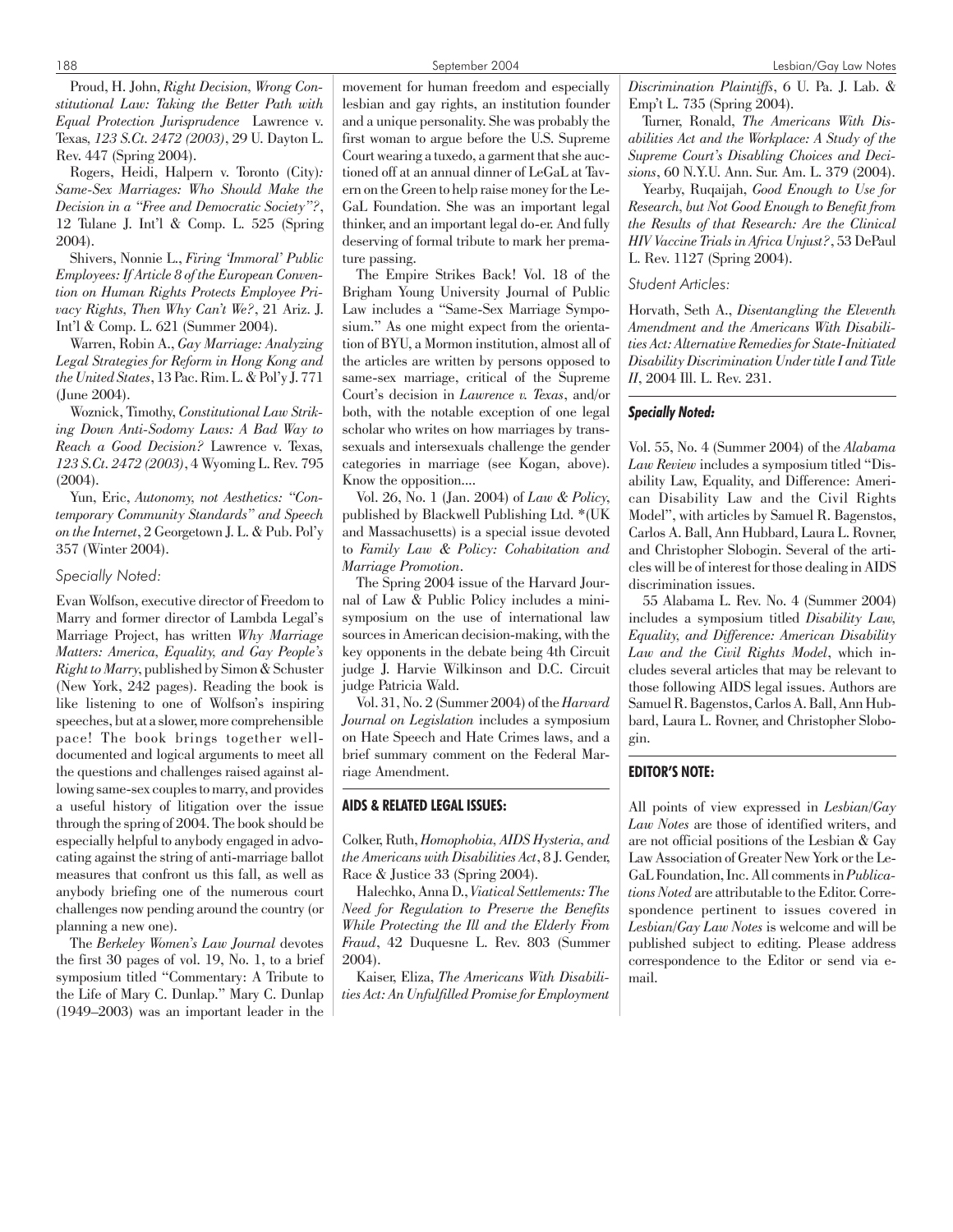Proud, H. John, *Right Decision, Wrong Constitutional Law: Taking the Better Path with Equal Protection Jurisprudence* Lawrence v. Texas, *123 S.Ct. 2472 (2003)*, 29 U. Dayton L. Rev. 447 (Spring 2004).

Rogers, Heidi, Halpern v. Toronto (City)*: Same-Sex Marriages: Who Should Make the Decision in a "Free and Democratic Society"?*, 12 Tulane J. Int'l & Comp. L. 525 (Spring 2004).

Shivers, Nonnie L., *Firing 'Immoral' Public Employees: If Article 8 of the European Convention on Human Rights Protects Employee Privacy Rights, Then Why Can't We?*, 21 Ariz. J. Int'l & Comp. L. 621 (Summer 2004).

Warren, Robin A., *Gay Marriage: Analyzing Legal Strategies for Reform in Hong Kong and the United States*, 13 Pac. Rim. L. & Pol'y J. 771 (June 2004).

Woznick, Timothy, *Constitutional Law Striking Down Anti-Sodomy Laws: A Bad Way to Reach a Good Decision?* Lawrence v. Texas, *123 S.Ct. 2472 (2003)*, 4 Wyoming L. Rev. 795 (2004).

Yun, Eric, *Autonomy, not Aesthetics: "Contemporary Community Standards" and Speech on the Internet*, 2 Georgetown J. L. & Pub. Pol'y 357 (Winter 2004).

### Specially Noted:

Evan Wolfson, executive director of Freedom to Marry and former director of Lambda Legal's Marriage Project, has written *Why Marriage Matters: America, Equality, and Gay People's Right to Marry*, published by Simon & Schuster (New York, 242 pages). Reading the book is like listening to one of Wolfson's inspiring speeches, but at a slower, more comprehensible pace! The book brings together well-documented and logical arguments to meet all the questions and challenges raised against allowing same-sex couples to marry, and provides a useful history of litigation over the issue through the spring of 2004. The book should be especially helpful to anybody engaged in advocating against the string of anti-marriage ballot measures that confront us this fall, as well as anybody briefing one of the numerous court challenges now pending around the country (or planning a new one).

The *Berkeley Women's Law Journal* devotes the first 30 pages of vol. 19, No. 1, to a brief symposium titled "Commentary: A Tribute to the Life of Mary C. Dunlap." Mary C. Dunlap (1949–2003) was an important leader in the movement for human freedom and especially lesbian and gay rights, an institution founder and a unique personality. She was probably the first woman to argue before the U.S. Supreme Court wearing a tuxedo, a garment that she auctioned off at an annual dinner of LeGaL at Tavern on the Green to help raise money for the LeGaL Foundation. She was an important legal thinker, and an important legal do-er. And fully deserving of formal tribute to mark her premature passing.

The Empire Strikes Back! Vol. 18 of the Brigham Young University Journal of Public Law includes a "Same-Sex Marriage Symposium." As one might expect from the orientation of BYU, a Mormon institution, almost all of the articles are written by persons opposed to same-sex marriage, critical of the Supreme Court's decision in *Lawrence v. Texas*, and/or both, with the notable exception of one legal scholar who writes on how marriages by transsexuals and intersexuals challenge the gender categories in marriage (see Kogan, above). Know the opposition....

Vol. 26, No. 1 (Jan. 2004) of *Law & Policy*, published by Blackwell Publishing Ltd. *(UK and Massachusetts) is a special issue devoted to *Family Law & Policy: Cohabitation and Marriage Promotion*.

The Spring 2004 issue of the Harvard Journal of Law & Public Policy includes a mini-symposium on the use of international law sources in American decision-making, with the key opponents in the debate being 4th Circuit judge J. Harvie Wilkinson and D.C. Circuit judge Patricia Wald.

Vol. 31, No. 2 (Summer 2004) of the *Harvard Journal on Legislation* includes a symposium on Hate Speech and Hate Crimes laws, and a brief summary comment on the Federal Marriage Amendment.

## AIDS & RELATED LEGAL ISSUES:

Colker, Ruth, *Homophobia, AIDS Hysteria, and the Americans with Disabilities Act*, 8 J. Gender, Race & Justice 33 (Spring 2004).

Halechko, Anna D., *Viatical Settlements: The Need for Regulation to Preserve the Benefits While Protecting the Ill and the Elderly From Fraud*, 42 Duquesne L. Rev. 803 (Summer 2004).

Kaiser, Eliza, *The Americans With Disabilities Act: An Unfulfilled Promise for Employment Discrimination Plaintiffs*, 6 U. Pa. J. Lab. & Emp't L. 735 (Spring 2004).

Turner, Ronald, *The Americans With Disabilities Act and the Workplace: A Study of the Supreme Court's Disabling Choices and Decisions*, 60 N.Y.U. Ann. Sur. Am. L. 379 (2004).

Yearby, Ruqaijah, *Good Enough to Use for Research, but Not Good Enough to Benefit from the Results of that Research: Are the Clinical HIV Vaccine Trials in Africa Unjust?*, 53 DePaul L. Rev. 1127 (Spring 2004).

### Student Articles:

Horvath, Seth A., *Disentangling the Eleventh Amendment and the Americans With Disabilities Act: Alternative Remedies for State-Initiated Disability Discrimination Under title I and Title II*, 2004 Ill. L. Rev. 231.

### Specially Noted:

Vol. 55, No. 4 (Summer 2004) of the *Alabama Law Review* includes a symposium titled "Disability Law, Equality, and Difference: American Disability Law and the Civil Rights Model", with articles by Samuel R. Bagenstos, Carlos A. Ball, Ann Hubbard, Laura L. Rovner, and Christopher Slobogin. Several of the articles will be of interest for those dealing in AIDS discrimination issues.

55 Alabama L. Rev. No. 4 (Summer 2004) includes a symposium titled *Disability Law, Equality, and Difference: American Disability Law and the Civil Rights Model*, which includes several articles that may be relevant to those following AIDS legal issues. Authors are Samuel R. Bagenstos, Carlos A. Ball, Ann Hubbard, Laura L. Rovner, and Christopher Slobogin.

## EDITOR'S NOTE:

All points of view expressed in *Lesbian/Gay Law Notes* are those of identified writers, and are not official positions of the Lesbian & Gay Law Association of Greater New York or the LeGaL Foundation, Inc. All comments in *Publications Noted* are attributable to the Editor. Correspondence pertinent to issues covered in *Lesbian/Gay Law Notes* is welcome and will be published subject to editing. Please address correspondence to the Editor or send via e-mail.